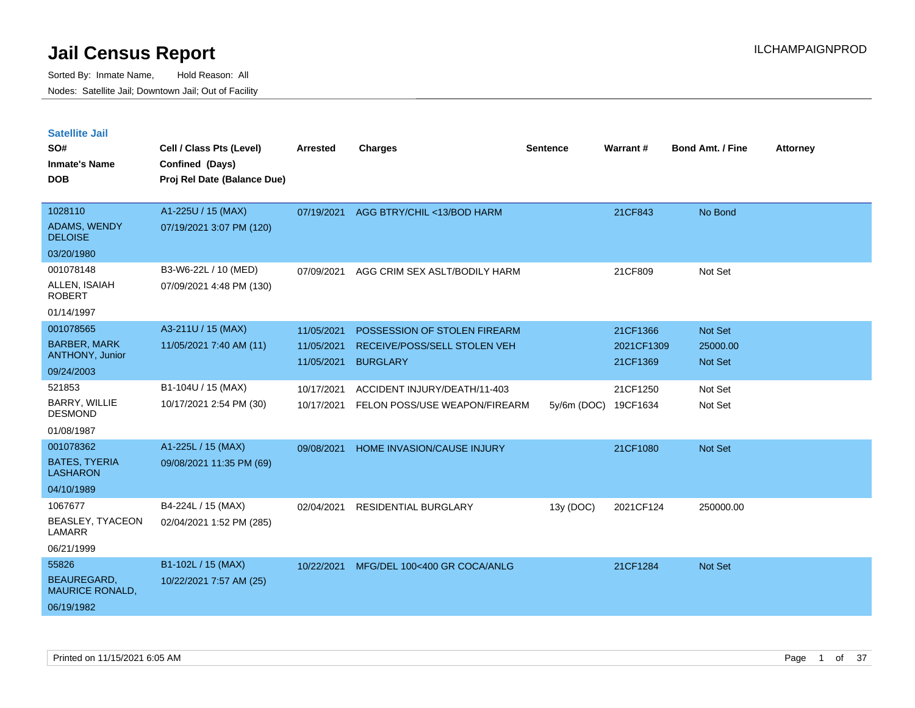# Jail Census Report

ILCHAMPAIGNPROD

Sorted By: Inmate Name, Hold Reason: All

Nodes: Satellite Jail; Downtown Jail; Out of Facility

## Satellite Jail

| SO# / Inmate's Name / DOB | Cell / Class Pts (Level) / Confined (Days) / Proj Rel Date (Balance Due) | Arrested | Charges | Sentence | Warrant # | Bond Amt. / Fine | Attorney |
|---|---|---|---|---|---|---|---|
| 1028110<br>ADAMS, WENDY DELOISE<br>03/20/1980 | A1-225U / 15 (MAX)<br>07/19/2021 3:07 PM (120) | 07/19/2021 | AGG BTRY/CHIL <13/BOD HARM | | 21CF843 | No Bond | |
| 001078148<br>ALLEN, ISAIAH ROBERT<br>01/14/1997 | B3-W6-22L / 10 (MED)<br>07/09/2021 4:48 PM (130) | 07/09/2021 | AGG CRIM SEX ASLT/BODILY HARM | | 21CF809 | Not Set | |
| 001078565<br>BARBER, MARK ANTHONY, Junior<br>09/24/2003 | A3-211U / 15 (MAX)<br>11/05/2021 7:40 AM (11) | 11/05/2021 | POSSESSION OF STOLEN FIREARM | | 21CF1366 | Not Set | |
| | | 11/05/2021 | RECEIVE/POSS/SELL STOLEN VEH | | 2021CF1309 | 25000.00 | |
| | | 11/05/2021 | BURGLARY | | 21CF1369 | Not Set | |
| 521853<br>BARRY, WILLIE DESMOND<br>01/08/1987 | B1-104U / 15 (MAX)<br>10/17/2021 2:54 PM (30) | 10/17/2021 | ACCIDENT INJURY/DEATH/11-403 | | 21CF1250 | Not Set | |
| | | 10/17/2021 | FELON POSS/USE WEAPON/FIREARM | 5y/6m (DOC) | 19CF1634 | Not Set | |
| 001078362<br>BATES, TYERIA LASHARON<br>04/10/1989 | A1-225L / 15 (MAX)<br>09/08/2021 11:35 PM (69) | 09/08/2021 | HOME INVASION/CAUSE INJURY | | 21CF1080 | Not Set | |
| 1067677<br>BEASLEY, TYACEON LAMARR<br>06/21/1999 | B4-224L / 15 (MAX)<br>02/04/2021 1:52 PM (285) | 02/04/2021 | RESIDENTIAL BURGLARY | 13y (DOC) | 2021CF124 | 250000.00 | |
| 55826<br>BEAUREGARD, MAURICE RONALD,<br>06/19/1982 | B1-102L / 15 (MAX)<br>10/22/2021 7:57 AM (25) | 10/22/2021 | MFG/DEL 100<400 GR COCA/ANLG | | 21CF1284 | Not Set | |

Printed on 11/15/2021 6:05 AM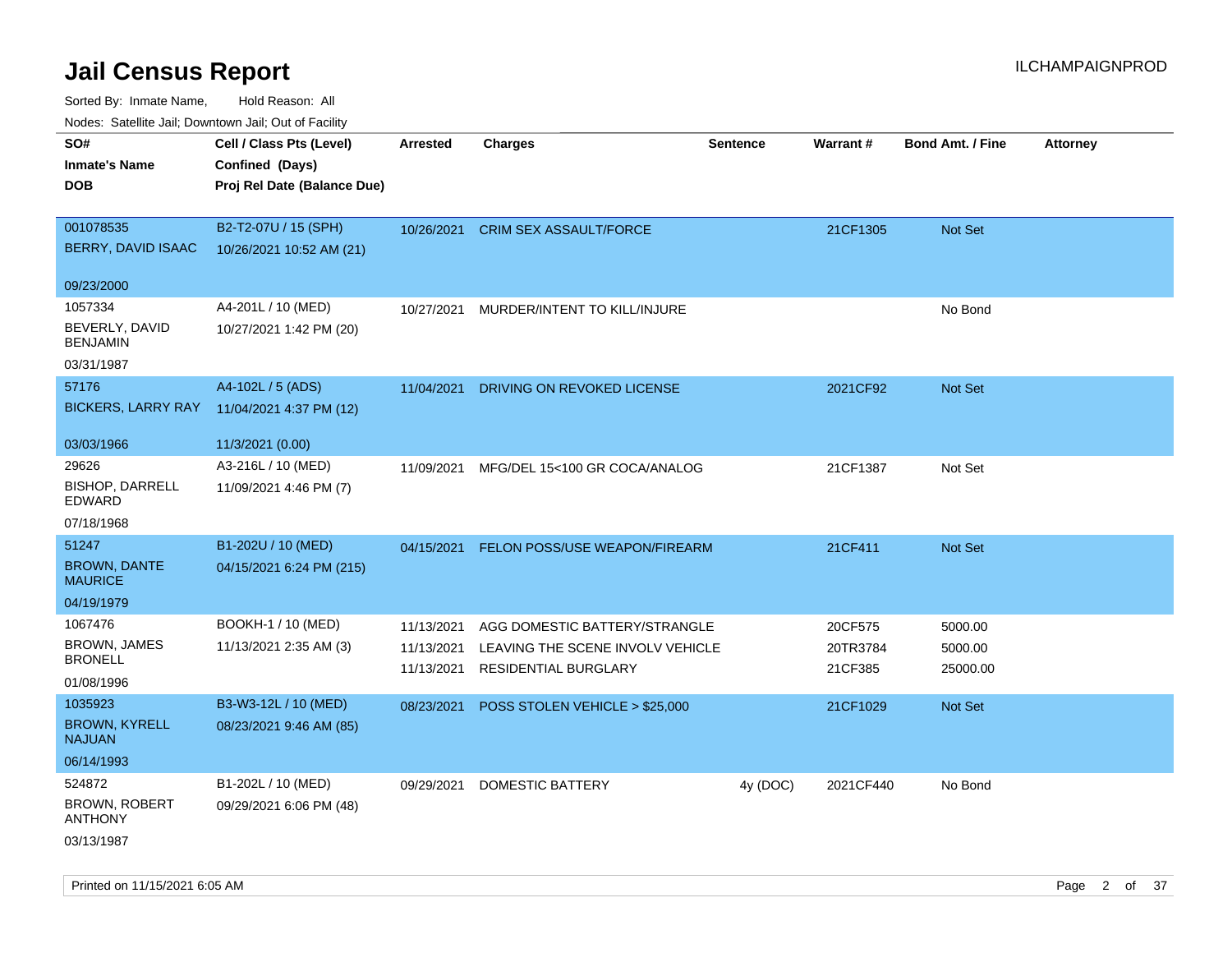# Jail Census Report

ILCHAMPAIGNPROD

Sorted By: Inmate Name, Hold Reason: All

Nodes: Satellite Jail; Downtown Jail; Out of Facility

| SO# / Inmate's Name / DOB | Cell / Class Pts (Level) / Confined (Days) / Proj Rel Date (Balance Due) | Arrested | Charges | Sentence | Warrant # | Bond Amt. / Fine | Attorney |
|---|---|---|---|---|---|---|---|
| 001078535<br>BERRY, DAVID ISAAC<br>09/23/2000 | B2-T2-07U / 15 (SPH)<br>10/26/2021 10:52 AM (21) | 10/26/2021 | CRIM SEX ASSAULT/FORCE | | 21CF1305 | Not Set | |
| 1057334<br>BEVERLY, DAVID BENJAMIN<br>03/31/1987 | A4-201L / 10 (MED)<br>10/27/2021 1:42 PM (20) | 10/27/2021 | MURDER/INTENT TO KILL/INJURE | | | No Bond | |
| 57176<br>BICKERS, LARRY RAY<br>03/03/1966 | A4-102L / 5 (ADS)<br>11/04/2021 4:37 PM (12)<br>11/3/2021 (0.00) | 11/04/2021 | DRIVING ON REVOKED LICENSE | | 2021CF92 | Not Set | |
| 29626<br>BISHOP, DARRELL EDWARD<br>07/18/1968 | A3-216L / 10 (MED)<br>11/09/2021 4:46 PM (7) | 11/09/2021 | MFG/DEL 15<100 GR COCA/ANALOG | | 21CF1387 | Not Set | |
| 51247<br>BROWN, DANTE MAURICE<br>04/19/1979 | B1-202U / 10 (MED)<br>04/15/2021 6:24 PM (215) | 04/15/2021 | FELON POSS/USE WEAPON/FIREARM | | 21CF411 | Not Set | |
| 1067476<br>BROWN, JAMES BRONELL<br>01/08/1996 | BOOKH-1 / 10 (MED)<br>11/13/2021 2:35 AM (3) | 11/13/2021 | AGG DOMESTIC BATTERY/STRANGLE | | 20CF575 | 5000.00 | |
| | | 11/13/2021 | LEAVING THE SCENE INVOLV VEHICLE | | 20TR3784 | 5000.00 | |
| | | 11/13/2021 | RESIDENTIAL BURGLARY | | 21CF385 | 25000.00 | |
| 1035923<br>BROWN, KYRELL NAJUAN<br>06/14/1993 | B3-W3-12L / 10 (MED)<br>08/23/2021 9:46 AM (85) | 08/23/2021 | POSS STOLEN VEHICLE > $25,000 | | 21CF1029 | Not Set | |
| 524872<br>BROWN, ROBERT ANTHONY<br>03/13/1987 | B1-202L / 10 (MED)<br>09/29/2021 6:06 PM (48) | 09/29/2021 | DOMESTIC BATTERY | 4y (DOC) | 2021CF440 | No Bond | |

Printed on 11/15/2021 6:05 AM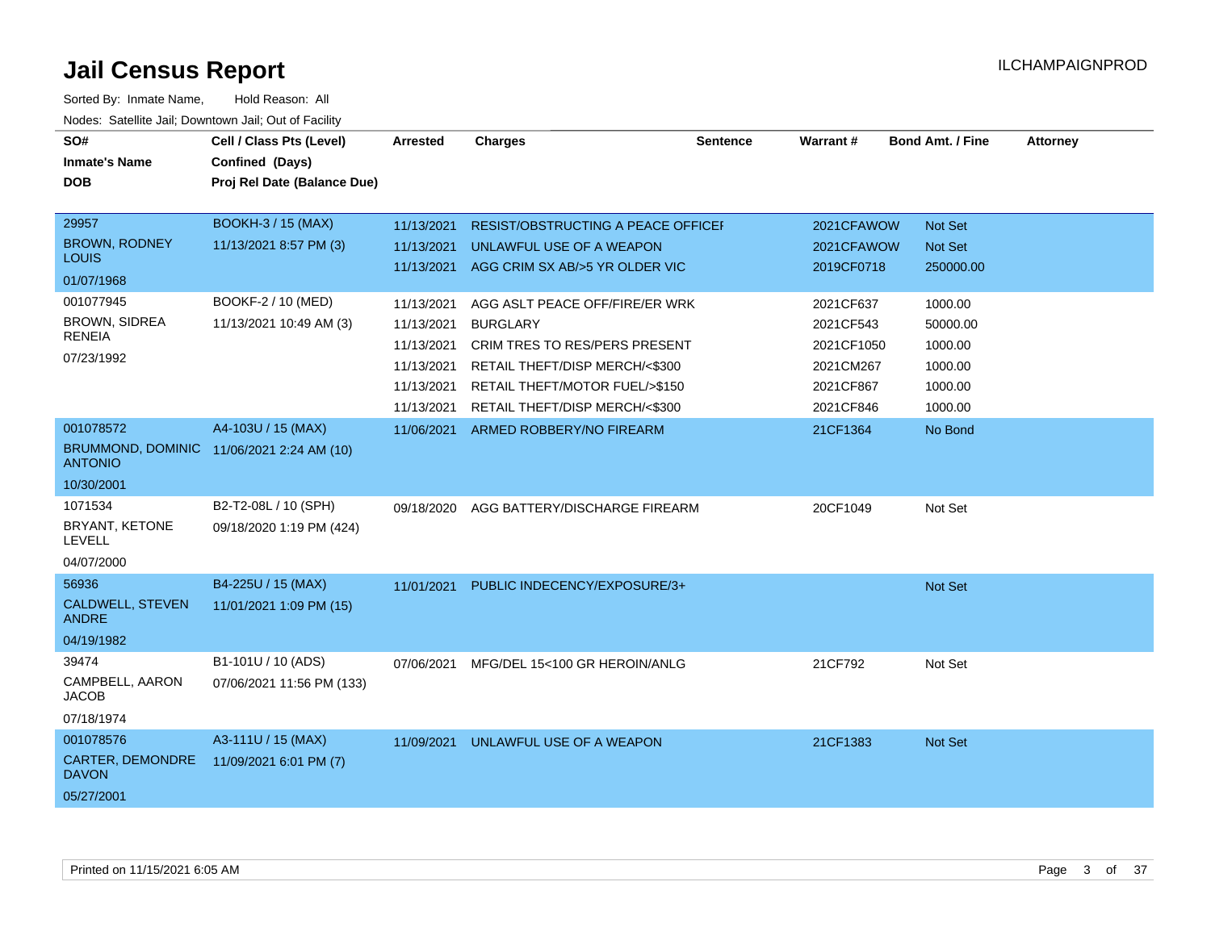# Jail Census Report

ILCHAMPAIGNPROD

Sorted By: Inmate Name, Hold Reason: All

Nodes: Satellite Jail; Downtown Jail; Out of Facility

| SO# / Inmate's Name / DOB | Cell / Class Pts (Level) / Confined (Days) / Proj Rel Date (Balance Due) | Arrested | Charges | Sentence | Warrant # | Bond Amt. / Fine | Attorney |
|---|---|---|---|---|---|---|---|
| 29957 BROWN, RODNEY LOUIS 01/07/1968 | BOOKH-3 / 15 (MAX) 11/13/2021 8:57 PM (3) | 11/13/2021 | RESIST/OBSTRUCTING A PEACE OFFICEI | | 2021CFAWOW | Not Set | |
| | | 11/13/2021 | UNLAWFUL USE OF A WEAPON | | 2021CFAWOW | Not Set | |
| | | 11/13/2021 | AGG CRIM SX AB/>5 YR OLDER VIC | | 2019CF0718 | 250000.00 | |
| 001077945 BROWN, SIDREA RENEIA 07/23/1992 | BOOKF-2 / 10 (MED) 11/13/2021 10:49 AM (3) | 11/13/2021 | AGG ASLT PEACE OFF/FIRE/ER WRK | | 2021CF637 | 1000.00 | |
| | | 11/13/2021 | BURGLARY | | 2021CF543 | 50000.00 | |
| | | 11/13/2021 | CRIM TRES TO RES/PERS PRESENT | | 2021CF1050 | 1000.00 | |
| | | 11/13/2021 | RETAIL THEFT/DISP MERCH/<$300 | | 2021CM267 | 1000.00 | |
| | | 11/13/2021 | RETAIL THEFT/MOTOR FUEL/>$150 | | 2021CF867 | 1000.00 | |
| | | 11/13/2021 | RETAIL THEFT/DISP MERCH/<$300 | | 2021CF846 | 1000.00 | |
| 001078572 BRUMMOND, DOMINIC ANTONIO 10/30/2001 | A4-103U / 15 (MAX) 11/06/2021 2:24 AM (10) | 11/06/2021 | ARMED ROBBERY/NO FIREARM | | 21CF1364 | No Bond | |
| 1071534 BRYANT, KETONE LEVELL 04/07/2000 | B2-T2-08L / 10 (SPH) 09/18/2020 1:19 PM (424) | 09/18/2020 | AGG BATTERY/DISCHARGE FIREARM | | 20CF1049 | Not Set | |
| 56936 CALDWELL, STEVEN ANDRE 04/19/1982 | B4-225U / 15 (MAX) 11/01/2021 1:09 PM (15) | 11/01/2021 | PUBLIC INDECENCY/EXPOSURE/3+ | | | Not Set | |
| 39474 CAMPBELL, AARON JACOB 07/18/1974 | B1-101U / 10 (ADS) 07/06/2021 11:56 PM (133) | 07/06/2021 | MFG/DEL 15<100 GR HEROIN/ANLG | | 21CF792 | Not Set | |
| 001078576 CARTER, DEMONDRE DAVON 05/27/2001 | A3-111U / 15 (MAX) 11/09/2021 6:01 PM (7) | 11/09/2021 | UNLAWFUL USE OF A WEAPON | | 21CF1383 | Not Set | |

Printed on 11/15/2021 6:05 AM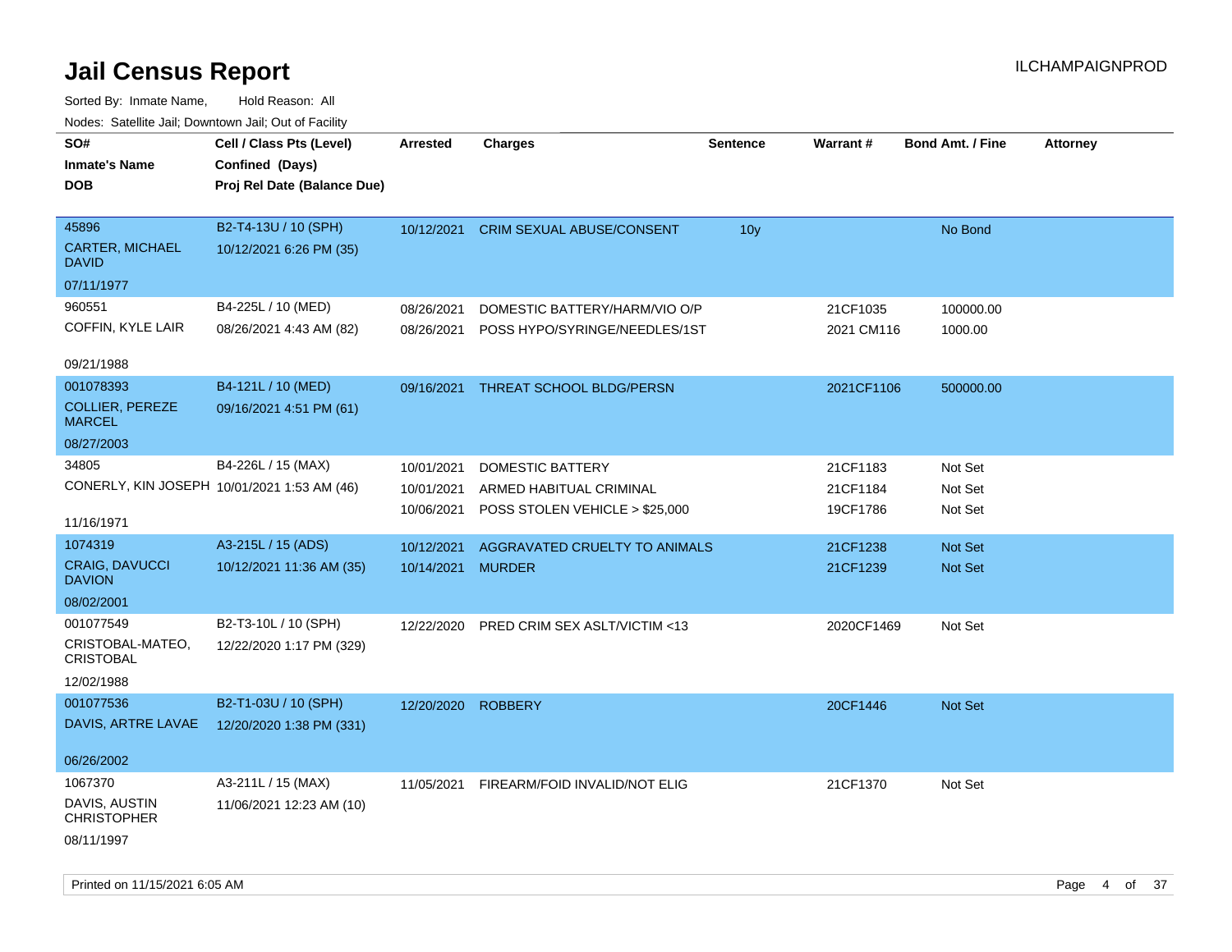# Jail Census Report

Sorted By: Inmate Name, Hold Reason: All

Nodes: Satellite Jail; Downtown Jail; Out of Facility

| SO# / Inmate's Name / DOB | Cell / Class Pts (Level) / Confined (Days) / Proj Rel Date (Balance Due) | Arrested | Charges | Sentence | Warrant # | Bond Amt. / Fine | Attorney |
|---|---|---|---|---|---|---|---|
| 45896<br>CARTER, MICHAEL DAVID<br>07/11/1977 | B2-T4-13U / 10 (SPH)<br>10/12/2021 6:26 PM (35) | 10/12/2021 | CRIM SEXUAL ABUSE/CONSENT | 10y | | No Bond | |
| 960551<br>COFFIN, KYLE LAIR<br>09/21/1988 | B4-225L / 10 (MED)<br>08/26/2021 4:43 AM (82) | 08/26/2021<br>08/26/2021 | DOMESTIC BATTERY/HARM/VIO O/P<br>POSS HYPO/SYRINGE/NEEDLES/1ST | | 21CF1035<br>2021 CM116 | 100000.00<br>1000.00 | |
| 001078393<br>COLLIER, PEREZE MARCEL<br>08/27/2003 | B4-121L / 10 (MED)<br>09/16/2021 4:51 PM (61) | 09/16/2021 | THREAT SCHOOL BLDG/PERSN | | 2021CF1106 | 500000.00 | |
| 34805<br>CONERLY, KIN JOSEPH<br>11/16/1971 | B4-226L / 15 (MAX)<br>10/01/2021 1:53 AM (46) | 10/01/2021<br>10/01/2021<br>10/06/2021 | DOMESTIC BATTERY<br>ARMED HABITUAL CRIMINAL<br>POSS STOLEN VEHICLE > $25,000 | | 21CF1183<br>21CF1184<br>19CF1786 | Not Set<br>Not Set<br>Not Set | |
| 1074319<br>CRAIG, DAVUCCI DAVION<br>08/02/2001 | A3-215L / 15 (ADS)<br>10/12/2021 11:36 AM (35) | 10/12/2021<br>10/14/2021 | AGGRAVATED CRUELTY TO ANIMALS<br>MURDER | | 21CF1238<br>21CF1239 | Not Set<br>Not Set | |
| 001077549<br>CRISTOBAL-MATEO, CRISTOBAL<br>12/02/1988 | B2-T3-10L / 10 (SPH)<br>12/22/2020 1:17 PM (329) | 12/22/2020 | PRED CRIM SEX ASLT/VICTIM <13 | | 2020CF1469 | Not Set | |
| 001077536<br>DAVIS, ARTRE LAVAE<br>06/26/2002 | B2-T1-03U / 10 (SPH)<br>12/20/2020 1:38 PM (331) | 12/20/2020 | ROBBERY | | 20CF1446 | Not Set | |
| 1067370<br>DAVIS, AUSTIN CHRISTOPHER<br>08/11/1997 | A3-211L / 15 (MAX)<br>11/06/2021 12:23 AM (10) | 11/05/2021 | FIREARM/FOID INVALID/NOT ELIG | | 21CF1370 | Not Set | |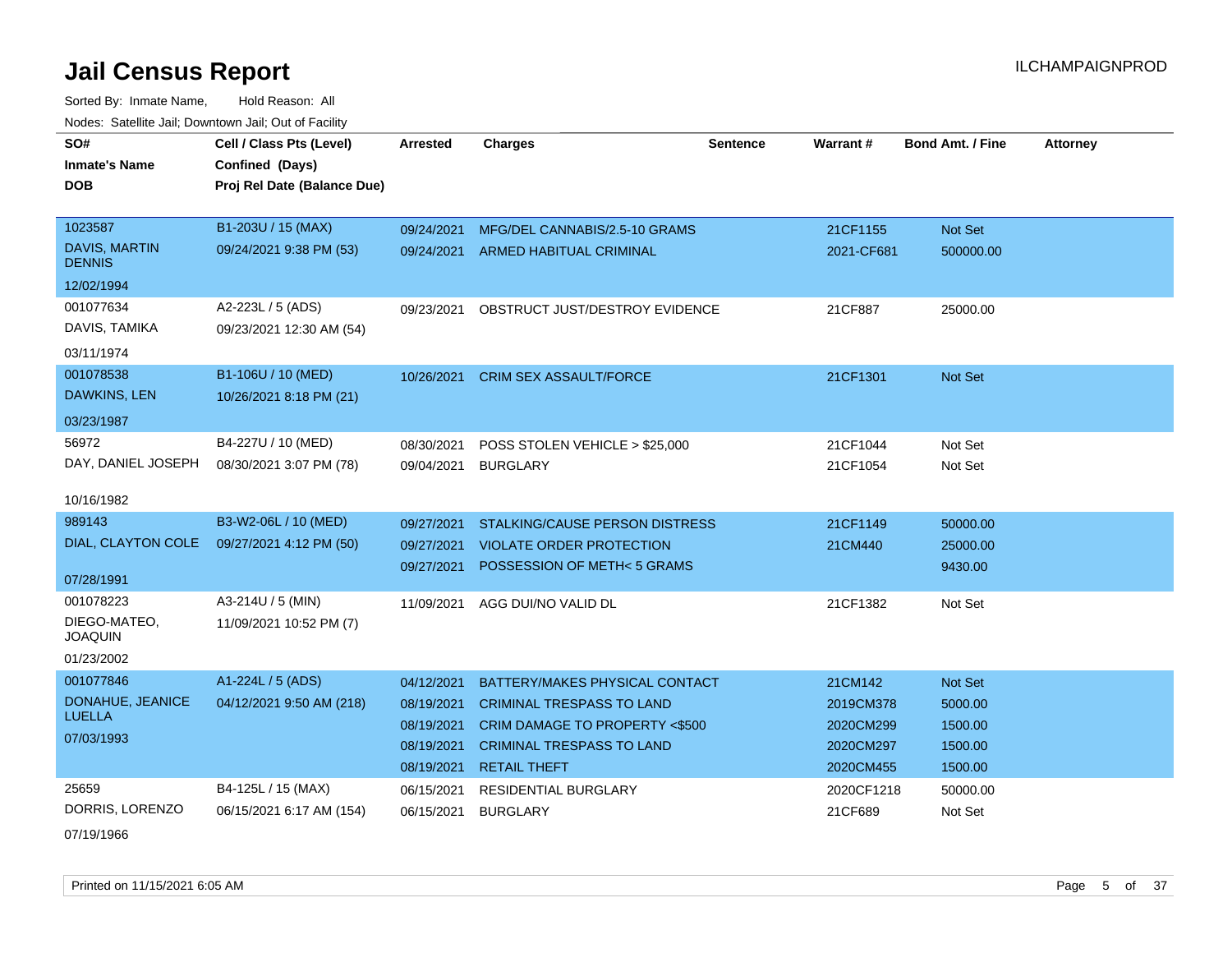# Jail Census Report

ILCHAMPAIGNPROD

Sorted By: Inmate Name, Hold Reason: All

Nodes: Satellite Jail; Downtown Jail; Out of Facility

| SO# / Inmate's Name / DOB | Cell / Class Pts (Level) / Confined (Days) / Proj Rel Date (Balance Due) | Arrested | Charges | Sentence | Warrant # | Bond Amt. / Fine | Attorney |
|---|---|---|---|---|---|---|---|
| 1023587<br>DAVIS, MARTIN DENNIS<br>12/02/1994 | B1-203U / 15 (MAX)<br>09/24/2021 9:38 PM (53) | 09/24/2021 | MFG/DEL CANNABIS/2.5-10 GRAMS | | 21CF1155 | Not Set | |
| | | 09/24/2021 | ARMED HABITUAL CRIMINAL | | 2021-CF681 | 500000.00 | |
| 001077634<br>DAVIS, TAMIKA<br>03/11/1974 | A2-223L / 5 (ADS)<br>09/23/2021 12:30 AM (54) | 09/23/2021 | OBSTRUCT JUST/DESTROY EVIDENCE | | 21CF887 | 25000.00 | |
| 001078538<br>DAWKINS, LEN<br>03/23/1987 | B1-106U / 10 (MED)<br>10/26/2021 8:18 PM (21) | 10/26/2021 | CRIM SEX ASSAULT/FORCE | | 21CF1301 | Not Set | |
| 56972<br>DAY, DANIEL JOSEPH<br>10/16/1982 | B4-227U / 10 (MED)<br>08/30/2021 3:07 PM (78) | 08/30/2021 | POSS STOLEN VEHICLE > $25,000 | | 21CF1044 | Not Set | |
| | | 09/04/2021 | BURGLARY | | 21CF1054 | Not Set | |
| 989143<br>DIAL, CLAYTON COLE<br>07/28/1991 | B3-W2-06L / 10 (MED)<br>09/27/2021 4:12 PM (50) | 09/27/2021 | STALKING/CAUSE PERSON DISTRESS | | 21CF1149 | 50000.00 | |
| | | 09/27/2021 | VIOLATE ORDER PROTECTION | | 21CM440 | 25000.00 | |
| | | 09/27/2021 | POSSESSION OF METH< 5 GRAMS | | | 9430.00 | |
| 001078223<br>DIEGO-MATEO, JOAQUIN<br>01/23/2002 | A3-214U / 5 (MIN)<br>11/09/2021 10:52 PM (7) | 11/09/2021 | AGG DUI/NO VALID DL | | 21CF1382 | Not Set | |
| 001077846<br>DONAHUE, JEANICE LUELLA<br>07/03/1993 | A1-224L / 5 (ADS)<br>04/12/2021 9:50 AM (218) | 04/12/2021 | BATTERY/MAKES PHYSICAL CONTACT | | 21CM142 | Not Set | |
| | | 08/19/2021 | CRIMINAL TRESPASS TO LAND | | 2019CM378 | 5000.00 | |
| | | 08/19/2021 | CRIM DAMAGE TO PROPERTY <$500 | | 2020CM299 | 1500.00 | |
| | | 08/19/2021 | CRIMINAL TRESPASS TO LAND | | 2020CM297 | 1500.00 | |
| | | 08/19/2021 | RETAIL THEFT | | 2020CM455 | 1500.00 | |
| 25659<br>DORRIS, LORENZO<br>07/19/1966 | B4-125L / 15 (MAX)<br>06/15/2021 6:17 AM (154) | 06/15/2021 | RESIDENTIAL BURGLARY | | 2020CF1218 | 50000.00 | |
| | | 06/15/2021 | BURGLARY | | 21CF689 | Not Set | |

Printed on 11/15/2021 6:05 AM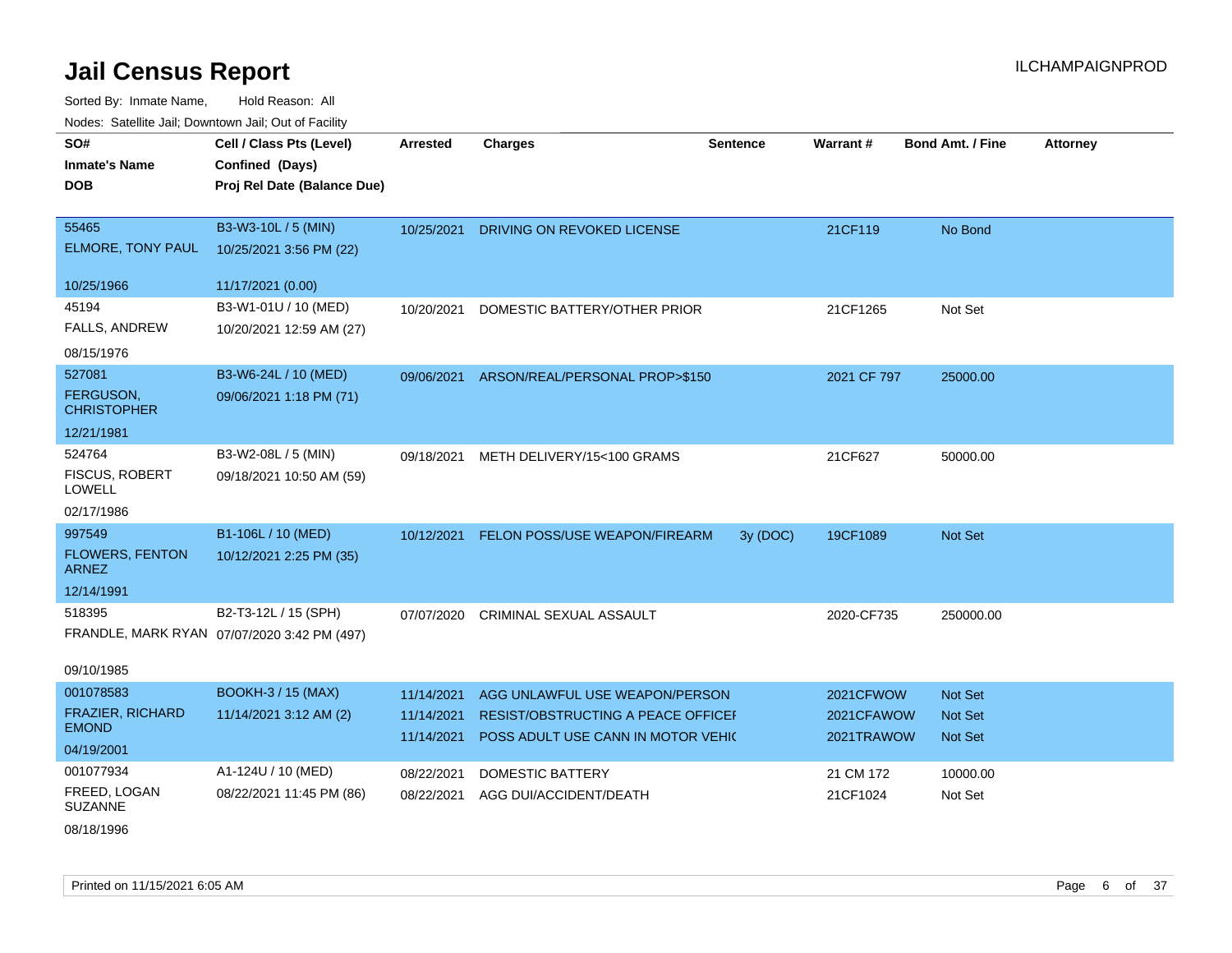# Jail Census Report

ILCHAMPAIGNPROD

Sorted By: Inmate Name, Hold Reason: All

Nodes: Satellite Jail; Downtown Jail; Out of Facility

| SO# / Inmate's Name / DOB | Cell / Class Pts (Level) / Confined (Days) / Proj Rel Date (Balance Due) | Arrested | Charges | Sentence | Warrant # | Bond Amt. / Fine | Attorney |
|---|---|---|---|---|---|---|---|
| 55465<br>ELMORE, TONY PAUL<br>10/25/1966 | B3-W3-10L / 5 (MIN)<br>10/25/2021 3:56 PM (22)<br>11/17/2021 (0.00) | 10/25/2021 | DRIVING ON REVOKED LICENSE | | 21CF119 | No Bond | |
| 45194<br>FALLS, ANDREW<br>08/15/1976 | B3-W1-01U / 10 (MED)<br>10/20/2021 12:59 AM (27) | 10/20/2021 | DOMESTIC BATTERY/OTHER PRIOR | | 21CF1265 | Not Set | |
| 527081<br>FERGUSON, CHRISTOPHER<br>12/21/1981 | B3-W6-24L / 10 (MED)<br>09/06/2021 1:18 PM (71) | 09/06/2021 | ARSON/REAL/PERSONAL PROP>$150 | | 2021 CF 797 | 25000.00 | |
| 524764<br>FISCUS, ROBERT LOWELL<br>02/17/1986 | B3-W2-08L / 5 (MIN)<br>09/18/2021 10:50 AM (59) | 09/18/2021 | METH DELIVERY/15<100 GRAMS | | 21CF627 | 50000.00 | |
| 997549<br>FLOWERS, FENTON ARNEZ<br>12/14/1991 | B1-106L / 10 (MED)<br>10/12/2021 2:25 PM (35) | 10/12/2021 | FELON POSS/USE WEAPON/FIREARM | 3y (DOC) | 19CF1089 | Not Set | |
| 518395<br>FRANDLE, MARK RYAN<br>09/10/1985 | B2-T3-12L / 15 (SPH)<br>07/07/2020 3:42 PM (497) | 07/07/2020 | CRIMINAL SEXUAL ASSAULT | | 2020-CF735 | 250000.00 | |
| 001078583<br>FRAZIER, RICHARD EMOND<br>04/19/2001 | BOOKH-3 / 15 (MAX)<br>11/14/2021 3:12 AM (2) | 11/14/2021<br>11/14/2021<br>11/14/2021 | AGG UNLAWFUL USE WEAPON/PERSON<br>RESIST/OBSTRUCTING A PEACE OFFICEI<br>POSS ADULT USE CANN IN MOTOR VEHIC | | 2021CFWOW<br>2021CFAWOW<br>2021TRAWOW | Not Set<br>Not Set<br>Not Set | |
| 001077934<br>FREED, LOGAN SUZANNE<br>08/18/1996 | A1-124U / 10 (MED)<br>08/22/2021 11:45 PM (86) | 08/22/2021<br>08/22/2021 | DOMESTIC BATTERY<br>AGG DUI/ACCIDENT/DEATH | | 21 CM 172<br>21CF1024 | 10000.00<br>Not Set | |

Printed on 11/15/2021 6:05 AM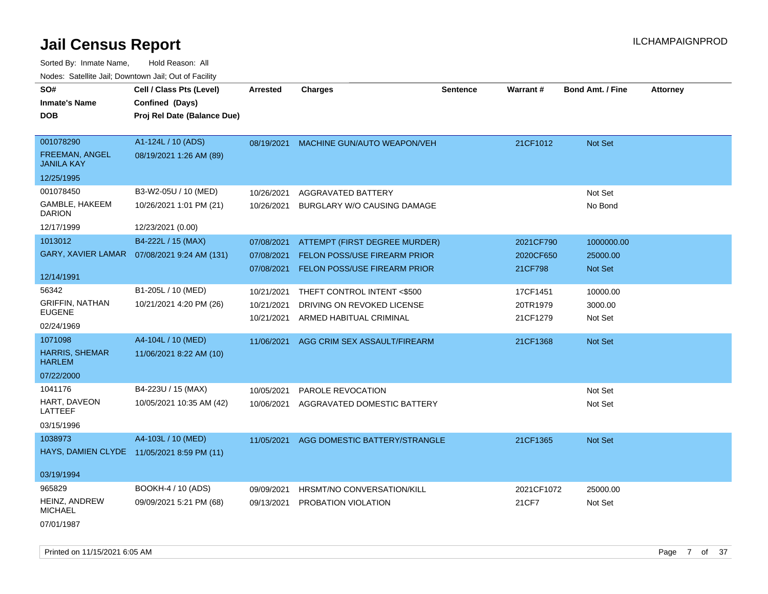# Jail Census Report

ILCHAMPAIGNPROD

Sorted By: Inmate Name,     Hold Reason: All

Nodes: Satellite Jail; Downtown Jail; Out of Facility

| SO# / Inmate's Name / DOB | Cell / Class Pts (Level) / Confined (Days) / Proj Rel Date (Balance Due) | Arrested | Charges | Sentence | Warrant # | Bond Amt. / Fine | Attorney |
|---|---|---|---|---|---|---|---|
| 001078290<br>FREEMAN, ANGEL JANILA KAY<br>12/25/1995 | A1-124L / 10 (ADS)<br>08/19/2021 1:26 AM (89) | 08/19/2021 | MACHINE GUN/AUTO WEAPON/VEH | | 21CF1012 | Not Set | |
| 001078450<br>GAMBLE, HAKEEM DARION<br>12/17/1999 | B3-W2-05U / 10 (MED)<br>10/26/2021 1:01 PM (21)<br>12/23/2021 (0.00) | 10/26/2021<br>10/26/2021 | AGGRAVATED BATTERY<br>BURGLARY W/O CAUSING DAMAGE | | | Not Set<br>No Bond | |
| 1013012<br>GARY, XAVIER LAMAR<br>12/14/1991 | B4-222L / 15 (MAX)<br>07/08/2021 9:24 AM (131) | 07/08/2021<br>07/08/2021<br>07/08/2021 | ATTEMPT (FIRST DEGREE MURDER)<br>FELON POSS/USE FIREARM PRIOR<br>FELON POSS/USE FIREARM PRIOR | | 2021CF790<br>2020CF650<br>21CF798 | 1000000.00<br>25000.00<br>Not Set | |
| 56342<br>GRIFFIN, NATHAN EUGENE<br>02/24/1969 | B1-205L / 10 (MED)<br>10/21/2021 4:20 PM (26) | 10/21/2021<br>10/21/2021<br>10/21/2021 | THEFT CONTROL INTENT <$500<br>DRIVING ON REVOKED LICENSE<br>ARMED HABITUAL CRIMINAL | | 17CF1451<br>20TR1979<br>21CF1279 | 10000.00<br>3000.00<br>Not Set | |
| 1071098<br>HARRIS, SHEMAR HARLEM<br>07/22/2000 | A4-104L / 10 (MED)<br>11/06/2021 8:22 AM (10) | 11/06/2021 | AGG CRIM SEX ASSAULT/FIREARM | | 21CF1368 | Not Set | |
| 1041176<br>HART, DAVEON LATTEEF<br>03/15/1996 | B4-223U / 15 (MAX)<br>10/05/2021 10:35 AM (42) | 10/05/2021<br>10/06/2021 | PAROLE REVOCATION<br>AGGRAVATED DOMESTIC BATTERY | | | Not Set<br>Not Set | |
| 1038973<br>HAYS, DAMIEN CLYDE<br>03/19/1994 | A4-103L / 10 (MED)<br>11/05/2021 8:59 PM (11) | 11/05/2021 | AGG DOMESTIC BATTERY/STRANGLE | | 21CF1365 | Not Set | |
| 965829<br>HEINZ, ANDREW MICHAEL<br>07/01/1987 | BOOKH-4 / 10 (ADS)<br>09/09/2021 5:21 PM (68) | 09/09/2021<br>09/13/2021 | HRSMT/NO CONVERSATION/KILL<br>PROBATION VIOLATION | | 2021CF1072<br>21CF7 | 25000.00<br>Not Set | |

Printed on 11/15/2021 6:05 AM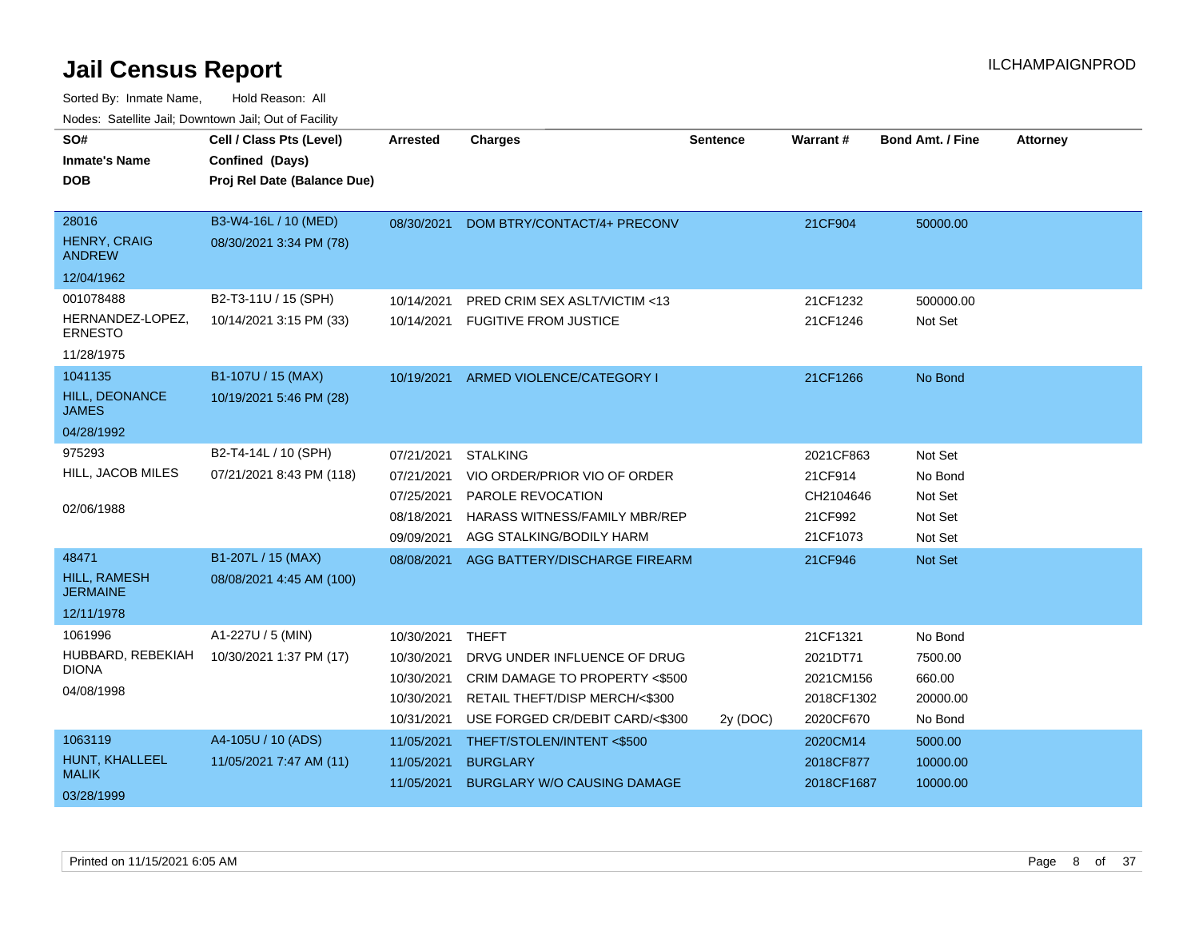# Jail Census Report

Sorted By: Inmate Name, Hold Reason: All

Nodes: Satellite Jail; Downtown Jail; Out of Facility

| SO# / Inmate's Name / DOB | Cell / Class Pts (Level) / Confined (Days) / Proj Rel Date (Balance Due) | Arrested | Charges | Sentence | Warrant # | Bond Amt. / Fine | Attorney |
|---|---|---|---|---|---|---|---|
| 28016<br>HENRY, CRAIG ANDREW<br>12/04/1962 | B3-W4-16L / 10 (MED)<br>08/30/2021 3:34 PM (78) | 08/30/2021 | DOM BTRY/CONTACT/4+ PRECONV | | 21CF904 | 50000.00 | |
| 001078488<br>HERNANDEZ-LOPEZ, ERNESTO<br>11/28/1975 | B2-T3-11U / 15 (SPH)<br>10/14/2021 3:15 PM (33) | 10/14/2021 | PRED CRIM SEX ASLT/VICTIM <13 | | 21CF1232 | 500000.00 | |
| | | 10/14/2021 | FUGITIVE FROM JUSTICE | | 21CF1246 | Not Set | |
| 1041135<br>HILL, DEONANCE JAMES<br>04/28/1992 | B1-107U / 15 (MAX)<br>10/19/2021 5:46 PM (28) | 10/19/2021 | ARMED VIOLENCE/CATEGORY I | | 21CF1266 | No Bond | |
| 975293<br>HILL, JACOB MILES<br>02/06/1988 | B2-T4-14L / 10 (SPH)<br>07/21/2021 8:43 PM (118) | 07/21/2021 | STALKING | | 2021CF863 | Not Set | |
| | | 07/21/2021 | VIO ORDER/PRIOR VIO OF ORDER | | 21CF914 | No Bond | |
| | | 07/25/2021 | PAROLE REVOCATION | | CH2104646 | Not Set | |
| | | 08/18/2021 | HARASS WITNESS/FAMILY MBR/REP | | 21CF992 | Not Set | |
| | | 09/09/2021 | AGG STALKING/BODILY HARM | | 21CF1073 | Not Set | |
| 48471<br>HILL, RAMESH JERMAINE<br>12/11/1978 | B1-207L / 15 (MAX)<br>08/08/2021 4:45 AM (100) | 08/08/2021 | AGG BATTERY/DISCHARGE FIREARM | | 21CF946 | Not Set | |
| 1061996<br>HUBBARD, REBEKIAH DIONA<br>04/08/1998 | A1-227U / 5 (MIN)<br>10/30/2021 1:37 PM (17) | 10/30/2021 | THEFT | | 21CF1321 | No Bond | |
| | | 10/30/2021 | DRVG UNDER INFLUENCE OF DRUG | | 2021DT71 | 7500.00 | |
| | | 10/30/2021 | CRIM DAMAGE TO PROPERTY <$500 | | 2021CM156 | 660.00 | |
| | | 10/30/2021 | RETAIL THEFT/DISP MERCH/<$300 | | 2018CF1302 | 20000.00 | |
| | | 10/31/2021 | USE FORGED CR/DEBIT CARD/<$300 | 2y (DOC) | 2020CF670 | No Bond | |
| 1063119<br>HUNT, KHALLEEL MALIK<br>03/28/1999 | A4-105U / 10 (ADS)<br>11/05/2021 7:47 AM (11) | 11/05/2021 | THEFT/STOLEN/INTENT <$500 | | 2020CM14 | 5000.00 | |
| | | 11/05/2021 | BURGLARY | | 2018CF877 | 10000.00 | |
| | | 11/05/2021 | BURGLARY W/O CAUSING DAMAGE | | 2018CF1687 | 10000.00 | |

Printed on 11/15/2021 6:05 AM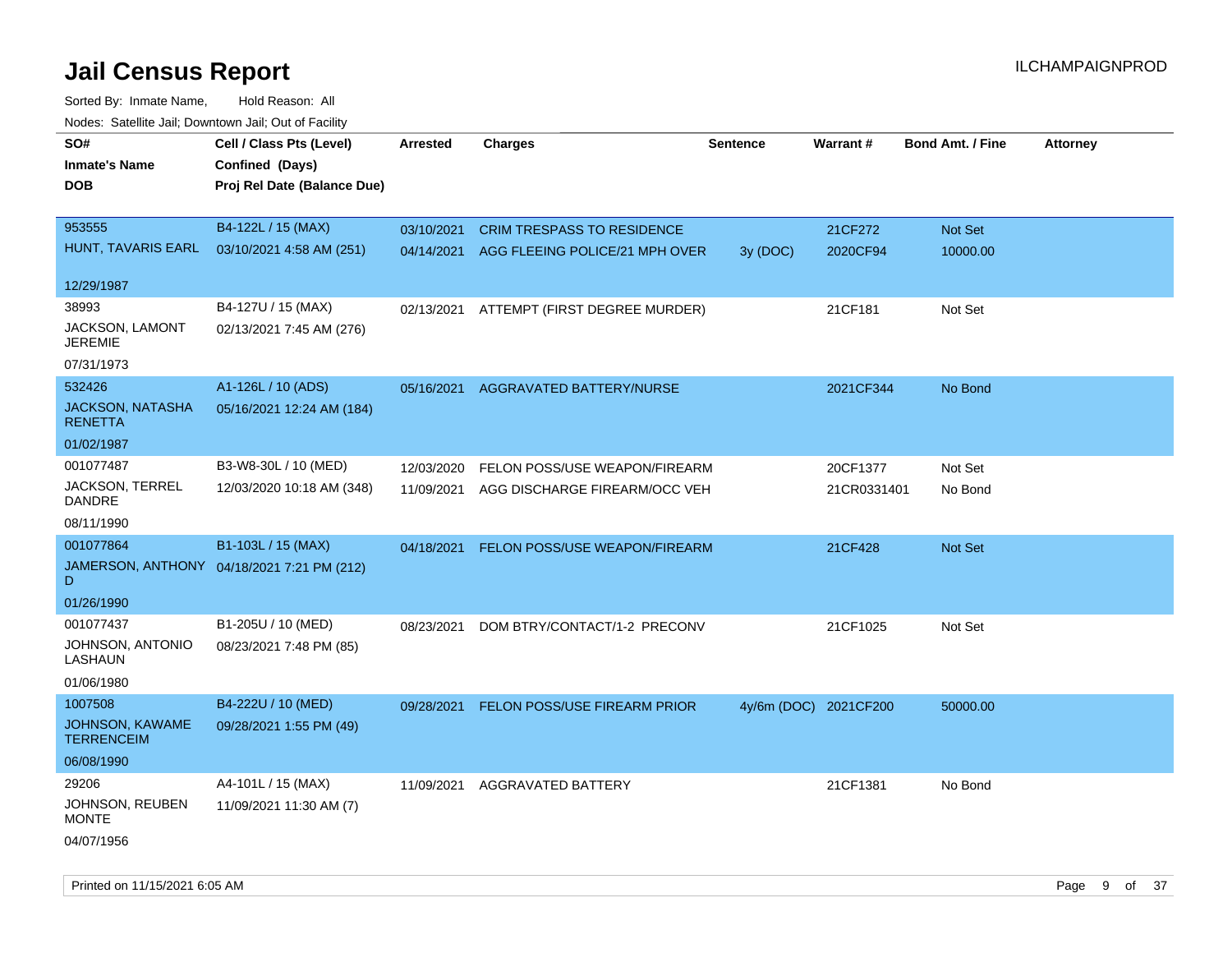# Jail Census Report

ILCHAMPAIGNPROD

Sorted By: Inmate Name, Hold Reason: All

Nodes: Satellite Jail; Downtown Jail; Out of Facility

| SO# / Inmate's Name / DOB | Cell / Class Pts (Level) / Confined (Days) / Proj Rel Date (Balance Due) | Arrested | Charges | Sentence | Warrant # | Bond Amt. / Fine | Attorney |
|---|---|---|---|---|---|---|---|
| 953555<br>HUNT, TAVARIS EARL<br>12/29/1987 | B4-122L / 15 (MAX)<br>03/10/2021 4:58 AM (251) | 03/10/2021<br>04/14/2021 | CRIM TRESPASS TO RESIDENCE<br>AGG FLEEING POLICE/21 MPH OVER | <br>3y (DOC) | 21CF272<br>2020CF94 | Not Set<br>10000.00 | |
| 38993<br>JACKSON, LAMONT JEREMIE<br>07/31/1973 | B4-127U / 15 (MAX)<br>02/13/2021 7:45 AM (276) | 02/13/2021 | ATTEMPT (FIRST DEGREE MURDER) | | 21CF181 | Not Set | |
| 532426<br>JACKSON, NATASHA RENETTA<br>01/02/1987 | A1-126L / 10 (ADS)<br>05/16/2021 12:24 AM (184) | 05/16/2021 | AGGRAVATED BATTERY/NURSE | | 2021CF344 | No Bond | |
| 001077487<br>JACKSON, TERREL DANDRE<br>08/11/1990 | B3-W8-30L / 10 (MED)<br>12/03/2020 10:18 AM (348) | 12/03/2020<br>11/09/2021 | FELON POSS/USE WEAPON/FIREARM<br>AGG DISCHARGE FIREARM/OCC VEH | | 20CF1377<br>21CR0331401 | Not Set<br>No Bond | |
| 001077864<br>JAMERSON, ANTHONY D<br>01/26/1990 | B1-103L / 15 (MAX)<br>04/18/2021 7:21 PM (212) | 04/18/2021 | FELON POSS/USE WEAPON/FIREARM | | 21CF428 | Not Set | |
| 001077437<br>JOHNSON, ANTONIO LASHAUN<br>01/06/1980 | B1-205U / 10 (MED)<br>08/23/2021 7:48 PM (85) | 08/23/2021 | DOM BTRY/CONTACT/1-2 PRECONV | | 21CF1025 | Not Set | |
| 1007508<br>JOHNSON, KAWAME TERRENCEIM<br>06/08/1990 | B4-222U / 10 (MED)<br>09/28/2021 1:55 PM (49) | 09/28/2021 | FELON POSS/USE FIREARM PRIOR | 4y/6m (DOC) | 2021CF200 | 50000.00 | |
| 29206<br>JOHNSON, REUBEN MONTE<br>04/07/1956 | A4-101L / 15 (MAX)<br>11/09/2021 11:30 AM (7) | 11/09/2021 | AGGRAVATED BATTERY | | 21CF1381 | No Bond | |

Printed on 11/15/2021 6:05 AM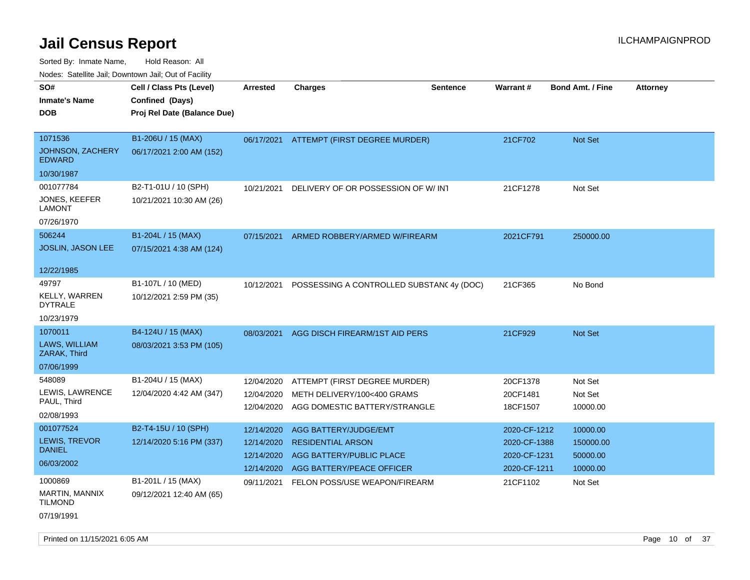# Jail Census Report

ILCHAMPAIGNPROD

Sorted By: Inmate Name, Hold Reason: All

Nodes: Satellite Jail; Downtown Jail; Out of Facility

| SO# / Inmate's Name / DOB | Cell / Class Pts (Level) / Confined (Days) / Proj Rel Date (Balance Due) | Arrested | Charges | Sentence | Warrant # | Bond Amt. / Fine | Attorney |
|---|---|---|---|---|---|---|---|
| 1071536<br>JOHNSON, ZACHERY EDWARD<br>10/30/1987 | B1-206U / 15 (MAX)<br>06/17/2021 2:00 AM (152) | 06/17/2021 | ATTEMPT (FIRST DEGREE MURDER) | | 21CF702 | Not Set | |
| 001077784<br>JONES, KEEFER LAMONT<br>07/26/1970 | B2-T1-01U / 10 (SPH)<br>10/21/2021 10:30 AM (26) | 10/21/2021 | DELIVERY OF OR POSSESSION OF W/ INT | | 21CF1278 | Not Set | |
| 506244<br>JOSLIN, JASON LEE<br>12/22/1985 | B1-204L / 15 (MAX)<br>07/15/2021 4:38 AM (124) | 07/15/2021 | ARMED ROBBERY/ARMED W/FIREARM | | 2021CF791 | 250000.00 | |
| 49797<br>KELLY, WARREN DYTRALE<br>10/23/1979 | B1-107L / 10 (MED)<br>10/12/2021 2:59 PM (35) | 10/12/2021 | POSSESSING A CONTROLLED SUBSTANC | 4y (DOC) | 21CF365 | No Bond | |
| 1070011<br>LAWS, WILLIAM ZARAK, Third<br>07/06/1999 | B4-124U / 15 (MAX)<br>08/03/2021 3:53 PM (105) | 08/03/2021 | AGG DISCH FIREARM/1ST AID PERS | | 21CF929 | Not Set | |
| 548089<br>LEWIS, LAWRENCE PAUL, Third<br>02/08/1993 | B1-204U / 15 (MAX)<br>12/04/2020 4:42 AM (347) | 12/04/2020<br>12/04/2020<br>12/04/2020 | ATTEMPT (FIRST DEGREE MURDER)<br>METH DELIVERY/100<400 GRAMS<br>AGG DOMESTIC BATTERY/STRANGLE | | 20CF1378<br>20CF1481<br>18CF1507 | Not Set<br>Not Set<br>10000.00 | |
| 001077524<br>LEWIS, TREVOR DANIEL<br>06/03/2002 | B2-T4-15U / 10 (SPH)<br>12/14/2020 5:16 PM (337) | 12/14/2020<br>12/14/2020<br>12/14/2020<br>12/14/2020 | AGG BATTERY/JUDGE/EMT<br>RESIDENTIAL ARSON<br>AGG BATTERY/PUBLIC PLACE<br>AGG BATTERY/PEACE OFFICER | | 2020-CF-1212<br>2020-CF-1388<br>2020-CF-1231<br>2020-CF-1211 | 10000.00<br>150000.00<br>50000.00<br>10000.00 | |
| 1000869<br>MARTIN, MANNIX TILMOND<br>07/19/1991 | B1-201L / 15 (MAX)<br>09/12/2021 12:40 AM (65) | 09/11/2021 | FELON POSS/USE WEAPON/FIREARM | | 21CF1102 | Not Set | |

Printed on 11/15/2021 6:05 AM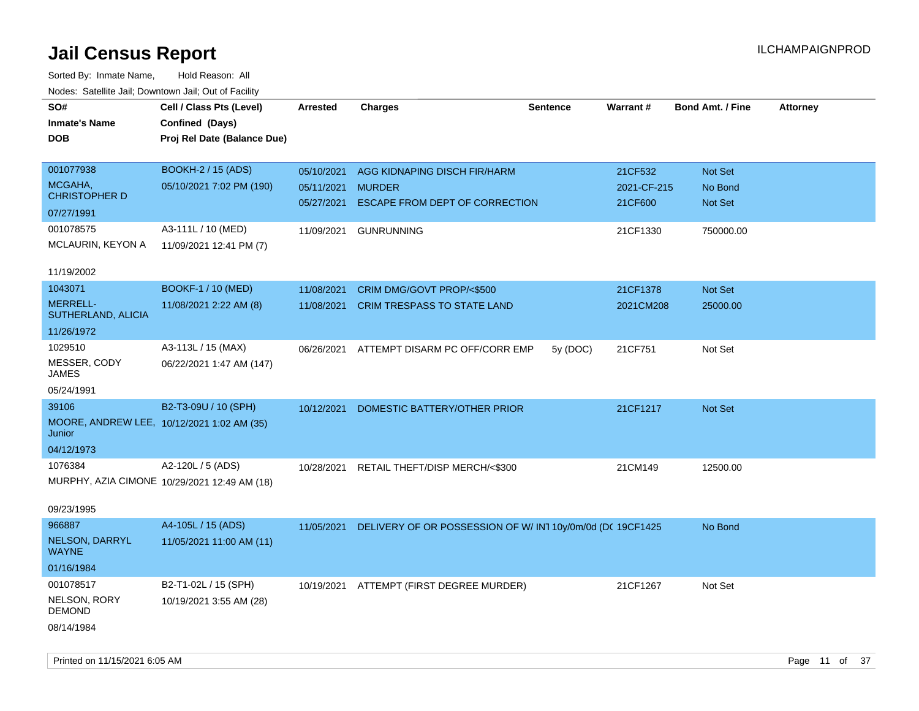# Jail Census Report

ILCHAMPAIGNPROD

Sorted By: Inmate Name, Hold Reason: All

Nodes: Satellite Jail; Downtown Jail; Out of Facility

| SO# / Inmate's Name / DOB | Cell / Class Pts (Level) / Confined (Days) / Proj Rel Date (Balance Due) | Arrested | Charges | Sentence | Warrant # | Bond Amt. / Fine | Attorney |
|---|---|---|---|---|---|---|---|
| 001077938<br>MCGAHA, CHRISTOPHER D<br>07/27/1991 | BOOKH-2 / 15 (ADS)<br>05/10/2021 7:02 PM (190) | 05/10/2021<br>05/11/2021<br>05/27/2021 | AGG KIDNAPING DISCH FIR/HARM<br>MURDER<br>ESCAPE FROM DEPT OF CORRECTION | | 21CF532<br>2021-CF-215<br>21CF600 | Not Set<br>No Bond<br>Not Set | |
| 001078575<br>MCLAURIN, KEYON A<br>11/19/2002 | A3-111L / 10 (MED)<br>11/09/2021 12:41 PM (7) | 11/09/2021 | GUNRUNNING | | 21CF1330 | 750000.00 | |
| 1043071<br>MERRELL-SUTHERLAND, ALICIA<br>11/26/1972 | BOOKF-1 / 10 (MED)<br>11/08/2021 2:22 AM (8) | 11/08/2021<br>11/08/2021 | CRIM DMG/GOVT PROP/<$500<br>CRIM TRESPASS TO STATE LAND | | 21CF1378<br>2021CM208 | Not Set<br>25000.00 | |
| 1029510<br>MESSER, CODY JAMES<br>05/24/1991 | A3-113L / 15 (MAX)<br>06/22/2021 1:47 AM (147) | 06/26/2021 | ATTEMPT DISARM PC OFF/CORR EMP | 5y (DOC) | 21CF751 | Not Set | |
| 39106<br>MOORE, ANDREW LEE, Junior<br>04/12/1973 | B2-T3-09U / 10 (SPH)<br>10/12/2021 1:02 AM (35) | 10/12/2021 | DOMESTIC BATTERY/OTHER PRIOR | | 21CF1217 | Not Set | |
| 1076384<br>MURPHY, AZIA CIMONE<br>09/23/1995 | A2-120L / 5 (ADS)<br>10/29/2021 12:49 AM (18) | 10/28/2021 | RETAIL THEFT/DISP MERCH/<$300 | | 21CM149 | 12500.00 | |
| 966887<br>NELSON, DARRYL WAYNE<br>01/16/1984 | A4-105L / 15 (ADS)<br>11/05/2021 11:00 AM (11) | 11/05/2021 | DELIVERY OF OR POSSESSION OF W/ INT | 10y/0m/0d (DC | 19CF1425 | No Bond | |
| 001078517<br>NELSON, RORY DEMOND<br>08/14/1984 | B2-T1-02L / 15 (SPH)<br>10/19/2021 3:55 AM (28) | 10/19/2021 | ATTEMPT (FIRST DEGREE MURDER) | | 21CF1267 | Not Set | |

Printed on 11/15/2021 6:05 AM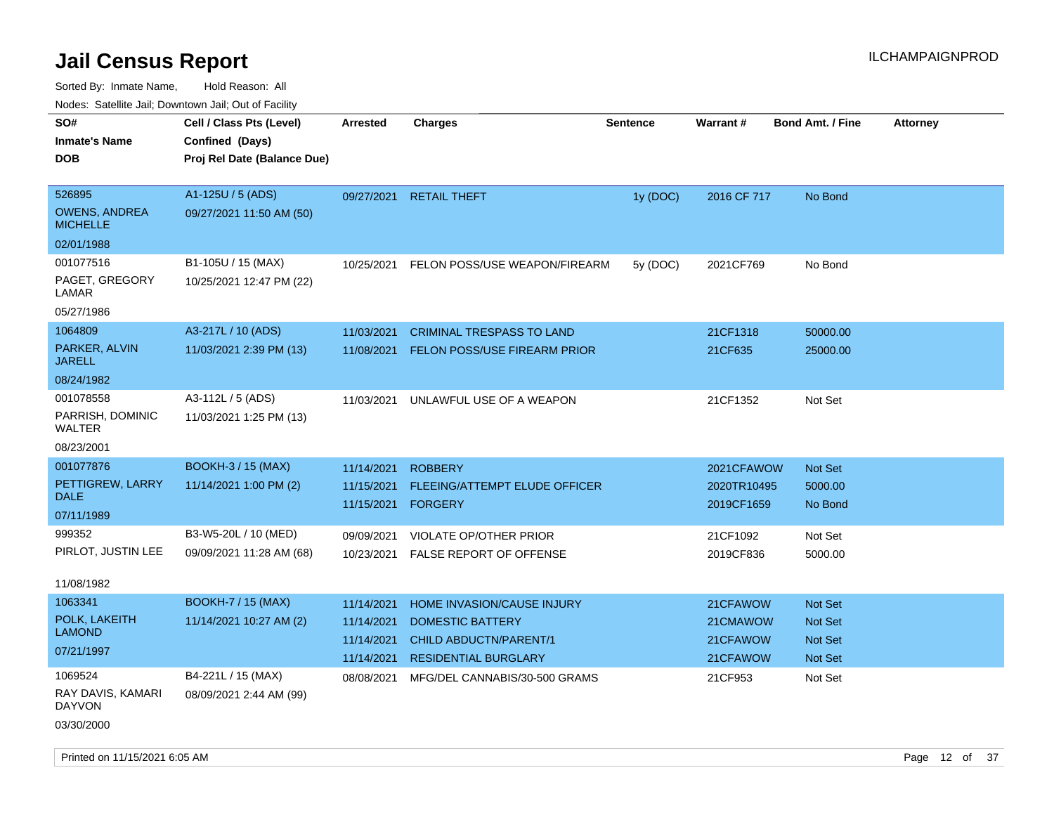# Jail Census Report

ILCHAMPAIGNPROD

Sorted By: Inmate Name, Hold Reason: All

Nodes: Satellite Jail; Downtown Jail; Out of Facility

| SO# / Inmate's Name / DOB | Cell / Class Pts (Level) / Confined (Days) / Proj Rel Date (Balance Due) | Arrested | Charges | Sentence | Warrant # | Bond Amt. / Fine | Attorney |
|---|---|---|---|---|---|---|---|
| 526895 OWENS, ANDREA MICHELLE 02/01/1988 | A1-125U / 5 (ADS) 09/27/2021 11:50 AM (50) | 09/27/2021 | RETAIL THEFT | 1y (DOC) | 2016 CF 717 | No Bond | |
| 001077516 PAGET, GREGORY LAMAR 05/27/1986 | B1-105U / 15 (MAX) 10/25/2021 12:47 PM (22) | 10/25/2021 | FELON POSS/USE WEAPON/FIREARM | 5y (DOC) | 2021CF769 | No Bond | |
| 1064809 PARKER, ALVIN JARELL 08/24/1982 | A3-217L / 10 (ADS) 11/03/2021 2:39 PM (13) | 11/03/2021 | CRIMINAL TRESPASS TO LAND | | 21CF1318 | 50000.00 | |
| | | 11/08/2021 | FELON POSS/USE FIREARM PRIOR | | 21CF635 | 25000.00 | |
| 001078558 PARRISH, DOMINIC WALTER 08/23/2001 | A3-112L / 5 (ADS) 11/03/2021 1:25 PM (13) | 11/03/2021 | UNLAWFUL USE OF A WEAPON | | 21CF1352 | Not Set | |
| 001077876 PETTIGREW, LARRY DALE 07/11/1989 | BOOKH-3 / 15 (MAX) 11/14/2021 1:00 PM (2) | 11/14/2021 | ROBBERY | | 2021CFAWOW | Not Set | |
| | | 11/15/2021 | FLEEING/ATTEMPT ELUDE OFFICER | | 2020TR10495 | 5000.00 | |
| | | 11/15/2021 | FORGERY | | 2019CF1659 | No Bond | |
| 999352 PIRLOT, JUSTIN LEE 11/08/1982 | B3-W5-20L / 10 (MED) 09/09/2021 11:28 AM (68) | 09/09/2021 | VIOLATE OP/OTHER PRIOR | | 21CF1092 | Not Set | |
| | | 10/23/2021 | FALSE REPORT OF OFFENSE | | 2019CF836 | 5000.00 | |
| 1063341 POLK, LAKEITH LAMOND 07/21/1997 | BOOKH-7 / 15 (MAX) 11/14/2021 10:27 AM (2) | 11/14/2021 | HOME INVASION/CAUSE INJURY | | 21CFAWOW | Not Set | |
| | | 11/14/2021 | DOMESTIC BATTERY | | 21CMAWOW | Not Set | |
| | | 11/14/2021 | CHILD ABDUCTN/PARENT/1 | | 21CFAWOW | Not Set | |
| | | 11/14/2021 | RESIDENTIAL BURGLARY | | 21CFAWOW | Not Set | |
| 1069524 RAY DAVIS, KAMARI DAYVON 03/30/2000 | B4-221L / 15 (MAX) 08/09/2021 2:44 AM (99) | 08/08/2021 | MFG/DEL CANNABIS/30-500 GRAMS | | 21CF953 | Not Set | |

Printed on 11/15/2021 6:05 AM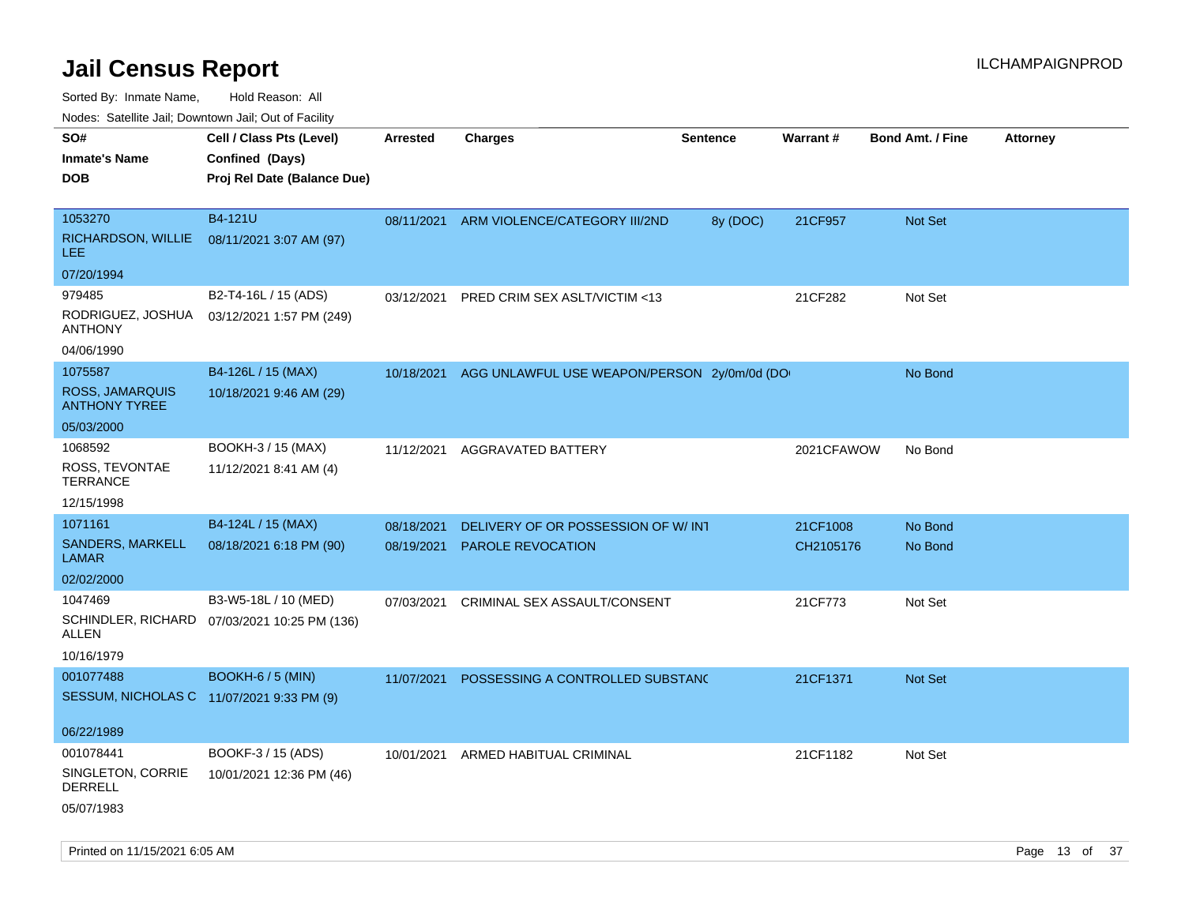# Jail Census Report

ILCHAMPAIGNPROD

Sorted By: Inmate Name, Hold Reason: All

Nodes: Satellite Jail; Downtown Jail; Out of Facility

| SO# / Inmate's Name / DOB | Cell / Class Pts (Level) / Confined (Days) / Proj Rel Date (Balance Due) | Arrested | Charges | Sentence | Warrant # | Bond Amt. / Fine | Attorney |
|---|---|---|---|---|---|---|---|
| 1053270<br>RICHARDSON, WILLIE LEE<br>07/20/1994 | B4-121U<br>08/11/2021 3:07 AM (97) | 08/11/2021 | ARM VIOLENCE/CATEGORY III/2ND | 8y (DOC) | 21CF957 | Not Set | |
| 979485<br>RODRIGUEZ, JOSHUA ANTHONY<br>04/06/1990 | B2-T4-16L / 15 (ADS)<br>03/12/2021 1:57 PM (249) | 03/12/2021 | PRED CRIM SEX ASLT/VICTIM <13 | | 21CF282 | Not Set | |
| 1075587<br>ROSS, JAMARQUIS ANTHONY TYREE<br>05/03/2000 | B4-126L / 15 (MAX)<br>10/18/2021 9:46 AM (29) | 10/18/2021 | AGG UNLAWFUL USE WEAPON/PERSON | 2y/0m/0d (DO | | No Bond | |
| 1068592<br>ROSS, TEVONTAE TERRANCE<br>12/15/1998 | BOOKH-3 / 15 (MAX)<br>11/12/2021 8:41 AM (4) | 11/12/2021 | AGGRAVATED BATTERY | | 2021CFAWOW | No Bond | |
| 1071161<br>SANDERS, MARKELL LAMAR<br>02/02/2000 | B4-124L / 15 (MAX)<br>08/18/2021 6:18 PM (90) | 08/18/2021<br>08/19/2021 | DELIVERY OF OR POSSESSION OF W/ INT<br>PAROLE REVOCATION | | 21CF1008<br>CH2105176 | No Bond<br>No Bond | |
| 1047469<br>SCHINDLER, RICHARD ALLEN<br>10/16/1979 | B3-W5-18L / 10 (MED)<br>07/03/2021 10:25 PM (136) | 07/03/2021 | CRIMINAL SEX ASSAULT/CONSENT | | 21CF773 | Not Set | |
| 001077488<br>SESSUM, NICHOLAS C<br>06/22/1989 | BOOKH-6 / 5 (MIN)<br>11/07/2021 9:33 PM (9) | 11/07/2021 | POSSESSING A CONTROLLED SUBSTANC | | 21CF1371 | Not Set | |
| 001078441<br>SINGLETON, CORRIE DERRELL<br>05/07/1983 | BOOKF-3 / 15 (ADS)<br>10/01/2021 12:36 PM (46) | 10/01/2021 | ARMED HABITUAL CRIMINAL | | 21CF1182 | Not Set | |

Printed on 11/15/2021 6:05 AM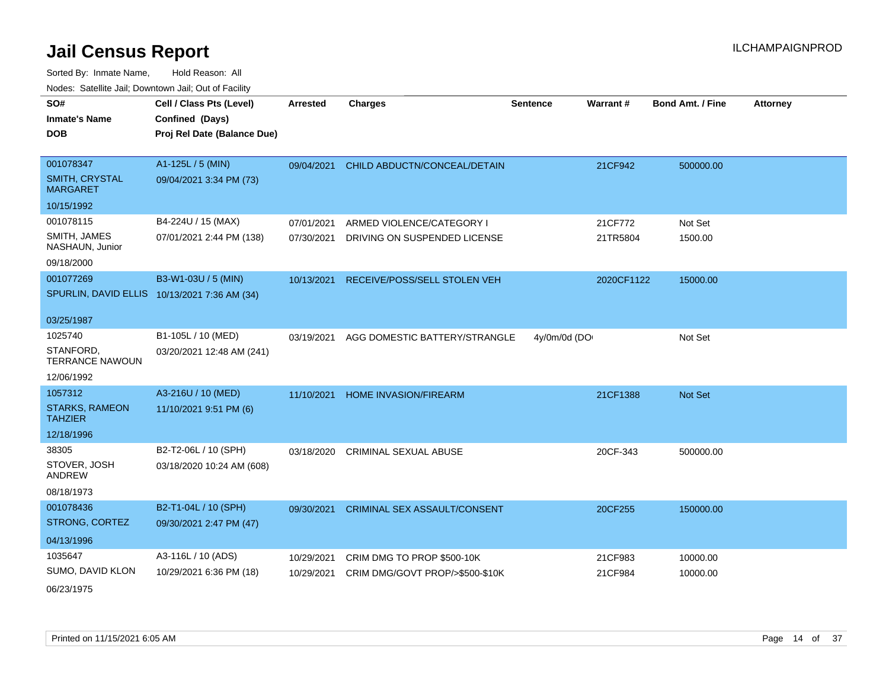# Jail Census Report

ILCHAMPAIGNPROD

Sorted By: Inmate Name, Hold Reason: All

Nodes: Satellite Jail; Downtown Jail; Out of Facility

| SO# / Inmate's Name / DOB | Cell / Class Pts (Level) / Confined (Days) / Proj Rel Date (Balance Due) | Arrested | Charges | Sentence | Warrant # | Bond Amt. / Fine | Attorney |
|---|---|---|---|---|---|---|---|
| 001078347<br>SMITH, CRYSTAL MARGARET<br>10/15/1992 | A1-125L / 5 (MIN)<br>09/04/2021 3:34 PM (73) | 09/04/2021 | CHILD ABDUCTN/CONCEAL/DETAIN | | 21CF942 | 500000.00 | |
| 001078115<br>SMITH, JAMES NASHAUN, Junior<br>09/18/2000 | B4-224U / 15 (MAX)<br>07/01/2021 2:44 PM (138) | 07/01/2021 | ARMED VIOLENCE/CATEGORY I | | 21CF772 | Not Set | |
| | | 07/30/2021 | DRIVING ON SUSPENDED LICENSE | | 21TR5804 | 1500.00 | |
| 001077269<br>SPURLIN, DAVID ELLIS<br>03/25/1987 | B3-W1-03U / 5 (MIN)<br>10/13/2021 7:36 AM (34) | 10/13/2021 | RECEIVE/POSS/SELL STOLEN VEH | | 2020CF1122 | 15000.00 | |
| 1025740<br>STANFORD, TERRANCE NAWOUN<br>12/06/1992 | B1-105L / 10 (MED)<br>03/20/2021 12:48 AM (241) | 03/19/2021 | AGG DOMESTIC BATTERY/STRANGLE | 4y/0m/0d (DO | | Not Set | |
| 1057312<br>STARKS, RAMEON TAHZIER<br>12/18/1996 | A3-216U / 10 (MED)<br>11/10/2021 9:51 PM (6) | 11/10/2021 | HOME INVASION/FIREARM | | 21CF1388 | Not Set | |
| 38305<br>STOVER, JOSH ANDREW<br>08/18/1973 | B2-T2-06L / 10 (SPH)<br>03/18/2020 10:24 AM (608) | 03/18/2020 | CRIMINAL SEXUAL ABUSE | | 20CF-343 | 500000.00 | |
| 001078436<br>STRONG, CORTEZ<br>04/13/1996 | B2-T1-04L / 10 (SPH)<br>09/30/2021 2:47 PM (47) | 09/30/2021 | CRIMINAL SEX ASSAULT/CONSENT | | 20CF255 | 150000.00 | |
| 1035647<br>SUMO, DAVID KLON<br>06/23/1975 | A3-116L / 10 (ADS)<br>10/29/2021 6:36 PM (18) | 10/29/2021 | CRIM DMG TO PROP $500-10K | | 21CF983 | 10000.00 | |
| | | 10/29/2021 | CRIM DMG/GOVT PROP/>$500-$10K | | 21CF984 | 10000.00 | |

Printed on 11/15/2021 6:05 AM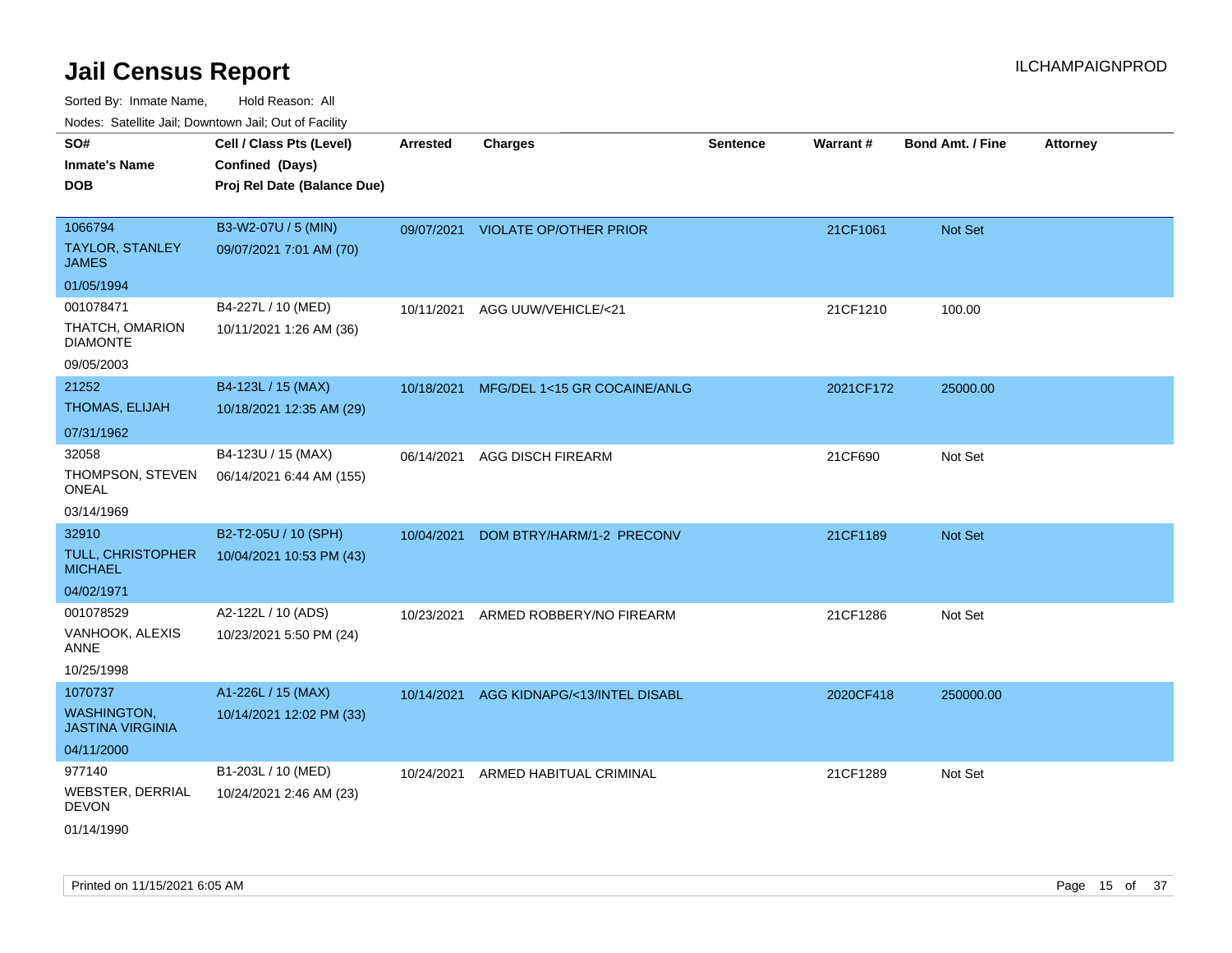# Jail Census Report

ILCHAMPAIGNPROD

Sorted By: Inmate Name, Hold Reason: All

Nodes: Satellite Jail; Downtown Jail; Out of Facility

| SO# / Inmate's Name / DOB | Cell / Class Pts (Level) / Confined (Days) / Proj Rel Date (Balance Due) | Arrested | Charges | Sentence | Warrant # | Bond Amt. / Fine | Attorney |
|---|---|---|---|---|---|---|---|
| 1066794<br>TAYLOR, STANLEY JAMES<br>01/05/1994 | B3-W2-07U / 5 (MIN)<br>09/07/2021 7:01 AM (70) | 09/07/2021 | VIOLATE OP/OTHER PRIOR | | 21CF1061 | Not Set | |
| 001078471<br>THATCH, OMARION DIAMONTE<br>09/05/2003 | B4-227L / 10 (MED)<br>10/11/2021 1:26 AM (36) | 10/11/2021 | AGG UUW/VEHICLE/<21 | | 21CF1210 | 100.00 | |
| 21252<br>THOMAS, ELIJAH<br>07/31/1962 | B4-123L / 15 (MAX)<br>10/18/2021 12:35 AM (29) | 10/18/2021 | MFG/DEL 1<15 GR COCAINE/ANLG | | 2021CF172 | 25000.00 | |
| 32058<br>THOMPSON, STEVEN ONEAL<br>03/14/1969 | B4-123U / 15 (MAX)<br>06/14/2021 6:44 AM (155) | 06/14/2021 | AGG DISCH FIREARM | | 21CF690 | Not Set | |
| 32910<br>TULL, CHRISTOPHER MICHAEL<br>04/02/1971 | B2-T2-05U / 10 (SPH)<br>10/04/2021 10:53 PM (43) | 10/04/2021 | DOM BTRY/HARM/1-2 PRECONV | | 21CF1189 | Not Set | |
| 001078529<br>VANHOOK, ALEXIS ANNE<br>10/25/1998 | A2-122L / 10 (ADS)<br>10/23/2021 5:50 PM (24) | 10/23/2021 | ARMED ROBBERY/NO FIREARM | | 21CF1286 | Not Set | |
| 1070737<br>WASHINGTON, JASTINA VIRGINIA<br>04/11/2000 | A1-226L / 15 (MAX)<br>10/14/2021 12:02 PM (33) | 10/14/2021 | AGG KIDNAPG/<13/INTEL DISABL | | 2020CF418 | 250000.00 | |
| 977140<br>WEBSTER, DERRIAL DEVON<br>01/14/1990 | B1-203L / 10 (MED)<br>10/24/2021 2:46 AM (23) | 10/24/2021 | ARMED HABITUAL CRIMINAL | | 21CF1289 | Not Set | |

Printed on 11/15/2021 6:05 AM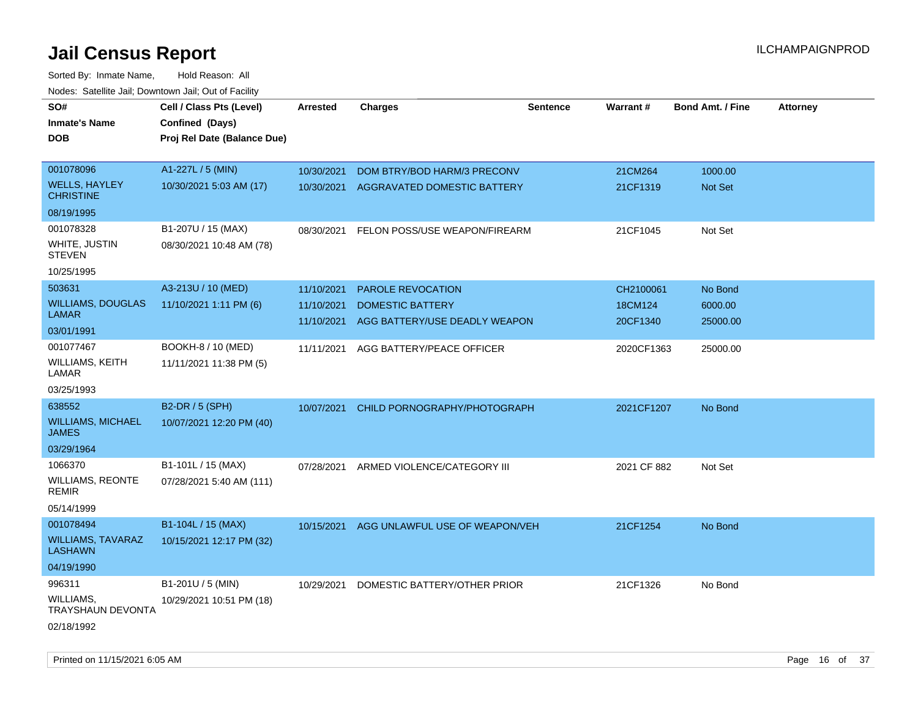# Jail Census Report

ILCHAMPAIGNPROD

Sorted By: Inmate Name, Hold Reason: All

Nodes: Satellite Jail; Downtown Jail; Out of Facility

| SO# / Inmate's Name / DOB | Cell / Class Pts (Level) / Confined (Days) / Proj Rel Date (Balance Due) | Arrested | Charges | Sentence | Warrant # | Bond Amt. / Fine | Attorney |
|---|---|---|---|---|---|---|---|
| 001078096<br>WELLS, HAYLEY CHRISTINE<br>08/19/1995 | A1-227L / 5 (MIN)<br>10/30/2021 5:03 AM (17) | 10/30/2021<br>10/30/2021 | DOM BTRY/BOD HARM/3 PRECONV<br>AGGRAVATED DOMESTIC BATTERY | | 21CM264<br>21CF1319 | 1000.00<br>Not Set | |
| 001078328<br>WHITE, JUSTIN STEVEN<br>10/25/1995 | B1-207U / 15 (MAX)<br>08/30/2021 10:48 AM (78) | 08/30/2021 | FELON POSS/USE WEAPON/FIREARM | | 21CF1045 | Not Set | |
| 503631<br>WILLIAMS, DOUGLAS LAMAR<br>03/01/1991 | A3-213U / 10 (MED)<br>11/10/2021 1:11 PM (6) | 11/10/2021<br>11/10/2021<br>11/10/2021 | PAROLE REVOCATION<br>DOMESTIC BATTERY<br>AGG BATTERY/USE DEADLY WEAPON | | CH2100061<br>18CM124<br>20CF1340 | No Bond<br>6000.00<br>25000.00 | |
| 001077467<br>WILLIAMS, KEITH LAMAR<br>03/25/1993 | BOOKH-8 / 10 (MED)<br>11/11/2021 11:38 PM (5) | 11/11/2021 | AGG BATTERY/PEACE OFFICER | | 2020CF1363 | 25000.00 | |
| 638552<br>WILLIAMS, MICHAEL JAMES<br>03/29/1964 | B2-DR / 5 (SPH)<br>10/07/2021 12:20 PM (40) | 10/07/2021 | CHILD PORNOGRAPHY/PHOTOGRAPH | | 2021CF1207 | No Bond | |
| 1066370<br>WILLIAMS, REONTE REMIR<br>05/14/1999 | B1-101L / 15 (MAX)<br>07/28/2021 5:40 AM (111) | 07/28/2021 | ARMED VIOLENCE/CATEGORY III | | 2021 CF 882 | Not Set | |
| 001078494<br>WILLIAMS, TAVARAZ LASHAWN<br>04/19/1990 | B1-104L / 15 (MAX)<br>10/15/2021 12:17 PM (32) | 10/15/2021 | AGG UNLAWFUL USE OF WEAPON/VEH | | 21CF1254 | No Bond | |
| 996311<br>WILLIAMS, TRAYSHAUN DEVONTA<br>02/18/1992 | B1-201U / 5 (MIN)<br>10/29/2021 10:51 PM (18) | 10/29/2021 | DOMESTIC BATTERY/OTHER PRIOR | | 21CF1326 | No Bond | |

Printed on 11/15/2021 6:05 AM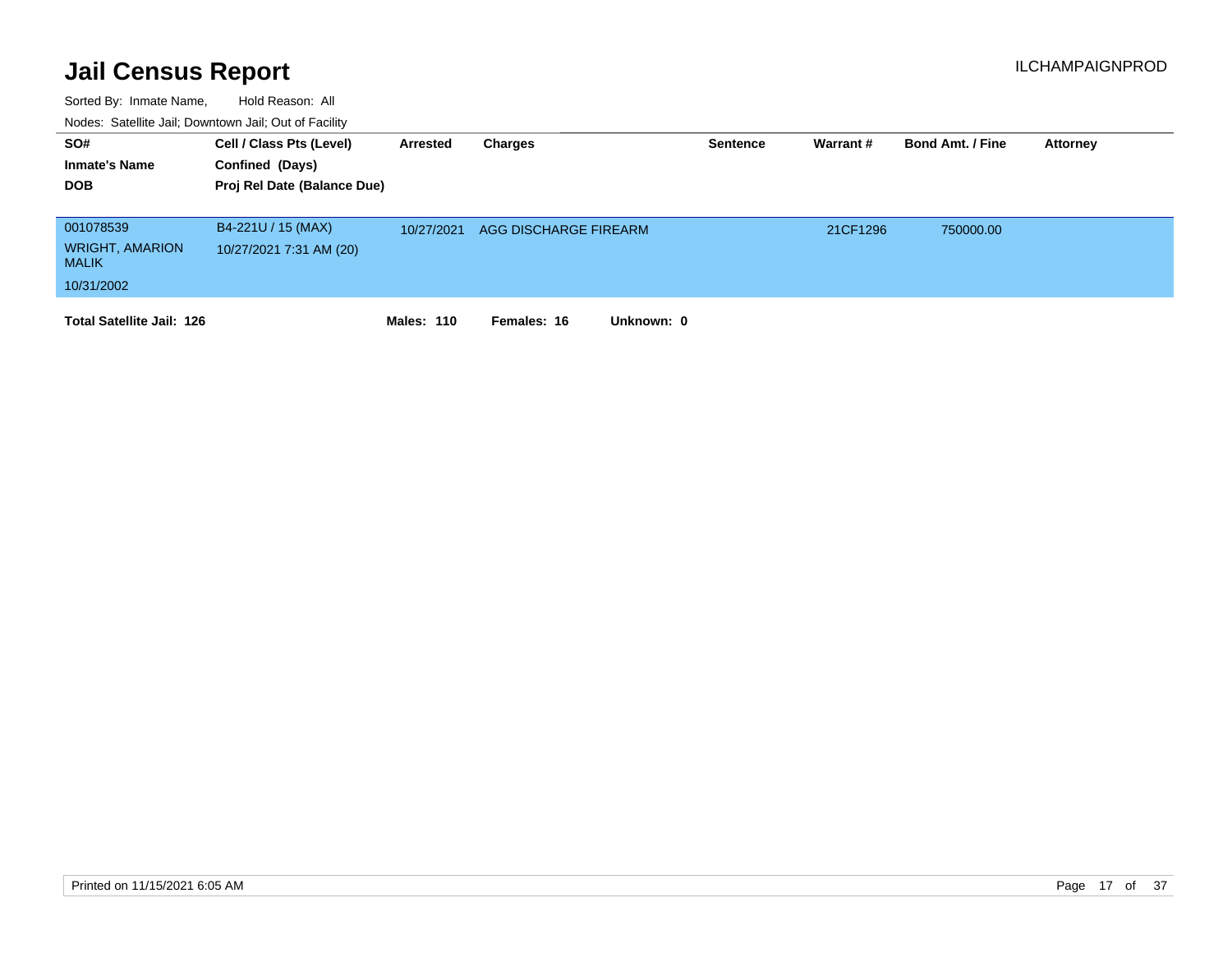# Jail Census Report

ILCHAMPAIGNPROD

Sorted By: Inmate Name, Hold Reason: All

Nodes: Satellite Jail; Downtown Jail; Out of Facility

| SO# / Inmate's Name / DOB | Cell / Class Pts (Level) / Confined (Days) / Proj Rel Date (Balance Due) | Arrested | Charges | Sentence | Warrant # | Bond Amt. / Fine | Attorney |
|---|---|---|---|---|---|---|---|
| 001078539<br>WRIGHT, AMARION MALIK<br>10/31/2002 | B4-221U / 15 (MAX)<br>10/27/2021 7:31 AM (20) | 10/27/2021 | AGG DISCHARGE FIREARM | | 21CF1296 | 750000.00 | |

**Total Satellite Jail: 126** **Males: 110** **Females: 16** **Unknown: 0**

Printed on 11/15/2021 6:05 AM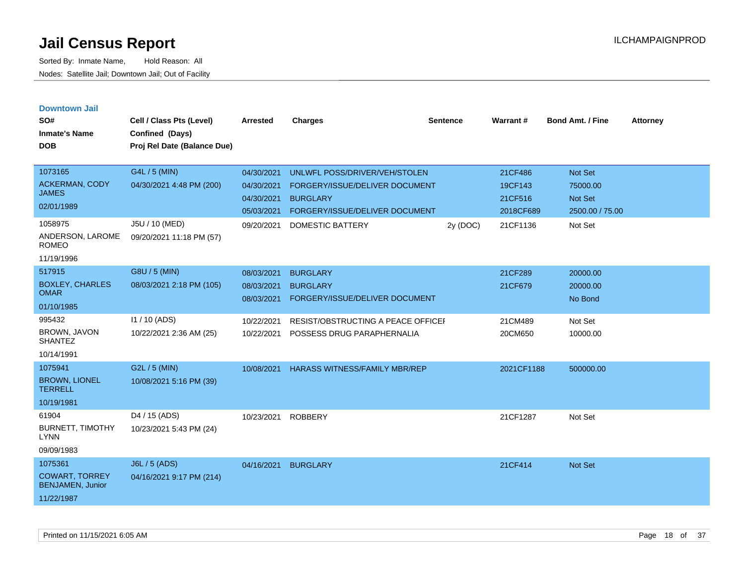# Jail Census Report

Sorted By: Inmate Name, Hold Reason: All

Nodes: Satellite Jail; Downtown Jail; Out of Facility

ILCHAMPAIGNPROD

## Downtown Jail

| SO# / Inmate's Name / DOB | Cell / Class Pts (Level) / Confined (Days) / Proj Rel Date (Balance Due) | Arrested | Charges | Sentence | Warrant # | Bond Amt. / Fine | Attorney |
|---|---|---|---|---|---|---|---|
| 1073165<br>ACKERMAN, CODY JAMES<br>02/01/1989 | G4L / 5 (MIN)<br>04/30/2021 4:48 PM (200) | 04/30/2021 | UNLWFL POSS/DRIVER/VEH/STOLEN | | 21CF486 | Not Set | |
| | | 04/30/2021 | FORGERY/ISSUE/DELIVER DOCUMENT | | 19CF143 | 75000.00 | |
| | | 04/30/2021 | BURGLARY | | 21CF516 | Not Set | |
| | | 05/03/2021 | FORGERY/ISSUE/DELIVER DOCUMENT | | 2018CF689 | 2500.00 / 75.00 | |
| 1058975<br>ANDERSON, LAROME ROMEO<br>11/19/1996 | J5U / 10 (MED)<br>09/20/2021 11:18 PM (57) | 09/20/2021 | DOMESTIC BATTERY | 2y (DOC) | 21CF1136 | Not Set | |
| 517915<br>BOXLEY, CHARLES OMAR<br>01/10/1985 | G8U / 5 (MIN)<br>08/03/2021 2:18 PM (105) | 08/03/2021 | BURGLARY | | 21CF289 | 20000.00 | |
| | | 08/03/2021 | BURGLARY | | 21CF679 | 20000.00 | |
| | | 08/03/2021 | FORGERY/ISSUE/DELIVER DOCUMENT | | | No Bond | |
| 995432<br>BROWN, JAVON SHANTEZ<br>10/14/1991 | I1 / 10 (ADS)<br>10/22/2021 2:36 AM (25) | 10/22/2021 | RESIST/OBSTRUCTING A PEACE OFFICEI | | 21CM489 | Not Set | |
| | | 10/22/2021 | POSSESS DRUG PARAPHERNALIA | | 20CM650 | 10000.00 | |
| 1075941<br>BROWN, LIONEL TERRELL<br>10/19/1981 | G2L / 5 (MIN)<br>10/08/2021 5:16 PM (39) | 10/08/2021 | HARASS WITNESS/FAMILY MBR/REP | | 2021CF1188 | 500000.00 | |
| 61904<br>BURNETT, TIMOTHY LYNN<br>09/09/1983 | D4 / 15 (ADS)<br>10/23/2021 5:43 PM (24) | 10/23/2021 | ROBBERY | | 21CF1287 | Not Set | |
| 1075361<br>COWART, TORREY BENJAMEN, Junior<br>11/22/1987 | J6L / 5 (ADS)<br>04/16/2021 9:17 PM (214) | 04/16/2021 | BURGLARY | | 21CF414 | Not Set | |

Printed on 11/15/2021 6:05 AM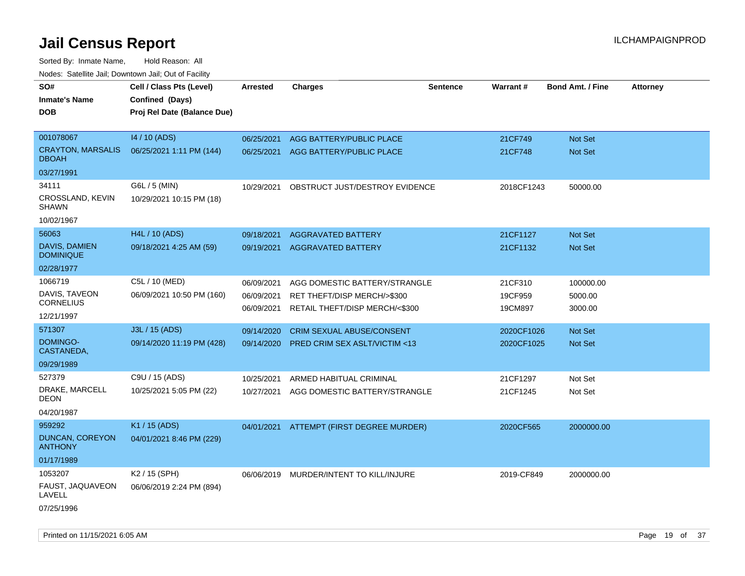# Jail Census Report

ILCHAMPAIGNPROD

Sorted By: Inmate Name, Hold Reason: All

Nodes: Satellite Jail; Downtown Jail; Out of Facility

| SO# / Inmate's Name / DOB | Cell / Class Pts (Level) / Confined (Days) / Proj Rel Date (Balance Due) | Arrested | Charges | Sentence | Warrant # | Bond Amt. / Fine | Attorney |
|---|---|---|---|---|---|---|---|
| 001078067<br>CRAYTON, MARSALIS DBOAH<br>03/27/1991 | I4 / 10 (ADS)<br>06/25/2021 1:11 PM (144) | 06/25/2021<br>06/25/2021 | AGG BATTERY/PUBLIC PLACE<br>AGG BATTERY/PUBLIC PLACE | | 21CF749<br>21CF748 | Not Set<br>Not Set | |
| 34111<br>CROSSLAND, KEVIN SHAWN<br>10/02/1967 | G6L / 5 (MIN)<br>10/29/2021 10:15 PM (18) | 10/29/2021 | OBSTRUCT JUST/DESTROY EVIDENCE | | 2018CF1243 | 50000.00 | |
| 56063<br>DAVIS, DAMIEN DOMINIQUE<br>02/28/1977 | H4L / 10 (ADS)<br>09/18/2021 4:25 AM (59) | 09/18/2021<br>09/19/2021 | AGGRAVATED BATTERY<br>AGGRAVATED BATTERY | | 21CF1127<br>21CF1132 | Not Set<br>Not Set | |
| 1066719<br>DAVIS, TAVEON CORNELIUS<br>12/21/1997 | C5L / 10 (MED)<br>06/09/2021 10:50 PM (160) | 06/09/2021<br>06/09/2021<br>06/09/2021 | AGG DOMESTIC BATTERY/STRANGLE<br>RET THEFT/DISP MERCH/>$300<br>RETAIL THEFT/DISP MERCH/<$300 | | 21CF310<br>19CF959<br>19CM897 | 100000.00<br>5000.00<br>3000.00 | |
| 571307<br>DOMINGO-CASTANEDA,<br>09/29/1989 | J3L / 15 (ADS)<br>09/14/2020 11:19 PM (428) | 09/14/2020<br>09/14/2020 | CRIM SEXUAL ABUSE/CONSENT<br>PRED CRIM SEX ASLT/VICTIM <13 | | 2020CF1026<br>2020CF1025 | Not Set<br>Not Set | |
| 527379<br>DRAKE, MARCELL DEON<br>04/20/1987 | C9U / 15 (ADS)<br>10/25/2021 5:05 PM (22) | 10/25/2021<br>10/27/2021 | ARMED HABITUAL CRIMINAL<br>AGG DOMESTIC BATTERY/STRANGLE | | 21CF1297<br>21CF1245 | Not Set<br>Not Set | |
| 959292<br>DUNCAN, COREYON ANTHONY<br>01/17/1989 | K1 / 15 (ADS)<br>04/01/2021 8:46 PM (229) | 04/01/2021 | ATTEMPT (FIRST DEGREE MURDER) | | 2020CF565 | 2000000.00 | |
| 1053207<br>FAUST, JAQUAVEON LAVELL<br>07/25/1996 | K2 / 15 (SPH)<br>06/06/2019 2:24 PM (894) | 06/06/2019 | MURDER/INTENT TO KILL/INJURE | | 2019-CF849 | 2000000.00 | |

Printed on 11/15/2021 6:05 AM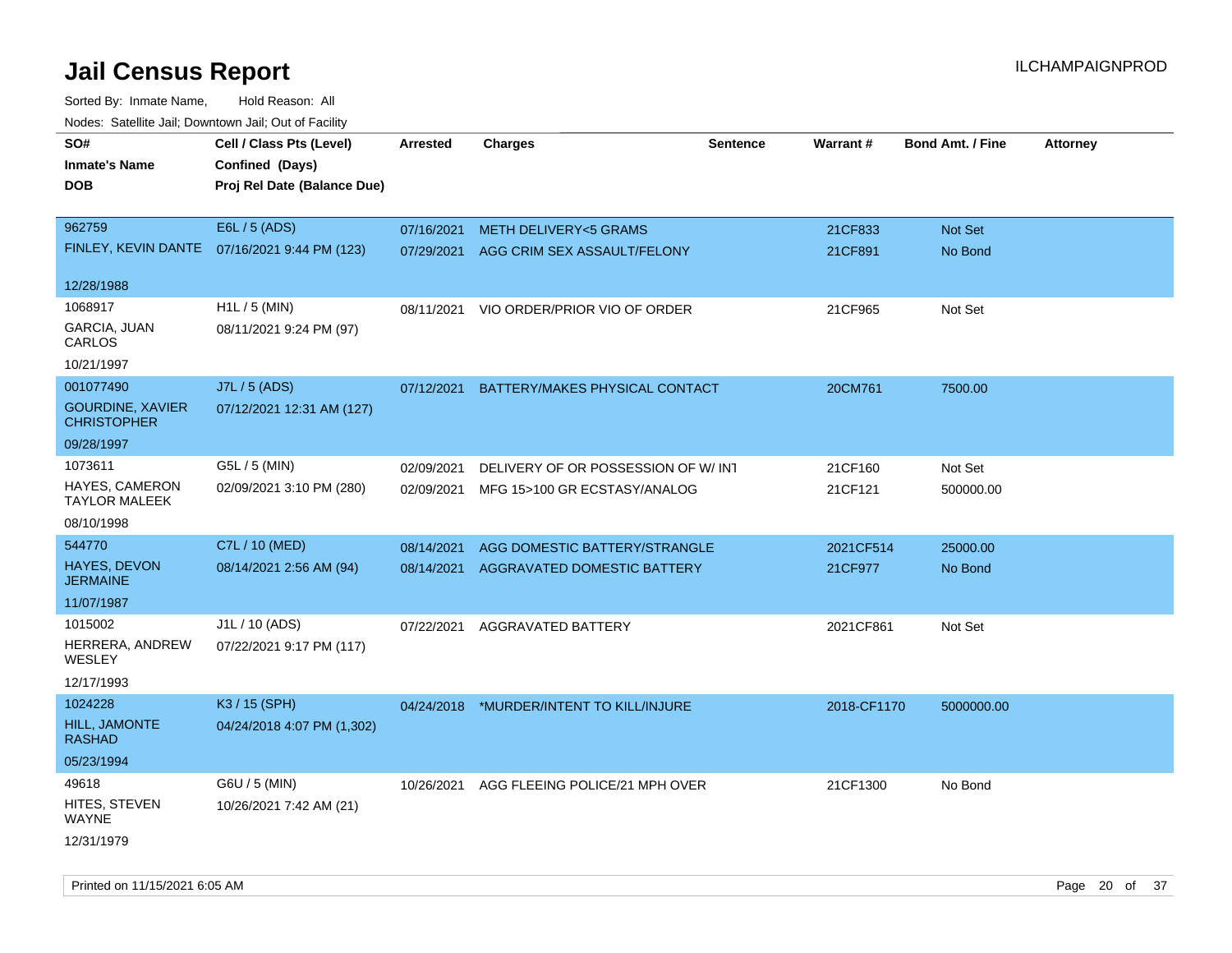# Jail Census Report

ILCHAMPAIGNPROD

Sorted By: Inmate Name, Hold Reason: All

Nodes: Satellite Jail; Downtown Jail; Out of Facility

| SO# / Inmate's Name / DOB | Cell / Class Pts (Level) / Confined (Days) / Proj Rel Date (Balance Due) | Arrested | Charges | Sentence | Warrant # | Bond Amt. / Fine | Attorney |
|---|---|---|---|---|---|---|---|
| 962759 FINLEY, KEVIN DANTE 12/28/1988 | E6L / 5 (ADS) 07/16/2021 9:44 PM (123) | 07/16/2021 | METH DELIVERY<5 GRAMS | | 21CF833 | Not Set | |
| | | 07/29/2021 | AGG CRIM SEX ASSAULT/FELONY | | 21CF891 | No Bond | |
| 1068917 GARCIA, JUAN CARLOS 10/21/1997 | H1L / 5 (MIN) 08/11/2021 9:24 PM (97) | 08/11/2021 | VIO ORDER/PRIOR VIO OF ORDER | | 21CF965 | Not Set | |
| 001077490 GOURDINE, XAVIER CHRISTOPHER 09/28/1997 | J7L / 5 (ADS) 07/12/2021 12:31 AM (127) | 07/12/2021 | BATTERY/MAKES PHYSICAL CONTACT | | 20CM761 | 7500.00 | |
| 1073611 HAYES, CAMERON TAYLOR MALEEK 08/10/1998 | G5L / 5 (MIN) 02/09/2021 3:10 PM (280) | 02/09/2021 | DELIVERY OF OR POSSESSION OF W/ INT | | 21CF160 | Not Set | |
| | | 02/09/2021 | MFG 15>100 GR ECSTASY/ANALOG | | 21CF121 | 500000.00 | |
| 544770 HAYES, DEVON JERMAINE 11/07/1987 | C7L / 10 (MED) 08/14/2021 2:56 AM (94) | 08/14/2021 | AGG DOMESTIC BATTERY/STRANGLE | | 2021CF514 | 25000.00 | |
| | | 08/14/2021 | AGGRAVATED DOMESTIC BATTERY | | 21CF977 | No Bond | |
| 1015002 HERRERA, ANDREW WESLEY 12/17/1993 | J1L / 10 (ADS) 07/22/2021 9:17 PM (117) | 07/22/2021 | AGGRAVATED BATTERY | | 2021CF861 | Not Set | |
| 1024228 HILL, JAMONTE RASHAD 05/23/1994 | K3 / 15 (SPH) 04/24/2018 4:07 PM (1,302) | 04/24/2018 | *MURDER/INTENT TO KILL/INJURE | | 2018-CF1170 | 5000000.00 | |
| 49618 HITES, STEVEN WAYNE 12/31/1979 | G6U / 5 (MIN) 10/26/2021 7:42 AM (21) | 10/26/2021 | AGG FLEEING POLICE/21 MPH OVER | | 21CF1300 | No Bond | |

Printed on 11/15/2021 6:05 AM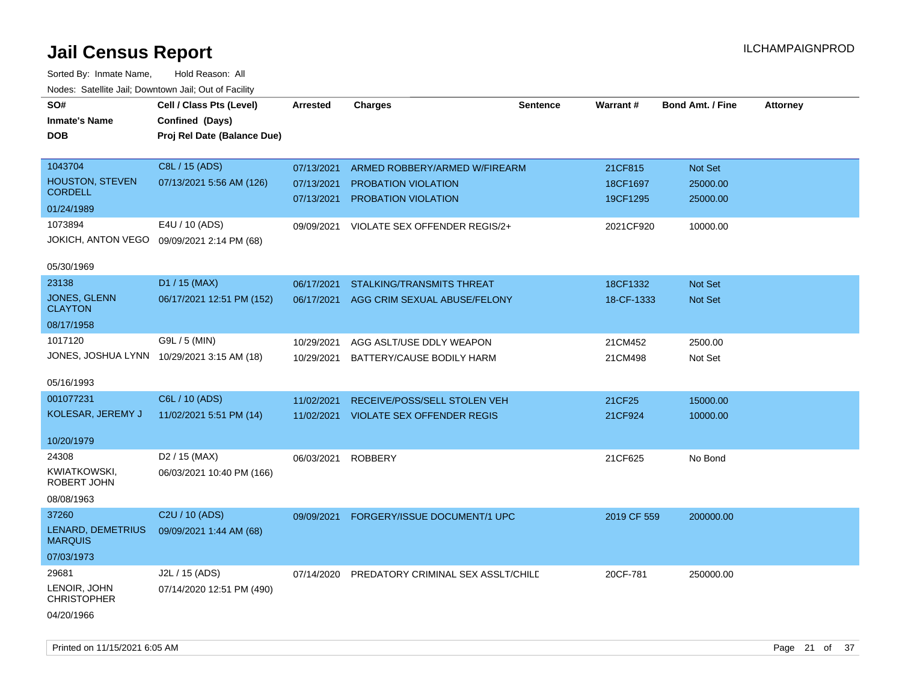# Jail Census Report

ILCHAMPAIGNPROD

Sorted By: Inmate Name, Hold Reason: All

Nodes: Satellite Jail; Downtown Jail; Out of Facility

| SO# / Inmate's Name / DOB | Cell / Class Pts (Level) / Confined (Days) / Proj Rel Date (Balance Due) | Arrested | Charges | Sentence | Warrant # | Bond Amt. / Fine | Attorney |
|---|---|---|---|---|---|---|---|
| 1043704<br>HOUSTON, STEVEN CORDELL<br>01/24/1989 | C8L / 15 (ADS)<br>07/13/2021 5:56 AM (126) | 07/13/2021<br>07/13/2021<br>07/13/2021 | ARMED ROBBERY/ARMED W/FIREARM<br>PROBATION VIOLATION<br>PROBATION VIOLATION | | 21CF815<br>18CF1697<br>19CF1295 | Not Set<br>25000.00<br>25000.00 | |
| 1073894<br>JOKICH, ANTON VEGO<br>05/30/1969 | E4U / 10 (ADS)<br>09/09/2021 2:14 PM (68) | 09/09/2021 | VIOLATE SEX OFFENDER REGIS/2+ | | 2021CF920 | 10000.00 | |
| 23138<br>JONES, GLENN CLAYTON<br>08/17/1958 | D1 / 15 (MAX)<br>06/17/2021 12:51 PM (152) | 06/17/2021<br>06/17/2021 | STALKING/TRANSMITS THREAT<br>AGG CRIM SEXUAL ABUSE/FELONY | | 18CF1332<br>18-CF-1333 | Not Set<br>Not Set | |
| 1017120<br>JONES, JOSHUA LYNN<br>05/16/1993 | G9L / 5 (MIN)<br>10/29/2021 3:15 AM (18) | 10/29/2021<br>10/29/2021 | AGG ASLT/USE DDLY WEAPON<br>BATTERY/CAUSE BODILY HARM | | 21CM452<br>21CM498 | 2500.00<br>Not Set | |
| 001077231<br>KOLESAR, JEREMY J<br>10/20/1979 | C6L / 10 (ADS)<br>11/02/2021 5:51 PM (14) | 11/02/2021<br>11/02/2021 | RECEIVE/POSS/SELL STOLEN VEH<br>VIOLATE SEX OFFENDER REGIS | | 21CF25<br>21CF924 | 15000.00<br>10000.00 | |
| 24308<br>KWIATKOWSKI, ROBERT JOHN<br>08/08/1963 | D2 / 15 (MAX)<br>06/03/2021 10:40 PM (166) | 06/03/2021 | ROBBERY | | 21CF625 | No Bond | |
| 37260<br>LENARD, DEMETRIUS MARQUIS<br>07/03/1973 | C2U / 10 (ADS)<br>09/09/2021 1:44 AM (68) | 09/09/2021 | FORGERY/ISSUE DOCUMENT/1 UPC | | 2019 CF 559 | 200000.00 | |
| 29681<br>LENOIR, JOHN CHRISTOPHER<br>04/20/1966 | J2L / 15 (ADS)<br>07/14/2020 12:51 PM (490) | 07/14/2020 | PREDATORY CRIMINAL SEX ASSLT/CHILD | | 20CF-781 | 250000.00 | |

Printed on 11/15/2021 6:05 AM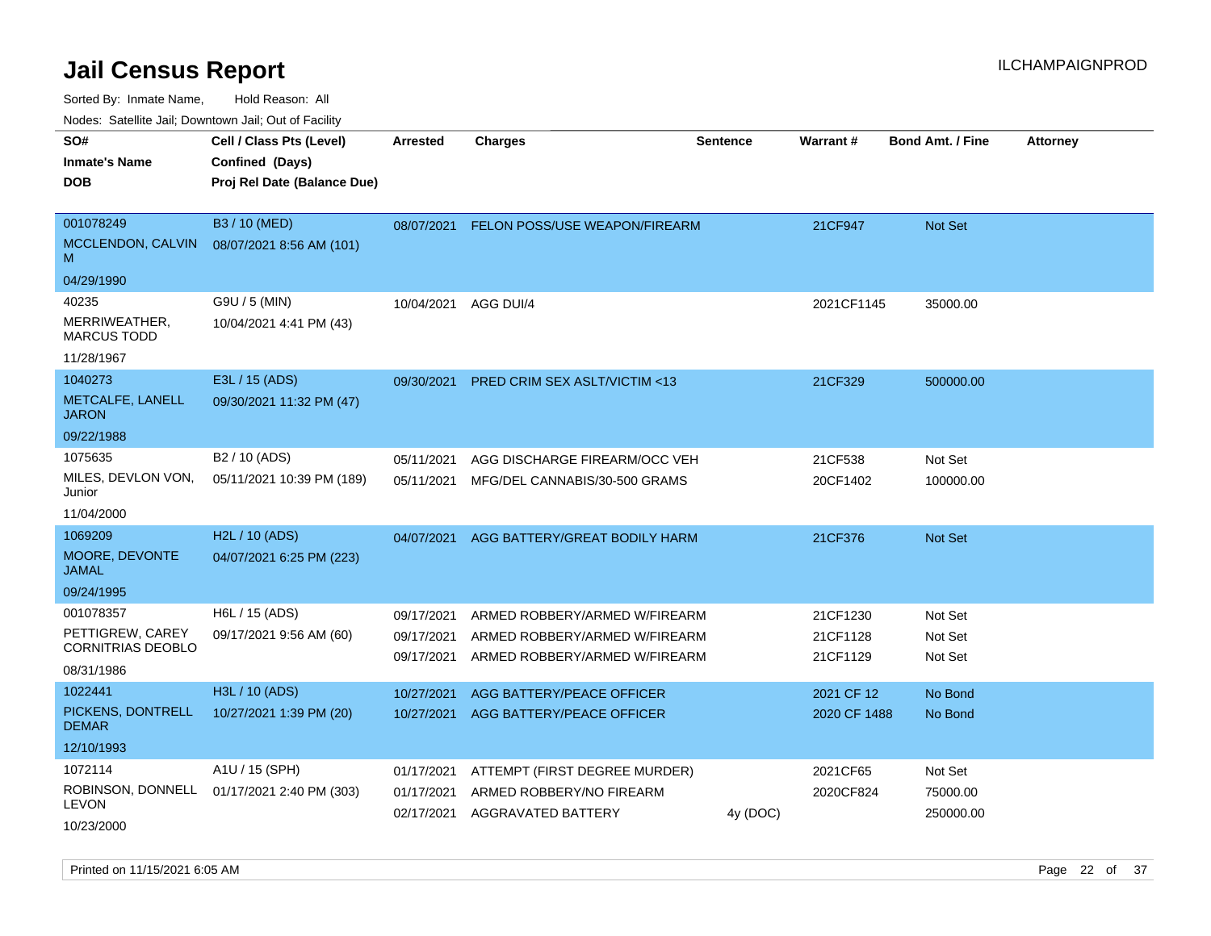# Jail Census Report

ILCHAMPAIGNPROD

Sorted By: Inmate Name, Hold Reason: All

Nodes: Satellite Jail; Downtown Jail; Out of Facility

| SO# / Inmate's Name / DOB | Cell / Class Pts (Level) / Confined (Days) / Proj Rel Date (Balance Due) | Arrested | Charges | Sentence | Warrant # | Bond Amt. / Fine | Attorney |
|---|---|---|---|---|---|---|---|
| 001078249<br>MCCLENDON, CALVIN M<br>04/29/1990 | B3 / 10 (MED)<br>08/07/2021 8:56 AM (101) | 08/07/2021 | FELON POSS/USE WEAPON/FIREARM | | 21CF947 | Not Set | |
| 40235<br>MERRIWEATHER, MARCUS TODD<br>11/28/1967 | G9U / 5 (MIN)<br>10/04/2021 4:41 PM (43) | 10/04/2021 | AGG DUI/4 | | 2021CF1145 | 35000.00 | |
| 1040273<br>METCALFE, LANELL JARON<br>09/22/1988 | E3L / 15 (ADS)<br>09/30/2021 11:32 PM (47) | 09/30/2021 | PRED CRIM SEX ASLT/VICTIM <13 | | 21CF329 | 500000.00 | |
| 1075635<br>MILES, DEVLON VON, Junior<br>11/04/2000 | B2 / 10 (ADS)<br>05/11/2021 10:39 PM (189) | 05/11/2021<br>05/11/2021 | AGG DISCHARGE FIREARM/OCC VEH<br>MFG/DEL CANNABIS/30-500 GRAMS | | 21CF538<br>20CF1402 | Not Set<br>100000.00 | |
| 1069209<br>MOORE, DEVONTE JAMAL<br>09/24/1995 | H2L / 10 (ADS)<br>04/07/2021 6:25 PM (223) | 04/07/2021 | AGG BATTERY/GREAT BODILY HARM | | 21CF376 | Not Set | |
| 001078357<br>PETTIGREW, CAREY CORNITRIAS DEOBLO<br>08/31/1986 | H6L / 15 (ADS)<br>09/17/2021 9:56 AM (60) | 09/17/2021<br>09/17/2021<br>09/17/2021 | ARMED ROBBERY/ARMED W/FIREARM<br>ARMED ROBBERY/ARMED W/FIREARM<br>ARMED ROBBERY/ARMED W/FIREARM | | 21CF1230<br>21CF1128<br>21CF1129 | Not Set<br>Not Set<br>Not Set | |
| 1022441<br>PICKENS, DONTRELL DEMAR<br>12/10/1993 | H3L / 10 (ADS)<br>10/27/2021 1:39 PM (20) | 10/27/2021<br>10/27/2021 | AGG BATTERY/PEACE OFFICER<br>AGG BATTERY/PEACE OFFICER | | 2021 CF 12<br>2020 CF 1488 | No Bond<br>No Bond | |
| 1072114<br>ROBINSON, DONNELL LEVON<br>10/23/2000 | A1U / 15 (SPH)<br>01/17/2021 2:40 PM (303) | 01/17/2021<br>01/17/2021<br>02/17/2021 | ATTEMPT (FIRST DEGREE MURDER)<br>ARMED ROBBERY/NO FIREARM<br>AGGRAVATED BATTERY | <br><br>4y (DOC) | 2021CF65<br>2020CF824<br> | Not Set<br>75000.00<br>250000.00 | |

Printed on 11/15/2021 6:05 AM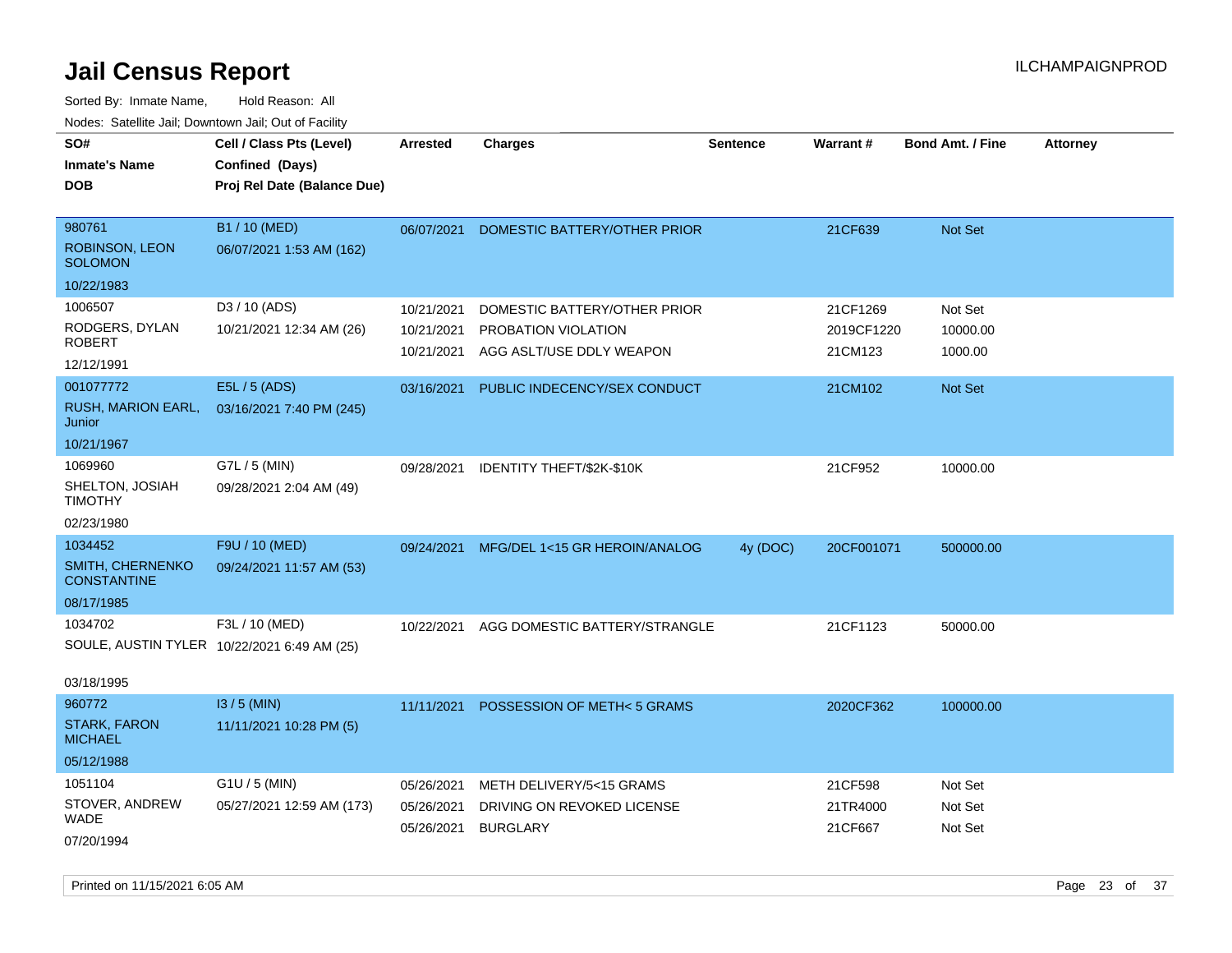# Jail Census Report

Sorted By: Inmate Name, Hold Reason: All

Nodes: Satellite Jail; Downtown Jail; Out of Facility

| SO# / Inmate's Name / DOB | Cell / Class Pts (Level) / Confined (Days) / Proj Rel Date (Balance Due) | Arrested | Charges | Sentence | Warrant # | Bond Amt. / Fine | Attorney |
|---|---|---|---|---|---|---|---|
| 980761<br>ROBINSON, LEON SOLOMON<br>10/22/1983 | B1 / 10 (MED)<br>06/07/2021 1:53 AM (162) | 06/07/2021 | DOMESTIC BATTERY/OTHER PRIOR | | 21CF639 | Not Set | |
| 1006507<br>RODGERS, DYLAN ROBERT<br>12/12/1991 | D3 / 10 (ADS)<br>10/21/2021 12:34 AM (26) | 10/21/2021<br>10/21/2021<br>10/21/2021 | DOMESTIC BATTERY/OTHER PRIOR<br>PROBATION VIOLATION<br>AGG ASLT/USE DDLY WEAPON | | 21CF1269<br>2019CF1220<br>21CM123 | Not Set<br>10000.00<br>1000.00 | |
| 001077772<br>RUSH, MARION EARL, Junior<br>10/21/1967 | E5L / 5 (ADS)<br>03/16/2021 7:40 PM (245) | 03/16/2021 | PUBLIC INDECENCY/SEX CONDUCT | | 21CM102 | Not Set | |
| 1069960<br>SHELTON, JOSIAH TIMOTHY<br>02/23/1980 | G7L / 5 (MIN)<br>09/28/2021 2:04 AM (49) | 09/28/2021 | IDENTITY THEFT/$2K-$10K | | 21CF952 | 10000.00 | |
| 1034452<br>SMITH, CHERNENKO CONSTANTINE<br>08/17/1985 | F9U / 10 (MED)<br>09/24/2021 11:57 AM (53) | 09/24/2021 | MFG/DEL 1<15 GR HEROIN/ANALOG | 4y (DOC) | 20CF001071 | 500000.00 | |
| 1034702<br>SOULE, AUSTIN TYLER<br>03/18/1995 | F3L / 10 (MED)<br>10/22/2021 6:49 AM (25) | 10/22/2021 | AGG DOMESTIC BATTERY/STRANGLE | | 21CF1123 | 50000.00 | |
| 960772<br>STARK, FARON MICHAEL<br>05/12/1988 | I3 / 5 (MIN)<br>11/11/2021 10:28 PM (5) | 11/11/2021 | POSSESSION OF METH< 5 GRAMS | | 2020CF362 | 100000.00 | |
| 1051104<br>STOVER, ANDREW WADE<br>07/20/1994 | G1U / 5 (MIN)<br>05/27/2021 12:59 AM (173) | 05/26/2021<br>05/26/2021<br>05/26/2021 | METH DELIVERY/5<15 GRAMS<br>DRIVING ON REVOKED LICENSE<br>BURGLARY | | 21CF598<br>21TR4000<br>21CF667 | Not Set<br>Not Set<br>Not Set | |

Printed on 11/15/2021 6:05 AM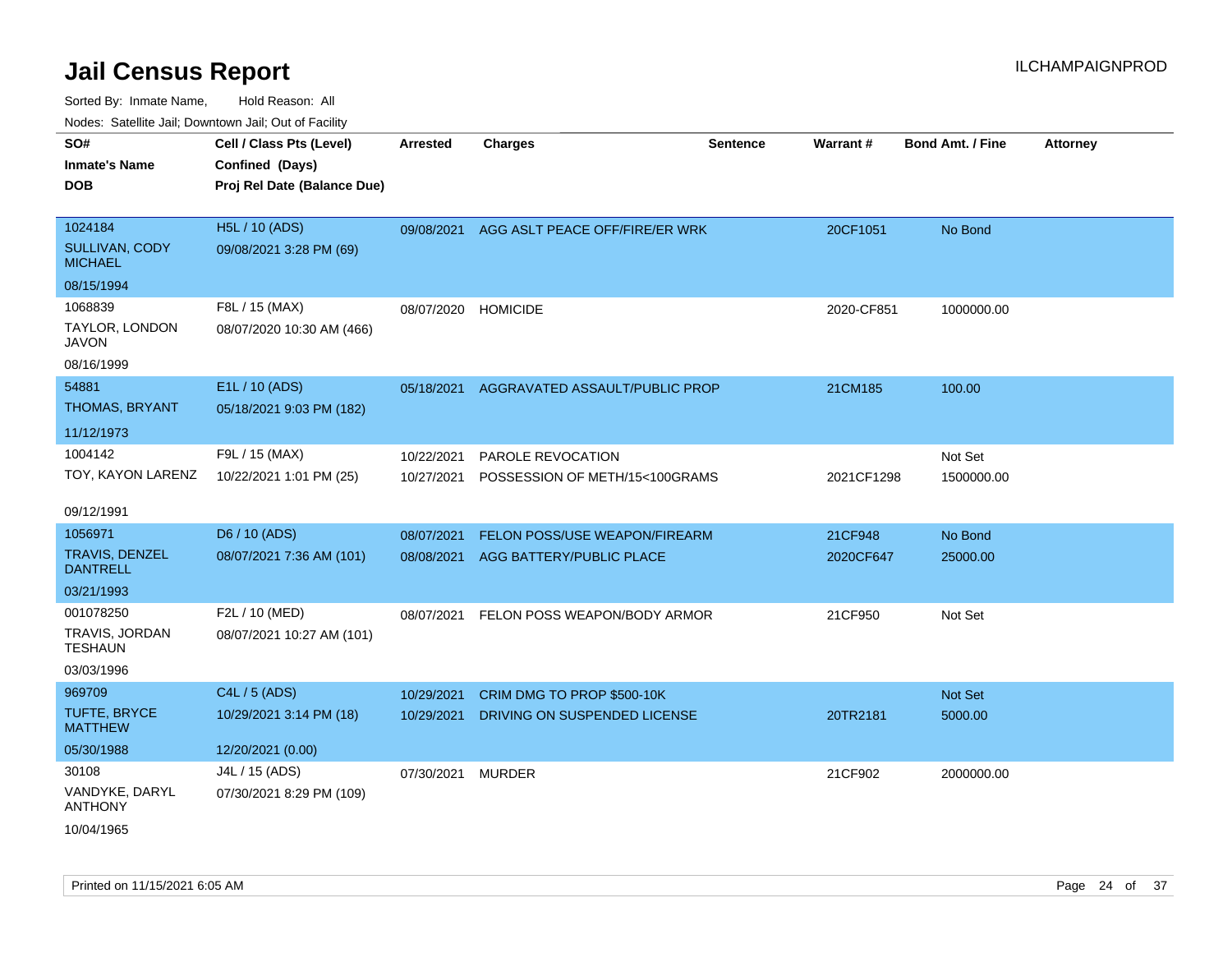# Jail Census Report

ILCHAMPAIGNPROD

Sorted By: Inmate Name, Hold Reason: All

Nodes: Satellite Jail; Downtown Jail; Out of Facility

| SO# / Inmate's Name / DOB | Cell / Class Pts (Level) / Confined (Days) / Proj Rel Date (Balance Due) | Arrested | Charges | Sentence | Warrant # | Bond Amt. / Fine | Attorney |
|---|---|---|---|---|---|---|---|
| 1024184<br>SULLIVAN, CODY MICHAEL<br>08/15/1994 | H5L / 10 (ADS)<br>09/08/2021 3:28 PM (69) | 09/08/2021 | AGG ASLT PEACE OFF/FIRE/ER WRK | | 20CF1051 | No Bond | |
| 1068839<br>TAYLOR, LONDON JAVON<br>08/16/1999 | F8L / 15 (MAX)<br>08/07/2020 10:30 AM (466) | 08/07/2020 | HOMICIDE | | 2020-CF851 | 1000000.00 | |
| 54881<br>THOMAS, BRYANT<br>11/12/1973 | E1L / 10 (ADS)<br>05/18/2021 9:03 PM (182) | 05/18/2021 | AGGRAVATED ASSAULT/PUBLIC PROP | | 21CM185 | 100.00 | |
| 1004142<br>TOY, KAYON LARENZ<br>09/12/1991 | F9L / 15 (MAX)<br>10/22/2021 1:01 PM (25) | 10/22/2021<br>10/27/2021 | PAROLE REVOCATION<br>POSSESSION OF METH/15<100GRAMS | | <br>2021CF1298 | Not Set<br>1500000.00 | |
| 1056971<br>TRAVIS, DENZEL DANTRELL<br>03/21/1993 | D6 / 10 (ADS)<br>08/07/2021 7:36 AM (101) | 08/07/2021<br>08/08/2021 | FELON POSS/USE WEAPON/FIREARM<br>AGG BATTERY/PUBLIC PLACE | | 21CF948<br>2020CF647 | No Bond<br>25000.00 | |
| 001078250<br>TRAVIS, JORDAN TESHAUN<br>03/03/1996 | F2L / 10 (MED)<br>08/07/2021 10:27 AM (101) | 08/07/2021 | FELON POSS WEAPON/BODY ARMOR | | 21CF950 | Not Set | |
| 969709<br>TUFTE, BRYCE MATTHEW<br>05/30/1988 | C4L / 5 (ADS)<br>10/29/2021 3:14 PM (18)<br>12/20/2021 (0.00) | 10/29/2021<br>10/29/2021 | CRIM DMG TO PROP $500-10K<br>DRIVING ON SUSPENDED LICENSE | | <br>20TR2181 | Not Set<br>5000.00 | |
| 30108<br>VANDYKE, DARYL ANTHONY<br>10/04/1965 | J4L / 15 (ADS)<br>07/30/2021 8:29 PM (109) | 07/30/2021 | MURDER | | 21CF902 | 2000000.00 | |

Printed on 11/15/2021 6:05 AM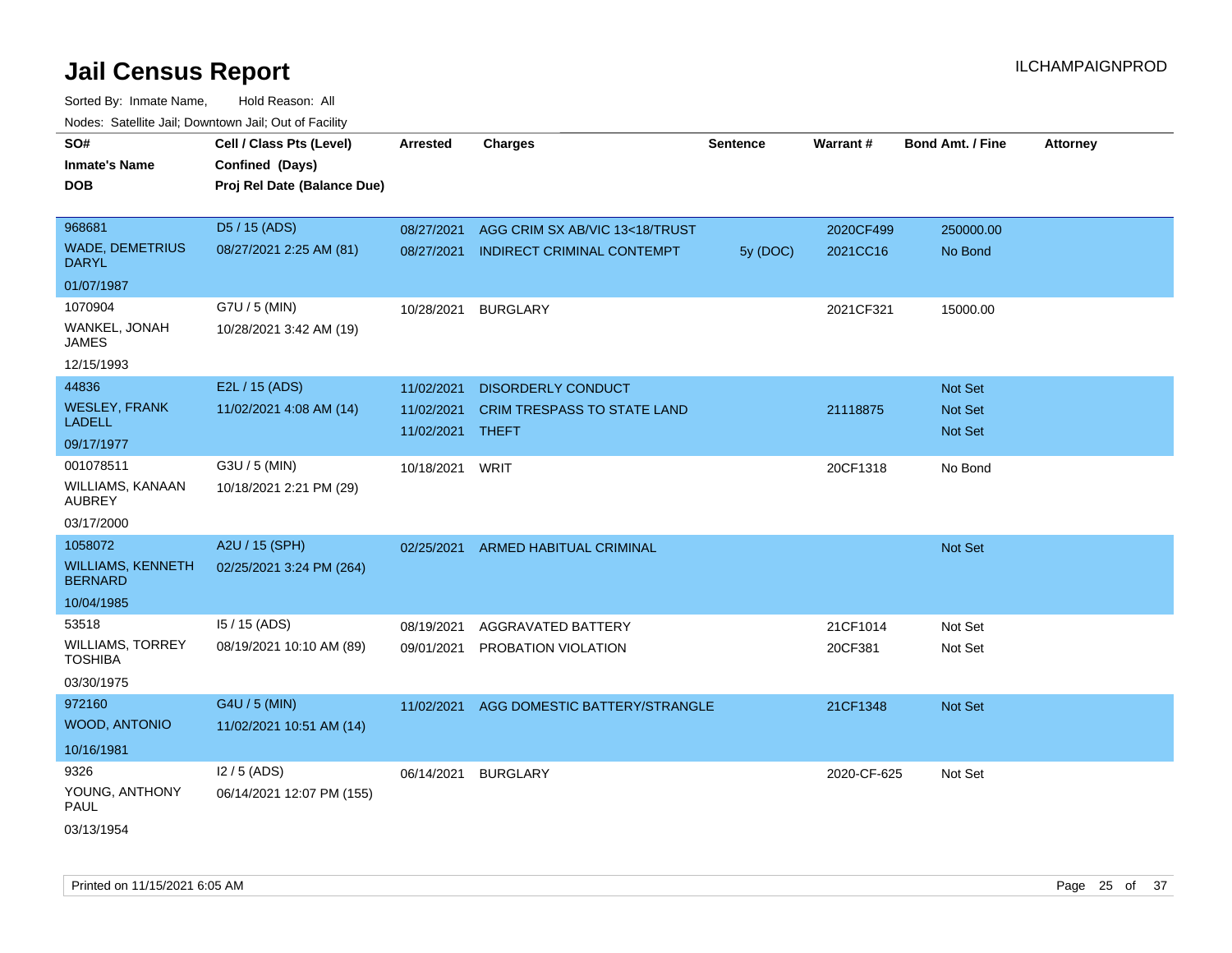# Jail Census Report

ILCHAMPAIGNPROD

Sorted By: Inmate Name, Hold Reason: All

Nodes: Satellite Jail; Downtown Jail; Out of Facility

| SO# / Inmate's Name / DOB | Cell / Class Pts (Level) / Confined (Days) / Proj Rel Date (Balance Due) | Arrested | Charges | Sentence | Warrant # | Bond Amt. / Fine | Attorney |
|---|---|---|---|---|---|---|---|
| 968681<br>WADE, DEMETRIUS DARYL<br>01/07/1987 | D5 / 15 (ADS)<br>08/27/2021 2:25 AM (81) | 08/27/2021<br>08/27/2021 | AGG CRIM SX AB/VIC 13<18/TRUST<br>INDIRECT CRIMINAL CONTEMPT | <br>5y (DOC) | 2020CF499<br>2021CC16 | 250000.00<br>No Bond | |
| 1070904<br>WANKEL, JONAH JAMES<br>12/15/1993 | G7U / 5 (MIN)<br>10/28/2021 3:42 AM (19) | 10/28/2021 | BURGLARY | | 2021CF321 | 15000.00 | |
| 44836<br>WESLEY, FRANK LADELL<br>09/17/1977 | E2L / 15 (ADS)<br>11/02/2021 4:08 AM (14) | 11/02/2021<br>11/02/2021<br>11/02/2021 | DISORDERLY CONDUCT<br>CRIM TRESPASS TO STATE LAND<br>THEFT | | <br>21118875<br> | Not Set<br>Not Set<br>Not Set | |
| 001078511<br>WILLIAMS, KANAAN AUBREY<br>03/17/2000 | G3U / 5 (MIN)<br>10/18/2021 2:21 PM (29) | 10/18/2021 | WRIT | | 20CF1318 | No Bond | |
| 1058072<br>WILLIAMS, KENNETH BERNARD<br>10/04/1985 | A2U / 15 (SPH)<br>02/25/2021 3:24 PM (264) | 02/25/2021 | ARMED HABITUAL CRIMINAL | | | Not Set | |
| 53518<br>WILLIAMS, TORREY TOSHIBA<br>03/30/1975 | I5 / 15 (ADS)<br>08/19/2021 10:10 AM (89) | 08/19/2021<br>09/01/2021 | AGGRAVATED BATTERY<br>PROBATION VIOLATION | | 21CF1014<br>20CF381 | Not Set<br>Not Set | |
| 972160<br>WOOD, ANTONIO<br>10/16/1981 | G4U / 5 (MIN)<br>11/02/2021 10:51 AM (14) | 11/02/2021 | AGG DOMESTIC BATTERY/STRANGLE | | 21CF1348 | Not Set | |
| 9326<br>YOUNG, ANTHONY PAUL<br>03/13/1954 | I2 / 5 (ADS)<br>06/14/2021 12:07 PM (155) | 06/14/2021 | BURGLARY | | 2020-CF-625 | Not Set | |

Printed on 11/15/2021 6:05 AM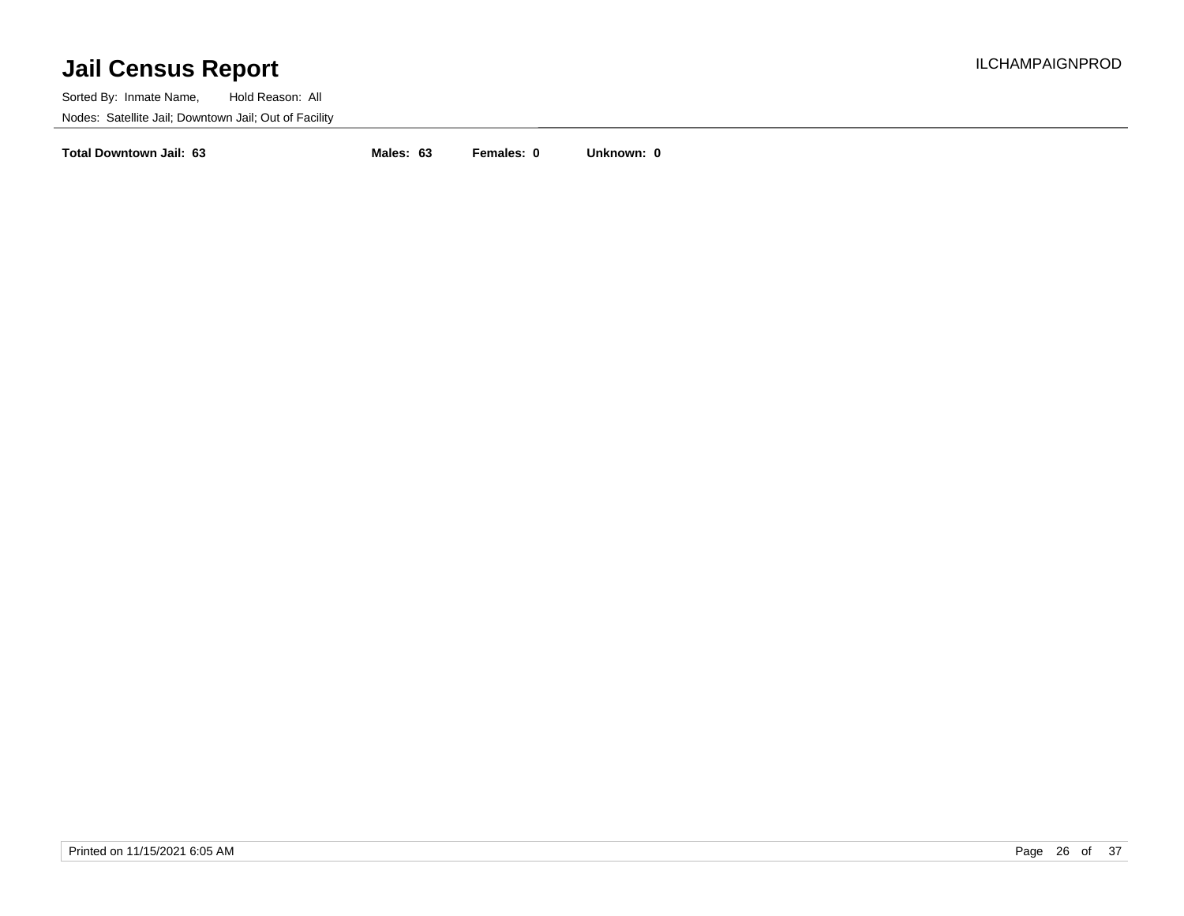# Jail Census Report

ILCHAMPAIGNPROD

Sorted By: Inmate Name, Hold Reason: All

Nodes: Satellite Jail; Downtown Jail; Out of Facility

**Total Downtown Jail: 63** **Males: 63** **Females: 0** **Unknown: 0**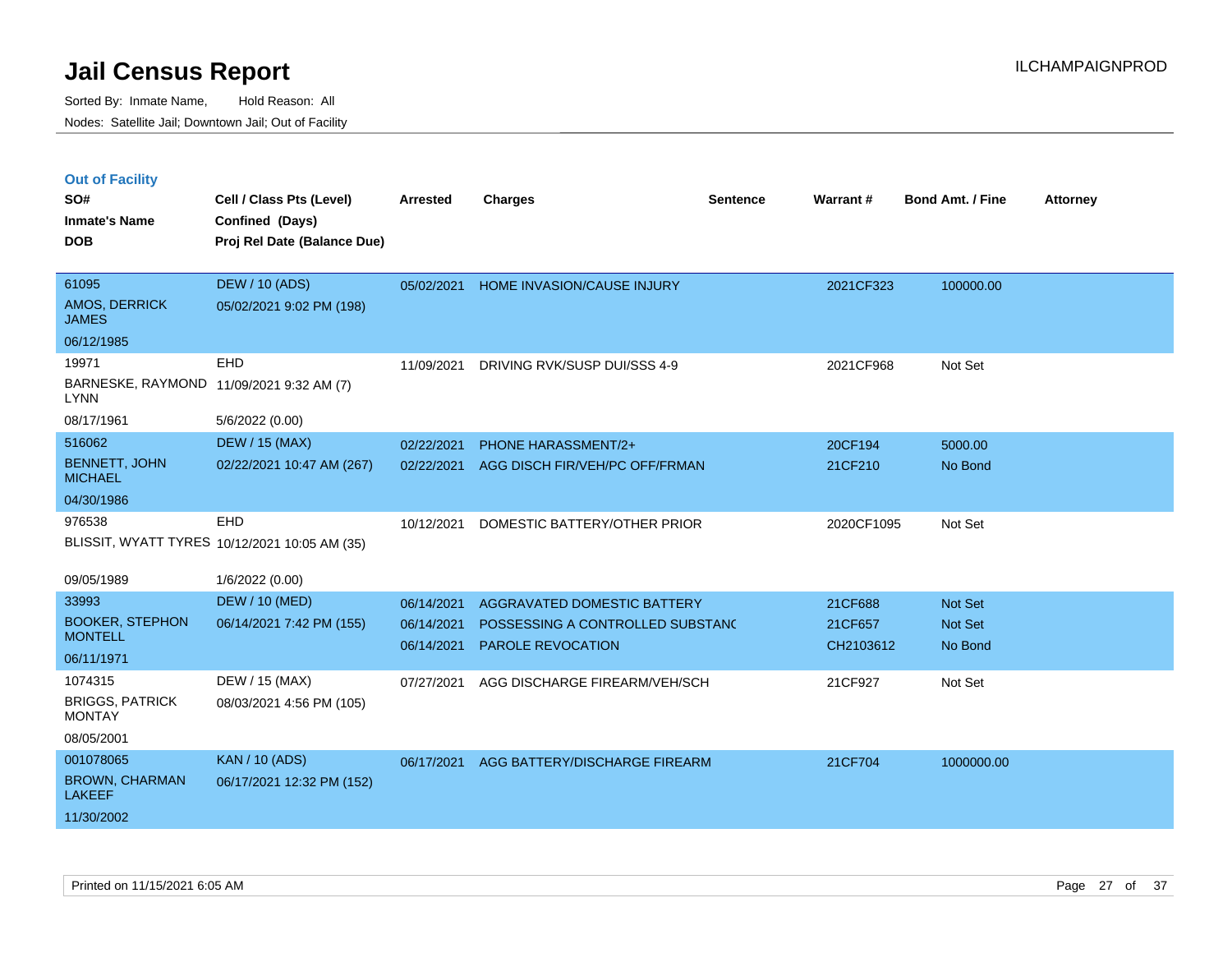# Jail Census Report

ILCHAMPAIGNPROD

Sorted By: Inmate Name, Hold Reason: All

Nodes: Satellite Jail; Downtown Jail; Out of Facility

## Out of Facility

| SO# / Inmate's Name / DOB | Cell / Class Pts (Level) / Confined (Days) / Proj Rel Date (Balance Due) | Arrested | Charges | Sentence | Warrant # | Bond Amt. / Fine | Attorney |
|---|---|---|---|---|---|---|---|
| 61095<br>AMOS, DERRICK JAMES<br>06/12/1985 | DEW / 10 (ADS)<br>05/02/2021 9:02 PM (198) | 05/02/2021 | HOME INVASION/CAUSE INJURY | | 2021CF323 | 100000.00 | |
| 19971<br>BARNESKE, RAYMOND LYNN<br>08/17/1961 | EHD<br>11/09/2021 9:32 AM (7)<br>5/6/2022 (0.00) | 11/09/2021 | DRIVING RVK/SUSP DUI/SSS 4-9 | | 2021CF968 | Not Set | |
| 516062<br>BENNETT, JOHN MICHAEL<br>04/30/1986 | DEW / 15 (MAX)<br>02/22/2021 10:47 AM (267) | 02/22/2021<br>02/22/2021 | PHONE HARASSMENT/2+<br>AGG DISCH FIR/VEH/PC OFF/FRMAN | | 20CF194<br>21CF210 | 5000.00<br>No Bond | |
| 976538<br>BLISSIT, WYATT TYRES<br>09/05/1989 | EHD<br>10/12/2021 10:05 AM (35)<br>1/6/2022 (0.00) | 10/12/2021 | DOMESTIC BATTERY/OTHER PRIOR | | 2020CF1095 | Not Set | |
| 33993<br>BOOKER, STEPHON MONTELL<br>06/11/1971 | DEW / 10 (MED)<br>06/14/2021 7:42 PM (155) | 06/14/2021<br>06/14/2021<br>06/14/2021 | AGGRAVATED DOMESTIC BATTERY<br>POSSESSING A CONTROLLED SUBSTANC<br>PAROLE REVOCATION | | 21CF688<br>21CF657<br>CH2103612 | Not Set<br>Not Set<br>No Bond | |
| 1074315<br>BRIGGS, PATRICK MONTAY<br>08/05/2001 | DEW / 15 (MAX)<br>08/03/2021 4:56 PM (105) | 07/27/2021 | AGG DISCHARGE FIREARM/VEH/SCH | | 21CF927 | Not Set | |
| 001078065<br>BROWN, CHARMAN LAKEEF<br>11/30/2002 | KAN / 10 (ADS)<br>06/17/2021 12:32 PM (152) | 06/17/2021 | AGG BATTERY/DISCHARGE FIREARM | | 21CF704 | 1000000.00 | |

Printed on 11/15/2021 6:05 AM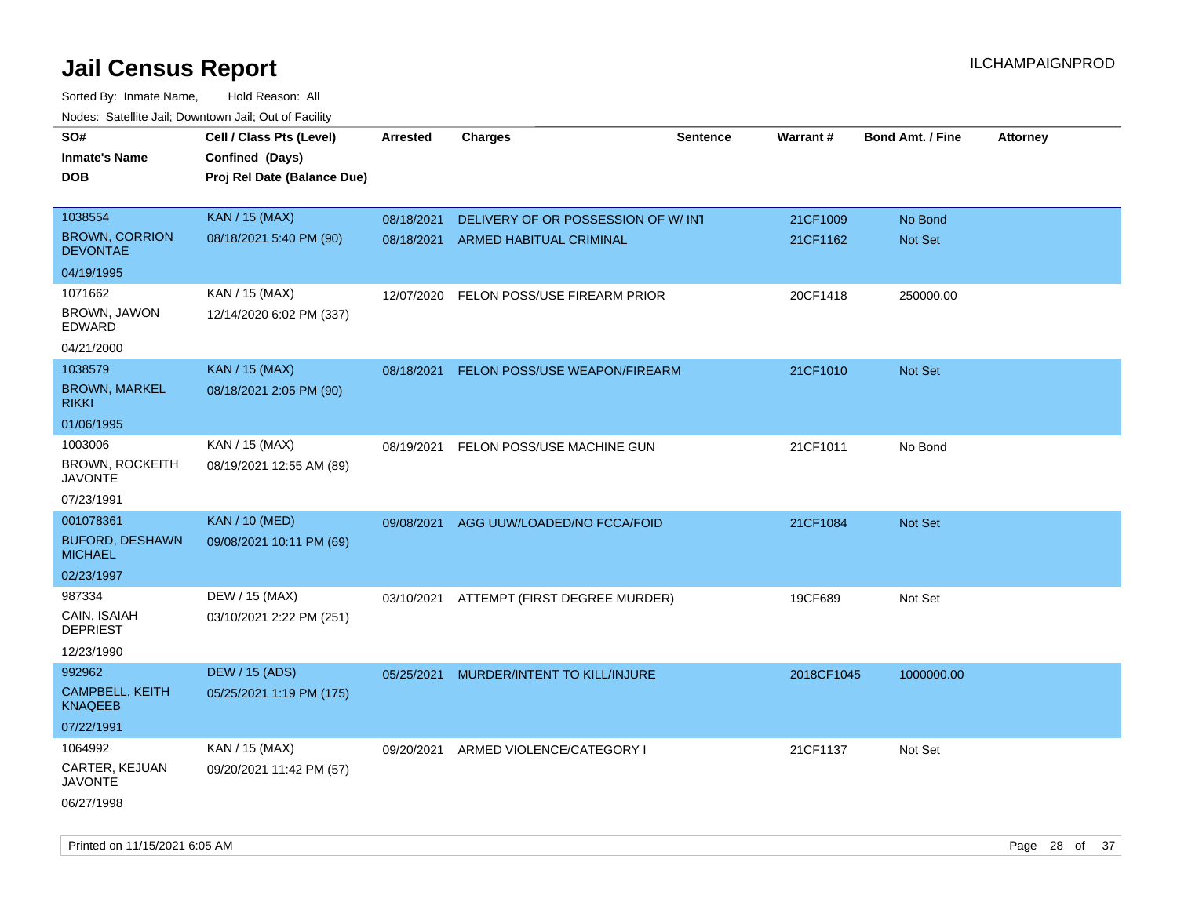# Jail Census Report

Sorted By: Inmate Name, Hold Reason: All

Nodes: Satellite Jail; Downtown Jail; Out of Facility

| SO# / Inmate's Name / DOB | Cell / Class Pts (Level) / Confined (Days) / Proj Rel Date (Balance Due) | Arrested | Charges | Sentence | Warrant # | Bond Amt. / Fine | Attorney |
|---|---|---|---|---|---|---|---|
| 1038554<br>BROWN, CORRION DEVONTAE<br>04/19/1995 | KAN / 15 (MAX)<br>08/18/2021 5:40 PM (90) | 08/18/2021<br>08/18/2021 | DELIVERY OF OR POSSESSION OF W/ INT<br>ARMED HABITUAL CRIMINAL | | 21CF1009<br>21CF1162 | No Bond<br>Not Set | |
| 1071662<br>BROWN, JAWON EDWARD<br>04/21/2000 | KAN / 15 (MAX)<br>12/14/2020 6:02 PM (337) | 12/07/2020 | FELON POSS/USE FIREARM PRIOR | | 20CF1418 | 250000.00 | |
| 1038579<br>BROWN, MARKEL RIKKI<br>01/06/1995 | KAN / 15 (MAX)<br>08/18/2021 2:05 PM (90) | 08/18/2021 | FELON POSS/USE WEAPON/FIREARM | | 21CF1010 | Not Set | |
| 1003006<br>BROWN, ROCKEITH JAVONTE<br>07/23/1991 | KAN / 15 (MAX)<br>08/19/2021 12:55 AM (89) | 08/19/2021 | FELON POSS/USE MACHINE GUN | | 21CF1011 | No Bond | |
| 001078361<br>BUFORD, DESHAWN MICHAEL<br>02/23/1997 | KAN / 10 (MED)<br>09/08/2021 10:11 PM (69) | 09/08/2021 | AGG UUW/LOADED/NO FCCA/FOID | | 21CF1084 | Not Set | |
| 987334<br>CAIN, ISAIAH DEPRIEST<br>12/23/1990 | DEW / 15 (MAX)<br>03/10/2021 2:22 PM (251) | 03/10/2021 | ATTEMPT (FIRST DEGREE MURDER) | | 19CF689 | Not Set | |
| 992962<br>CAMPBELL, KEITH KNAQEEB<br>07/22/1991 | DEW / 15 (ADS)<br>05/25/2021 1:19 PM (175) | 05/25/2021 | MURDER/INTENT TO KILL/INJURE | | 2018CF1045 | 1000000.00 | |
| 1064992<br>CARTER, KEJUAN JAVONTE<br>06/27/1998 | KAN / 15 (MAX)<br>09/20/2021 11:42 PM (57) | 09/20/2021 | ARMED VIOLENCE/CATEGORY I | | 21CF1137 | Not Set | |

Printed on 11/15/2021 6:05 AM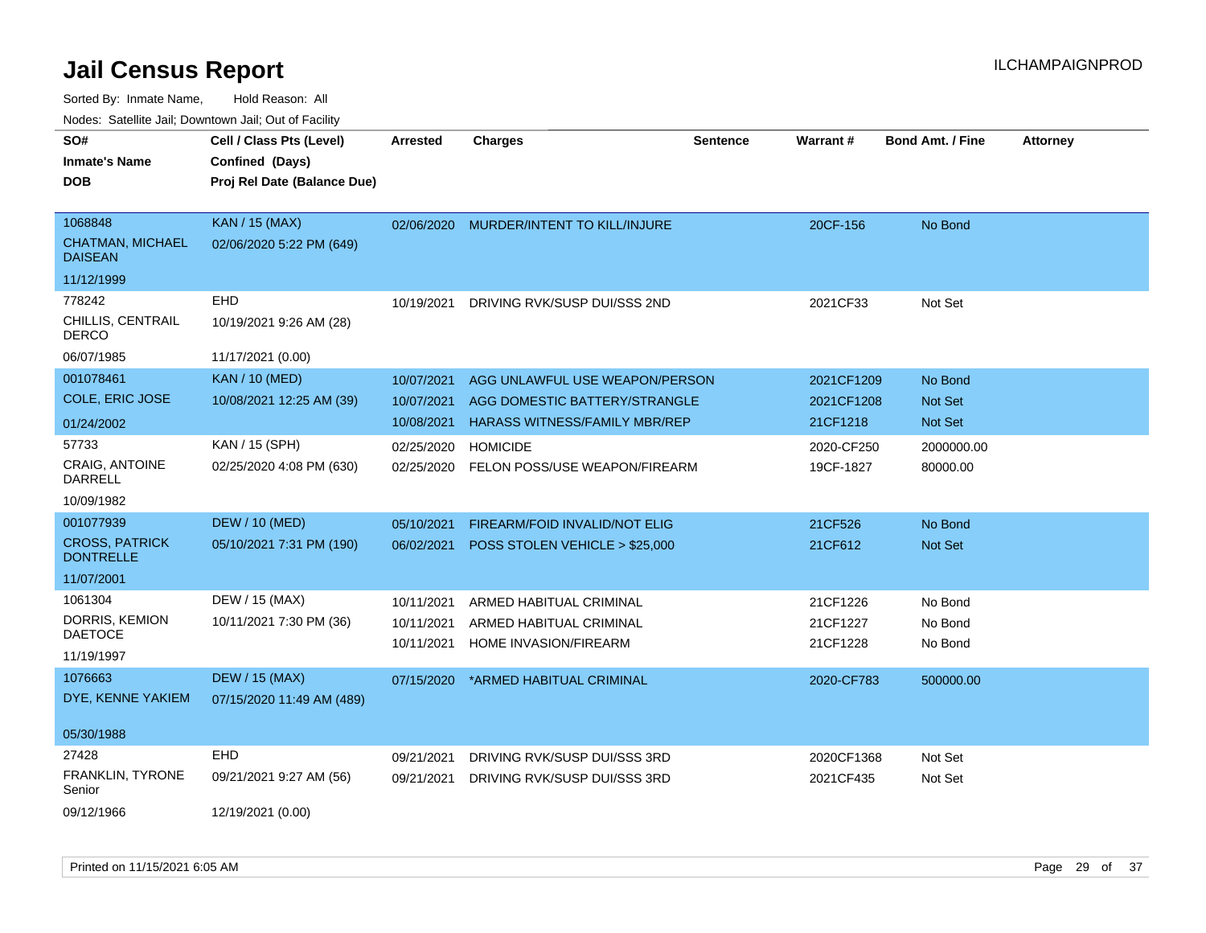# Jail Census Report

ILCHAMPAIGNPROD

Sorted By: Inmate Name, Hold Reason: All

Nodes: Satellite Jail; Downtown Jail; Out of Facility

| SO# / Inmate's Name / DOB | Cell / Class Pts (Level) / Confined (Days) / Proj Rel Date (Balance Due) | Arrested | Charges | Sentence | Warrant # | Bond Amt. / Fine | Attorney |
|---|---|---|---|---|---|---|---|
| 1068848<br>CHATMAN, MICHAEL DAISEAN<br>11/12/1999 | KAN / 15 (MAX)<br>02/06/2020 5:22 PM (649) | 02/06/2020 | MURDER/INTENT TO KILL/INJURE | | 20CF-156 | No Bond | |
| 778242<br>CHILLIS, CENTRAIL DERCO<br>06/07/1985 | EHD<br>10/19/2021 9:26 AM (28)<br>11/17/2021 (0.00) | 10/19/2021 | DRIVING RVK/SUSP DUI/SSS 2ND | | 2021CF33 | Not Set | |
| 001078461<br>COLE, ERIC JOSE<br>01/24/2002 | KAN / 10 (MED)<br>10/08/2021 12:25 AM (39) | 10/07/2021 | AGG UNLAWFUL USE WEAPON/PERSON | | 2021CF1209 | No Bond | |
| | | 10/07/2021 | AGG DOMESTIC BATTERY/STRANGLE | | 2021CF1208 | Not Set | |
| | | 10/08/2021 | HARASS WITNESS/FAMILY MBR/REP | | 21CF1218 | Not Set | |
| 57733<br>CRAIG, ANTOINE DARRELL<br>10/09/1982 | KAN / 15 (SPH)<br>02/25/2020 4:08 PM (630) | 02/25/2020 | HOMICIDE | | 2020-CF250 | 2000000.00 | |
| | | 02/25/2020 | FELON POSS/USE WEAPON/FIREARM | | 19CF-1827 | 80000.00 | |
| 001077939<br>CROSS, PATRICK DONTRELLE<br>11/07/2001 | DEW / 10 (MED)<br>05/10/2021 7:31 PM (190) | 05/10/2021 | FIREARM/FOID INVALID/NOT ELIG | | 21CF526 | No Bond | |
| | | 06/02/2021 | POSS STOLEN VEHICLE > $25,000 | | 21CF612 | Not Set | |
| 1061304<br>DORRIS, KEMION DAETOCE<br>11/19/1997 | DEW / 15 (MAX)<br>10/11/2021 7:30 PM (36) | 10/11/2021 | ARMED HABITUAL CRIMINAL | | 21CF1226 | No Bond | |
| | | 10/11/2021 | ARMED HABITUAL CRIMINAL | | 21CF1227 | No Bond | |
| | | 10/11/2021 | HOME INVASION/FIREARM | | 21CF1228 | No Bond | |
| 1076663<br>DYE, KENNE YAKIEM<br>05/30/1988 | DEW / 15 (MAX)<br>07/15/2020 11:49 AM (489) | 07/15/2020 | *ARMED HABITUAL CRIMINAL | | 2020-CF783 | 500000.00 | |
| 27428<br>FRANKLIN, TYRONE Senior<br>09/12/1966 | EHD<br>09/21/2021 9:27 AM (56)<br>12/19/2021 (0.00) | 09/21/2021 | DRIVING RVK/SUSP DUI/SSS 3RD | | 2020CF1368 | Not Set | |
| | | 09/21/2021 | DRIVING RVK/SUSP DUI/SSS 3RD | | 2021CF435 | Not Set | |

Printed on 11/15/2021 6:05 AM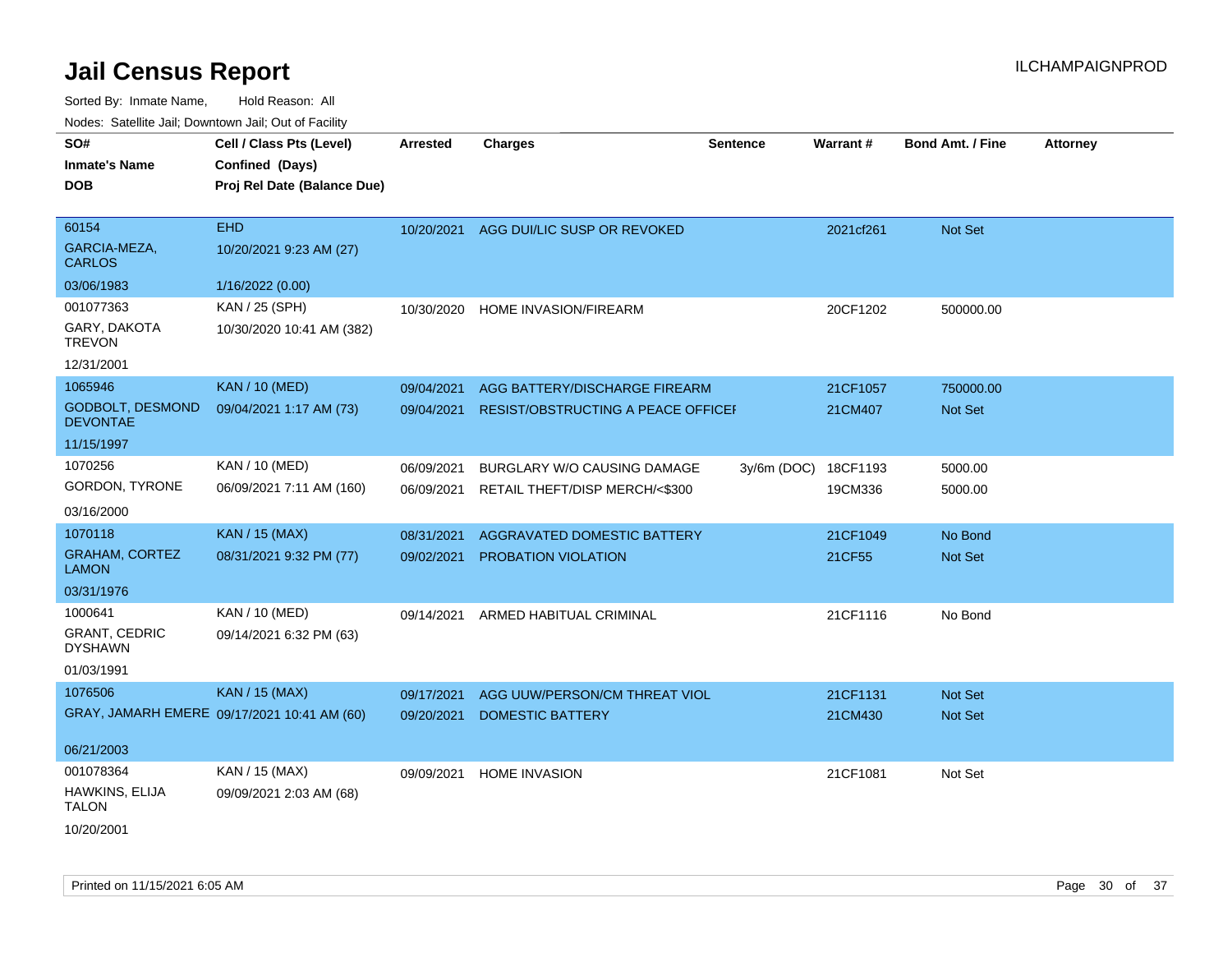# Jail Census Report

ILCHAMPAIGNPROD

Sorted By: Inmate Name, Hold Reason: All

Nodes: Satellite Jail; Downtown Jail; Out of Facility

| SO# / Inmate's Name / DOB | Cell / Class Pts (Level) / Confined (Days) / Proj Rel Date (Balance Due) | Arrested | Charges | Sentence | Warrant # | Bond Amt. / Fine | Attorney |
|---|---|---|---|---|---|---|---|
| 60154<br>GARCIA-MEZA, CARLOS<br>03/06/1983 | EHD<br>10/20/2021 9:23 AM (27)<br>1/16/2022 (0.00) | 10/20/2021 | AGG DUI/LIC SUSP OR REVOKED | | 2021cf261 | Not Set | |
| 001077363<br>GARY, DAKOTA TREVON<br>12/31/2001 | KAN / 25 (SPH)<br>10/30/2020 10:41 AM (382) | 10/30/2020 | HOME INVASION/FIREARM | | 20CF1202 | 500000.00 | |
| 1065946<br>GODBOLT, DESMOND DEVONTAE<br>11/15/1997 | KAN / 10 (MED)<br>09/04/2021 1:17 AM (73) | 09/04/2021 | AGG BATTERY/DISCHARGE FIREARM | | 21CF1057 | 750000.00 | |
| | | 09/04/2021 | RESIST/OBSTRUCTING A PEACE OFFICEI | | 21CM407 | Not Set | |
| 1070256<br>GORDON, TYRONE<br>03/16/2000 | KAN / 10 (MED)<br>06/09/2021 7:11 AM (160) | 06/09/2021 | BURGLARY W/O CAUSING DAMAGE | 3y/6m (DOC) | 18CF1193 | 5000.00 | |
| | | 06/09/2021 | RETAIL THEFT/DISP MERCH/<$300 | | 19CM336 | 5000.00 | |
| 1070118<br>GRAHAM, CORTEZ LAMON<br>03/31/1976 | KAN / 15 (MAX)<br>08/31/2021 9:32 PM (77) | 08/31/2021 | AGGRAVATED DOMESTIC BATTERY | | 21CF1049 | No Bond | |
| | | 09/02/2021 | PROBATION VIOLATION | | 21CF55 | Not Set | |
| 1000641<br>GRANT, CEDRIC DYSHAWN<br>01/03/1991 | KAN / 10 (MED)<br>09/14/2021 6:32 PM (63) | 09/14/2021 | ARMED HABITUAL CRIMINAL | | 21CF1116 | No Bond | |
| 1076506<br>GRAY, JAMARH EMERE<br>06/21/2003 | KAN / 15 (MAX)<br>09/17/2021 10:41 AM (60) | 09/17/2021 | AGG UUW/PERSON/CM THREAT VIOL | | 21CF1131 | Not Set | |
| | | 09/20/2021 | DOMESTIC BATTERY | | 21CM430 | Not Set | |
| 001078364<br>HAWKINS, ELIJA TALON<br>10/20/2001 | KAN / 15 (MAX)<br>09/09/2021 2:03 AM (68) | 09/09/2021 | HOME INVASION | | 21CF1081 | Not Set | |

Printed on 11/15/2021 6:05 AM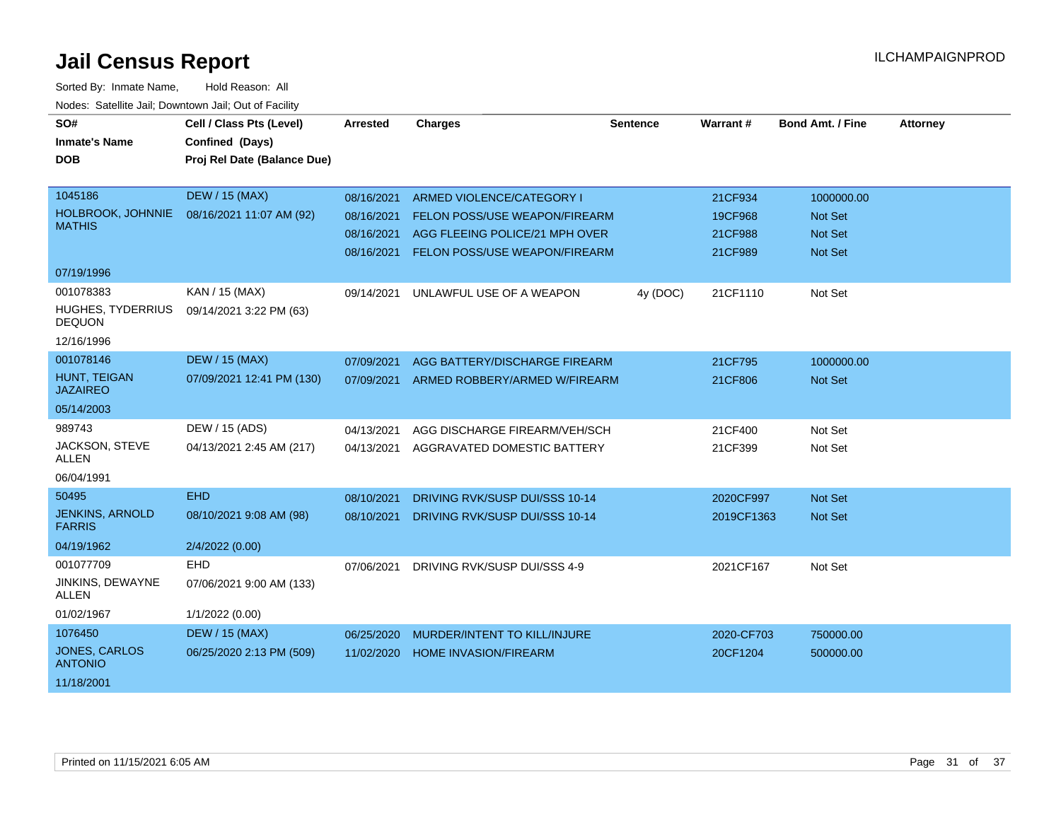# Jail Census Report

ILCHAMPAIGNPROD

Sorted By: Inmate Name, Hold Reason: All

Nodes: Satellite Jail; Downtown Jail; Out of Facility

| SO# / Inmate's Name / DOB | Cell / Class Pts (Level) / Confined (Days) / Proj Rel Date (Balance Due) | Arrested | Charges | Sentence | Warrant # | Bond Amt. / Fine | Attorney |
|---|---|---|---|---|---|---|---|
| 1045186<br>HOLBROOK, JOHNNIE MATHIS<br>07/19/1996 | DEW / 15 (MAX)<br>08/16/2021 11:07 AM (92) | 08/16/2021 | ARMED VIOLENCE/CATEGORY I | | 21CF934 | 1000000.00 | |
| | | 08/16/2021 | FELON POSS/USE WEAPON/FIREARM | | 19CF968 | Not Set | |
| | | 08/16/2021 | AGG FLEEING POLICE/21 MPH OVER | | 21CF988 | Not Set | |
| | | 08/16/2021 | FELON POSS/USE WEAPON/FIREARM | | 21CF989 | Not Set | |
| 001078383<br>HUGHES, TYDERRIUS DEQUON<br>12/16/1996 | KAN / 15 (MAX)<br>09/14/2021 3:22 PM (63) | 09/14/2021 | UNLAWFUL USE OF A WEAPON | 4y (DOC) | 21CF1110 | Not Set | |
| 001078146<br>HUNT, TEIGAN JAZAIREO<br>05/14/2003 | DEW / 15 (MAX)<br>07/09/2021 12:41 PM (130) | 07/09/2021 | AGG BATTERY/DISCHARGE FIREARM | | 21CF795 | 1000000.00 | |
| | | 07/09/2021 | ARMED ROBBERY/ARMED W/FIREARM | | 21CF806 | Not Set | |
| 989743<br>JACKSON, STEVE ALLEN<br>06/04/1991 | DEW / 15 (ADS)<br>04/13/2021 2:45 AM (217) | 04/13/2021 | AGG DISCHARGE FIREARM/VEH/SCH | | 21CF400 | Not Set | |
| | | 04/13/2021 | AGGRAVATED DOMESTIC BATTERY | | 21CF399 | Not Set | |
| 50495<br>JENKINS, ARNOLD FARRIS<br>04/19/1962 | EHD<br>08/10/2021 9:08 AM (98)<br>2/4/2022 (0.00) | 08/10/2021 | DRIVING RVK/SUSP DUI/SSS 10-14 | | 2020CF997 | Not Set | |
| | | 08/10/2021 | DRIVING RVK/SUSP DUI/SSS 10-14 | | 2019CF1363 | Not Set | |
| 001077709<br>JINKINS, DEWAYNE ALLEN<br>01/02/1967 | EHD<br>07/06/2021 9:00 AM (133)<br>1/1/2022 (0.00) | 07/06/2021 | DRIVING RVK/SUSP DUI/SSS 4-9 | | 2021CF167 | Not Set | |
| 1076450<br>JONES, CARLOS ANTONIO<br>11/18/2001 | DEW / 15 (MAX)<br>06/25/2020 2:13 PM (509) | 06/25/2020 | MURDER/INTENT TO KILL/INJURE | | 2020-CF703 | 750000.00 | |
| | | 11/02/2020 | HOME INVASION/FIREARM | | 20CF1204 | 500000.00 | |

Printed on 11/15/2021 6:05 AM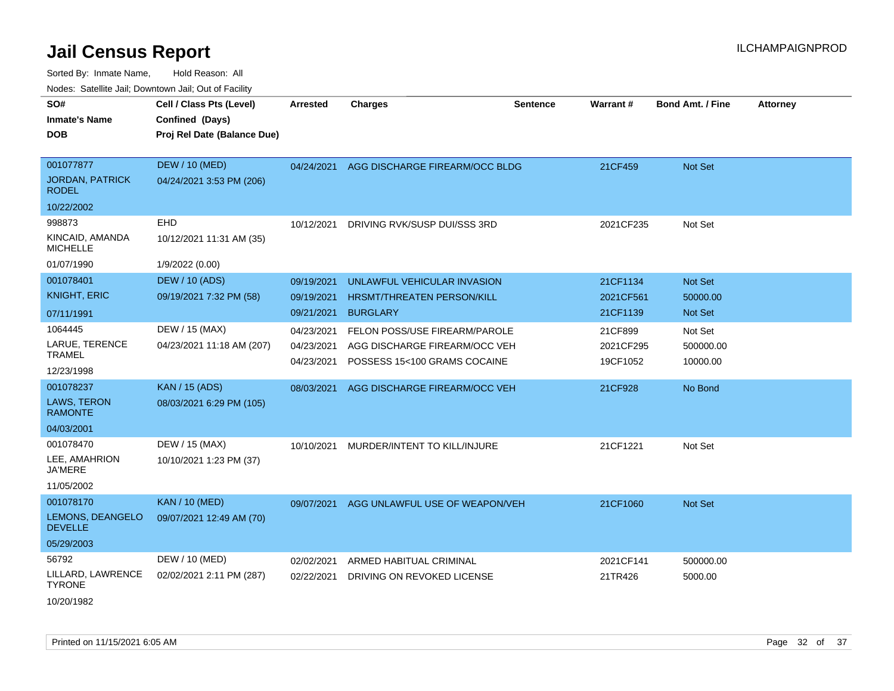# Jail Census Report

ILCHAMPAIGNPROD

Sorted By: Inmate Name, Hold Reason: All

Nodes: Satellite Jail; Downtown Jail; Out of Facility

| SO# / Inmate's Name / DOB | Cell / Class Pts (Level) / Confined (Days) / Proj Rel Date (Balance Due) | Arrested | Charges | Sentence | Warrant # | Bond Amt. / Fine | Attorney |
|---|---|---|---|---|---|---|---|
| 001077877 JORDAN, PATRICK RODEL 10/22/2002 | DEW / 10 (MED) 04/24/2021 3:53 PM (206) | 04/24/2021 | AGG DISCHARGE FIREARM/OCC BLDG | | 21CF459 | Not Set | |
| 998873 KINCAID, AMANDA MICHELLE 01/07/1990 | EHD 10/12/2021 11:31 AM (35) 1/9/2022 (0.00) | 10/12/2021 | DRIVING RVK/SUSP DUI/SSS 3RD | | 2021CF235 | Not Set | |
| 001078401 KNIGHT, ERIC 07/11/1991 | DEW / 10 (ADS) 09/19/2021 7:32 PM (58) | 09/19/2021 | UNLAWFUL VEHICULAR INVASION | | 21CF1134 | Not Set | |
| | | 09/19/2021 | HRSMT/THREATEN PERSON/KILL | | 2021CF561 | 50000.00 | |
| | | 09/21/2021 | BURGLARY | | 21CF1139 | Not Set | |
| 1064445 LARUE, TERENCE TRAMEL 12/23/1998 | DEW / 15 (MAX) 04/23/2021 11:18 AM (207) | 04/23/2021 | FELON POSS/USE FIREARM/PAROLE | | 21CF899 | Not Set | |
| | | 04/23/2021 | AGG DISCHARGE FIREARM/OCC VEH | | 2021CF295 | 500000.00 | |
| | | 04/23/2021 | POSSESS 15<100 GRAMS COCAINE | | 19CF1052 | 10000.00 | |
| 001078237 LAWS, TERON RAMONTE 04/03/2001 | KAN / 15 (ADS) 08/03/2021 6:29 PM (105) | 08/03/2021 | AGG DISCHARGE FIREARM/OCC VEH | | 21CF928 | No Bond | |
| 001078470 LEE, AMAHRION JA'MERE 11/05/2002 | DEW / 15 (MAX) 10/10/2021 1:23 PM (37) | 10/10/2021 | MURDER/INTENT TO KILL/INJURE | | 21CF1221 | Not Set | |
| 001078170 LEMONS, DEANGELO DEVELLE 05/29/2003 | KAN / 10 (MED) 09/07/2021 12:49 AM (70) | 09/07/2021 | AGG UNLAWFUL USE OF WEAPON/VEH | | 21CF1060 | Not Set | |
| 56792 LILLARD, LAWRENCE TYRONE 10/20/1982 | DEW / 10 (MED) 02/02/2021 2:11 PM (287) | 02/02/2021 | ARMED HABITUAL CRIMINAL | | 2021CF141 | 500000.00 | |
| | | 02/22/2021 | DRIVING ON REVOKED LICENSE | | 21TR426 | 5000.00 | |

Printed on 11/15/2021 6:05 AM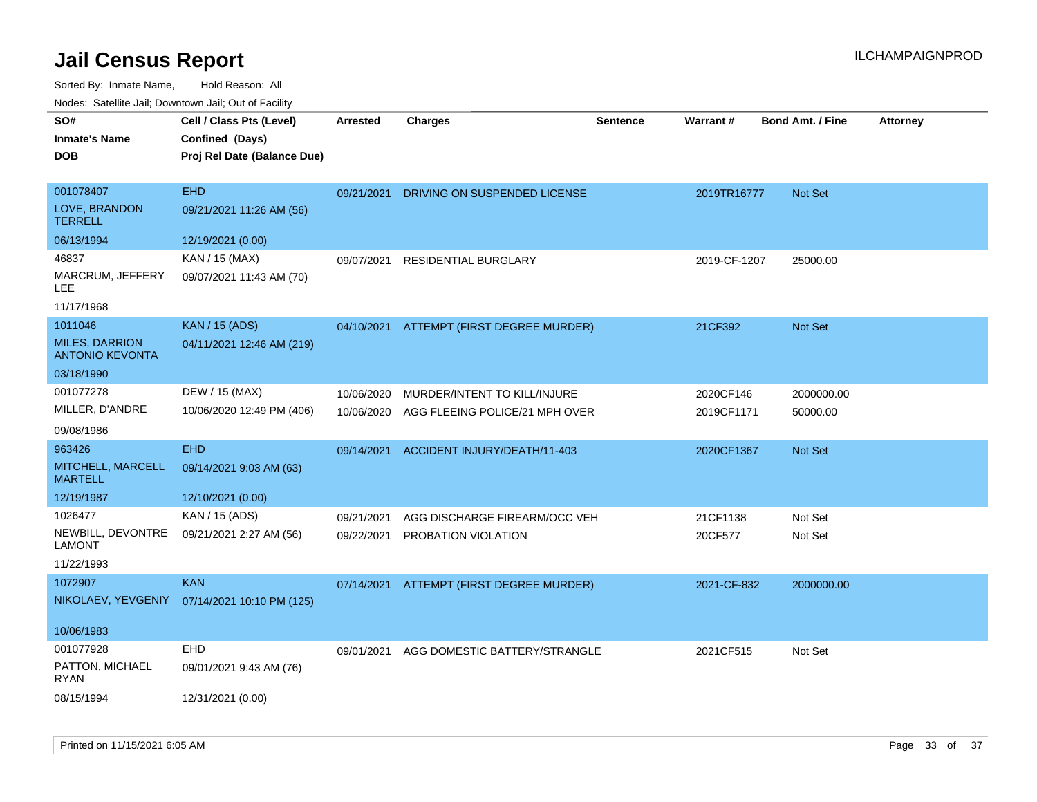# Jail Census Report

ILCHAMPAIGNPROD

Sorted By: Inmate Name, Hold Reason: All

Nodes: Satellite Jail; Downtown Jail; Out of Facility

| SO# / Inmate's Name / DOB | Cell / Class Pts (Level) / Confined (Days) / Proj Rel Date (Balance Due) | Arrested | Charges | Sentence | Warrant # | Bond Amt. / Fine | Attorney |
|---|---|---|---|---|---|---|---|
| 001078407<br>LOVE, BRANDON TERRELL<br>06/13/1994 | EHD<br>09/21/2021 11:26 AM (56)<br>12/19/2021 (0.00) | 09/21/2021 | DRIVING ON SUSPENDED LICENSE | | 2019TR16777 | Not Set | |
| 46837<br>MARCRUM, JEFFERY LEE<br>11/17/1968 | KAN / 15 (MAX)<br>09/07/2021 11:43 AM (70) | 09/07/2021 | RESIDENTIAL BURGLARY | | 2019-CF-1207 | 25000.00 | |
| 1011046<br>MILES, DARRION ANTONIO KEVONTA<br>03/18/1990 | KAN / 15 (ADS)<br>04/11/2021 12:46 AM (219) | 04/10/2021 | ATTEMPT (FIRST DEGREE MURDER) | | 21CF392 | Not Set | |
| 001077278<br>MILLER, D'ANDRE<br>09/08/1986 | DEW / 15 (MAX)<br>10/06/2020 12:49 PM (406) | 10/06/2020<br>10/06/2020 | MURDER/INTENT TO KILL/INJURE<br>AGG FLEEING POLICE/21 MPH OVER | | 2020CF146<br>2019CF1171 | 2000000.00<br>50000.00 | |
| 963426<br>MITCHELL, MARCELL MARTELL<br>12/19/1987 | EHD<br>09/14/2021 9:03 AM (63)<br>12/10/2021 (0.00) | 09/14/2021 | ACCIDENT INJURY/DEATH/11-403 | | 2020CF1367 | Not Set | |
| 1026477<br>NEWBILL, DEVONTRE LAMONT<br>11/22/1993 | KAN / 15 (ADS)<br>09/21/2021 2:27 AM (56) | 09/21/2021<br>09/22/2021 | AGG DISCHARGE FIREARM/OCC VEH<br>PROBATION VIOLATION | | 21CF1138<br>20CF577 | Not Set<br>Not Set | |
| 1072907<br>NIKOLAEV, YEVGENIY<br>10/06/1983 | KAN<br>07/14/2021 10:10 PM (125) | 07/14/2021 | ATTEMPT (FIRST DEGREE MURDER) | | 2021-CF-832 | 2000000.00 | |
| 001077928<br>PATTON, MICHAEL RYAN<br>08/15/1994 | EHD<br>09/01/2021 9:43 AM (76)<br>12/31/2021 (0.00) | 09/01/2021 | AGG DOMESTIC BATTERY/STRANGLE | | 2021CF515 | Not Set | |

Printed on 11/15/2021 6:05 AM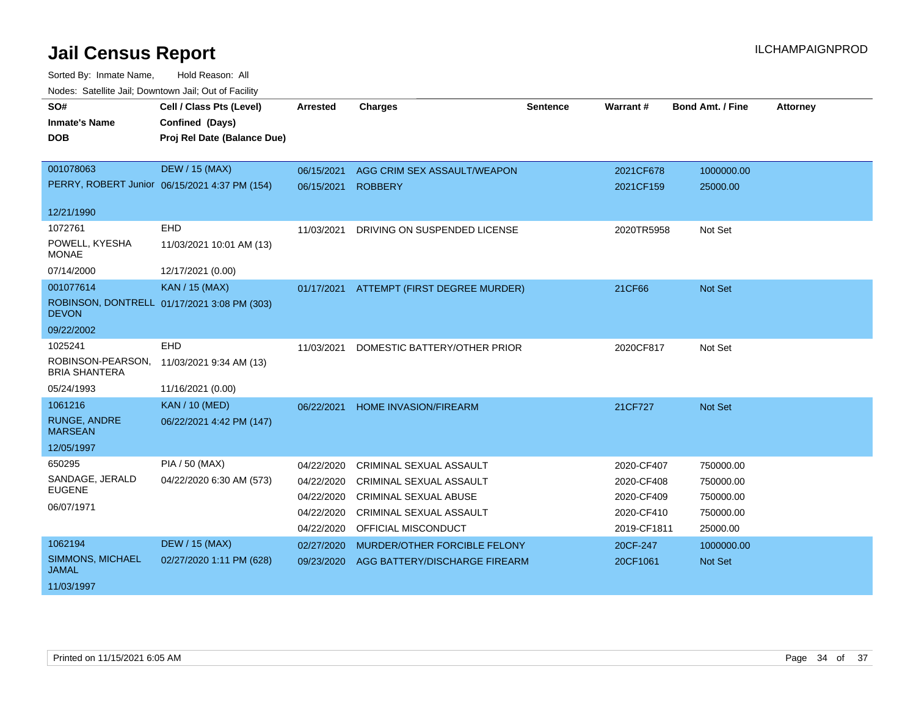# Jail Census Report

ILCHAMPAIGNPROD

Sorted By: Inmate Name, Hold Reason: All

Nodes: Satellite Jail; Downtown Jail; Out of Facility

| SO# / Inmate's Name / DOB | Cell / Class Pts (Level) / Confined (Days) / Proj Rel Date (Balance Due) | Arrested | Charges | Sentence | Warrant # | Bond Amt. / Fine | Attorney |
|---|---|---|---|---|---|---|---|
| 001078063 PERRY, ROBERT Junior 12/21/1990 | DEW / 15 (MAX) 06/15/2021 4:37 PM (154) | 06/15/2021 | AGG CRIM SEX ASSAULT/WEAPON | | 2021CF678 | 1000000.00 | |
| | | 06/15/2021 | ROBBERY | | 2021CF159 | 25000.00 | |
| 1072761 POWELL, KYESHA MONAE 07/14/2000 | EHD 11/03/2021 10:01 AM (13) 12/17/2021 (0.00) | 11/03/2021 | DRIVING ON SUSPENDED LICENSE | | 2020TR5958 | Not Set | |
| 001077614 ROBINSON, DONTRELL DEVON 09/22/2002 | KAN / 15 (MAX) 01/17/2021 3:08 PM (303) | 01/17/2021 | ATTEMPT (FIRST DEGREE MURDER) | | 21CF66 | Not Set | |
| 1025241 ROBINSON-PEARSON, BRIA SHANTERA 05/24/1993 | EHD 11/03/2021 9:34 AM (13) 11/16/2021 (0.00) | 11/03/2021 | DOMESTIC BATTERY/OTHER PRIOR | | 2020CF817 | Not Set | |
| 1061216 RUNGE, ANDRE MARSEAN 12/05/1997 | KAN / 10 (MED) 06/22/2021 4:42 PM (147) | 06/22/2021 | HOME INVASION/FIREARM | | 21CF727 | Not Set | |
| 650295 SANDAGE, JERALD EUGENE 06/07/1971 | PIA / 50 (MAX) 04/22/2020 6:30 AM (573) | 04/22/2020 | CRIMINAL SEXUAL ASSAULT | | 2020-CF407 | 750000.00 | |
| | | 04/22/2020 | CRIMINAL SEXUAL ASSAULT | | 2020-CF408 | 750000.00 | |
| | | 04/22/2020 | CRIMINAL SEXUAL ABUSE | | 2020-CF409 | 750000.00 | |
| | | 04/22/2020 | CRIMINAL SEXUAL ASSAULT | | 2020-CF410 | 750000.00 | |
| | | 04/22/2020 | OFFICIAL MISCONDUCT | | 2019-CF1811 | 25000.00 | |
| 1062194 SIMMONS, MICHAEL JAMAL 11/03/1997 | DEW / 15 (MAX) 02/27/2020 1:11 PM (628) | 02/27/2020 | MURDER/OTHER FORCIBLE FELONY | | 20CF-247 | 1000000.00 | |
| | | 09/23/2020 | AGG BATTERY/DISCHARGE FIREARM | | 20CF1061 | Not Set | |

Printed on 11/15/2021 6:05 AM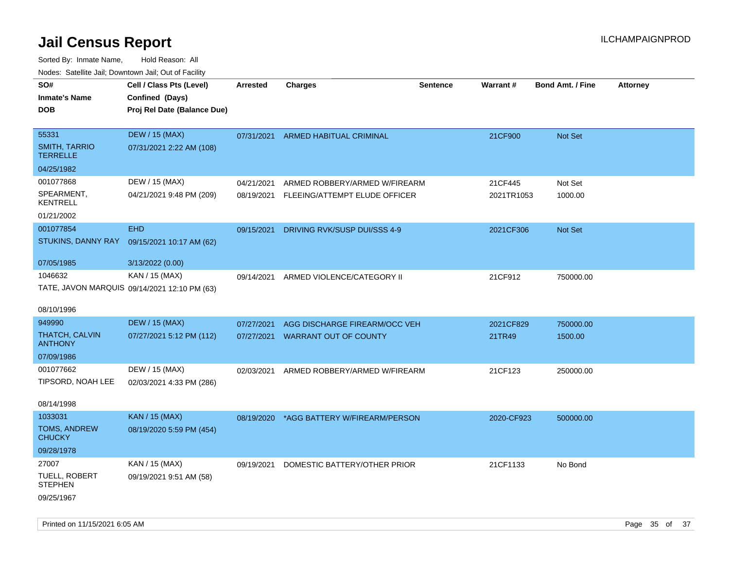# Jail Census Report

ILCHAMPAIGNPROD

Sorted By: Inmate Name, Hold Reason: All

Nodes: Satellite Jail; Downtown Jail; Out of Facility

| SO# / Inmate's Name / DOB | Cell / Class Pts (Level) / Confined (Days) / Proj Rel Date (Balance Due) | Arrested | Charges | Sentence | Warrant # | Bond Amt. / Fine | Attorney |
|---|---|---|---|---|---|---|---|
| 55331<br>SMITH, TARRIO TERRELLE<br>04/25/1982 | DEW / 15 (MAX)<br>07/31/2021 2:22 AM (108) | 07/31/2021 | ARMED HABITUAL CRIMINAL | | 21CF900 | Not Set | |
| 001077868<br>SPEARMENT, KENTRELL<br>01/21/2002 | DEW / 15 (MAX)<br>04/21/2021 9:48 PM (209) | 04/21/2021<br>08/19/2021 | ARMED ROBBERY/ARMED W/FIREARM<br>FLEEING/ATTEMPT ELUDE OFFICER | | 21CF445<br>2021TR1053 | Not Set<br>1000.00 | |
| 001077854<br>STUKINS, DANNY RAY<br>07/05/1985 | EHD<br>09/15/2021 10:17 AM (62)<br>3/13/2022 (0.00) | 09/15/2021 | DRIVING RVK/SUSP DUI/SSS 4-9 | | 2021CF306 | Not Set | |
| 1046632<br>TATE, JAVON MARQUIS<br>08/10/1996 | KAN / 15 (MAX)<br>09/14/2021 12:10 PM (63) | 09/14/2021 | ARMED VIOLENCE/CATEGORY II | | 21CF912 | 750000.00 | |
| 949990<br>THATCH, CALVIN ANTHONY<br>07/09/1986 | DEW / 15 (MAX)<br>07/27/2021 5:12 PM (112) | 07/27/2021<br>07/27/2021 | AGG DISCHARGE FIREARM/OCC VEH<br>WARRANT OUT OF COUNTY | | 2021CF829<br>21TR49 | 750000.00<br>1500.00 | |
| 001077662<br>TIPSORD, NOAH LEE<br>08/14/1998 | DEW / 15 (MAX)<br>02/03/2021 4:33 PM (286) | 02/03/2021 | ARMED ROBBERY/ARMED W/FIREARM | | 21CF123 | 250000.00 | |
| 1033031<br>TOMS, ANDREW CHUCKY<br>09/28/1978 | KAN / 15 (MAX)<br>08/19/2020 5:59 PM (454) | 08/19/2020 | *AGG BATTERY W/FIREARM/PERSON | | 2020-CF923 | 500000.00 | |
| 27007<br>TUELL, ROBERT STEPHEN<br>09/25/1967 | KAN / 15 (MAX)<br>09/19/2021 9:51 AM (58) | 09/19/2021 | DOMESTIC BATTERY/OTHER PRIOR | | 21CF1133 | No Bond | |

Printed on 11/15/2021 6:05 AM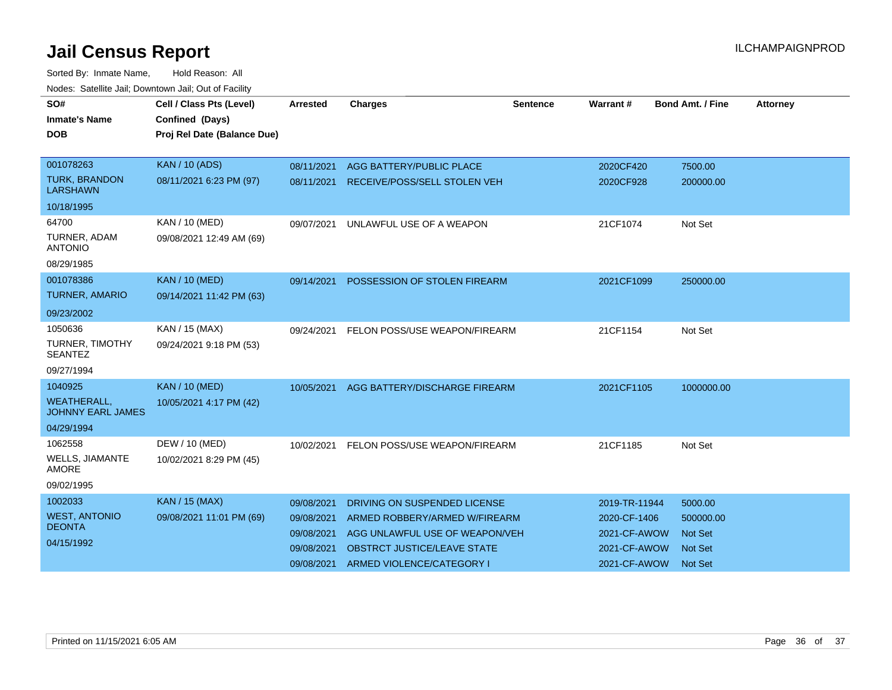# Jail Census Report

ILCHAMPAIGNPROD

Sorted By: Inmate Name, Hold Reason: All

Nodes: Satellite Jail; Downtown Jail; Out of Facility

| SO# / Inmate's Name / DOB | Cell / Class Pts (Level) / Confined (Days) / Proj Rel Date (Balance Due) | Arrested | Charges | Sentence | Warrant # | Bond Amt. / Fine | Attorney |
|---|---|---|---|---|---|---|---|
| 001078263 TURK, BRANDON LARSHAWN 10/18/1995 | KAN / 10 (ADS) 08/11/2021 6:23 PM (97) | 08/11/2021 | AGG BATTERY/PUBLIC PLACE | | 2020CF420 | 7500.00 | |
| | | 08/11/2021 | RECEIVE/POSS/SELL STOLEN VEH | | 2020CF928 | 200000.00 | |
| 64700 TURNER, ADAM ANTONIO 08/29/1985 | KAN / 10 (MED) 09/08/2021 12:49 AM (69) | 09/07/2021 | UNLAWFUL USE OF A WEAPON | | 21CF1074 | Not Set | |
| 001078386 TURNER, AMARIO 09/23/2002 | KAN / 10 (MED) 09/14/2021 11:42 PM (63) | 09/14/2021 | POSSESSION OF STOLEN FIREARM | | 2021CF1099 | 250000.00 | |
| 1050636 TURNER, TIMOTHY SEANTEZ 09/27/1994 | KAN / 15 (MAX) 09/24/2021 9:18 PM (53) | 09/24/2021 | FELON POSS/USE WEAPON/FIREARM | | 21CF1154 | Not Set | |
| 1040925 WEATHERALL, JOHNNY EARL JAMES 04/29/1994 | KAN / 10 (MED) 10/05/2021 4:17 PM (42) | 10/05/2021 | AGG BATTERY/DISCHARGE FIREARM | | 2021CF1105 | 1000000.00 | |
| 1062558 WELLS, JIAMANTE AMORE 09/02/1995 | DEW / 10 (MED) 10/02/2021 8:29 PM (45) | 10/02/2021 | FELON POSS/USE WEAPON/FIREARM | | 21CF1185 | Not Set | |
| 1002033 WEST, ANTONIO DEONTA 04/15/1992 | KAN / 15 (MAX) 09/08/2021 11:01 PM (69) | 09/08/2021 | DRIVING ON SUSPENDED LICENSE | | 2019-TR-11944 | 5000.00 | |
| | | 09/08/2021 | ARMED ROBBERY/ARMED W/FIREARM | | 2020-CF-1406 | 500000.00 | |
| | | 09/08/2021 | AGG UNLAWFUL USE OF WEAPON/VEH | | 2021-CF-AWOW | Not Set | |
| | | 09/08/2021 | OBSTRCT JUSTICE/LEAVE STATE | | 2021-CF-AWOW | Not Set | |
| | | 09/08/2021 | ARMED VIOLENCE/CATEGORY I | | 2021-CF-AWOW | Not Set | |

Printed on 11/15/2021 6:05 AM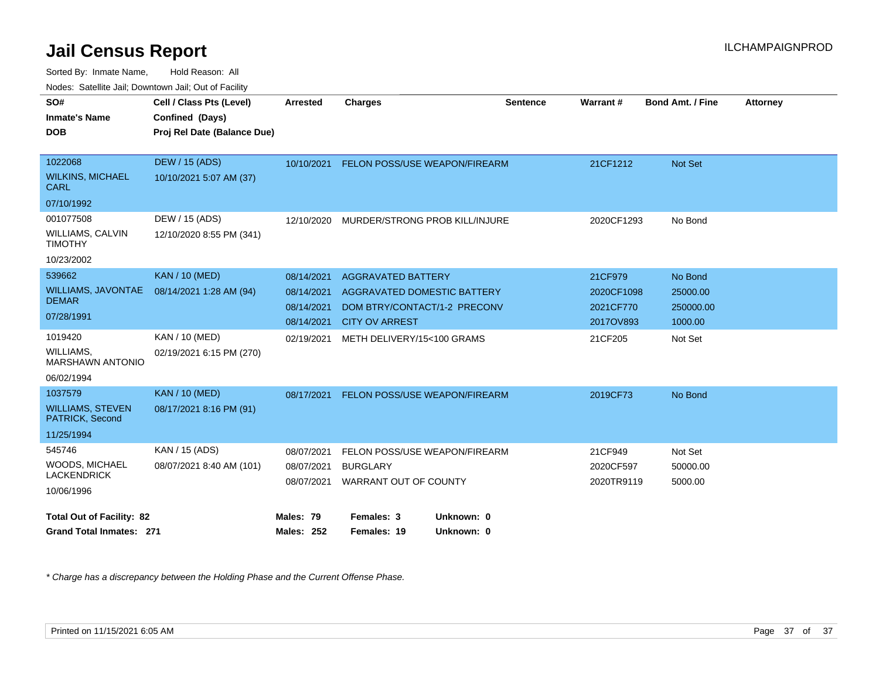# Jail Census Report

ILCHAMPAIGNPROD

Sorted By: Inmate Name, Hold Reason: All

Nodes: Satellite Jail; Downtown Jail; Out of Facility

| SO# / Inmate's Name / DOB | Cell / Class Pts (Level) / Confined (Days) / Proj Rel Date (Balance Due) | Arrested | Charges | Sentence | Warrant # | Bond Amt. / Fine | Attorney |
|---|---|---|---|---|---|---|---|
| 1022068<br>WILKINS, MICHAEL CARL<br>07/10/1992 | DEW / 15 (ADS)<br>10/10/2021 5:07 AM (37) | 10/10/2021 | FELON POSS/USE WEAPON/FIREARM | | 21CF1212 | Not Set | |
| 001077508<br>WILLIAMS, CALVIN TIMOTHY<br>10/23/2002 | DEW / 15 (ADS)<br>12/10/2020 8:55 PM (341) | 12/10/2020 | MURDER/STRONG PROB KILL/INJURE | | 2020CF1293 | No Bond | |
| 539662<br>WILLIAMS, JAVONTAE DEMAR<br>07/28/1991 | KAN / 10 (MED)<br>08/14/2021 1:28 AM (94) | 08/14/2021 | AGGRAVATED BATTERY | | 21CF979 | No Bond | |
| | | 08/14/2021 | AGGRAVATED DOMESTIC BATTERY | | 2020CF1098 | 25000.00 | |
| | | 08/14/2021 | DOM BTRY/CONTACT/1-2 PRECONV | | 2021CF770 | 250000.00 | |
| | | 08/14/2021 | CITY OV ARREST | | 2017OV893 | 1000.00 | |
| 1019420<br>WILLIAMS, MARSHAWN ANTONIO<br>06/02/1994 | KAN / 10 (MED)<br>02/19/2021 6:15 PM (270) | 02/19/2021 | METH DELIVERY/15<100 GRAMS | | 21CF205 | Not Set | |
| 1037579<br>WILLIAMS, STEVEN PATRICK, Second<br>11/25/1994 | KAN / 10 (MED)<br>08/17/2021 8:16 PM (91) | 08/17/2021 | FELON POSS/USE WEAPON/FIREARM | | 2019CF73 | No Bond | |
| 545746<br>WOODS, MICHAEL LACKENDRICK<br>10/06/1996 | KAN / 15 (ADS)<br>08/07/2021 8:40 AM (101) | 08/07/2021 | FELON POSS/USE WEAPON/FIREARM | | 21CF949 | Not Set | |
| | | 08/07/2021 | BURGLARY | | 2020CF597 | 50000.00 | |
| | | 08/07/2021 | WARRANT OUT OF COUNTY | | 2020TR9119 | 5000.00 | |

**Total Out of Facility: 82** **Males: 79** **Females: 3** **Unknown: 0**

**Grand Total Inmates: 271** **Males: 252** **Females: 19** **Unknown: 0**

*\* Charge has a discrepancy between the Holding Phase and the Current Offense Phase.*

Printed on 11/15/2021 6:05 AM